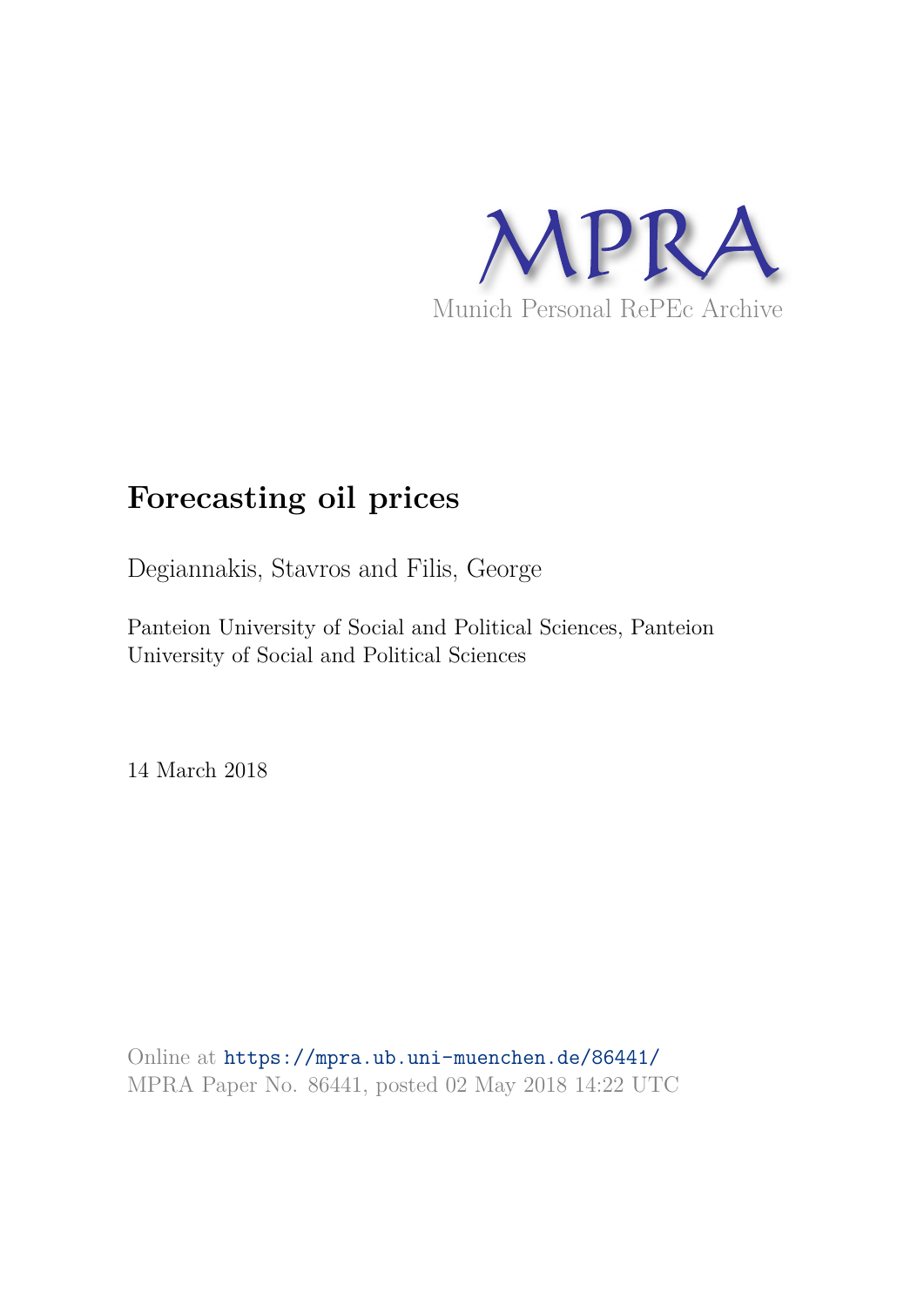MPRA

Munich Personal RePEc Archive

# Forecasting oil prices

Degiannakis, Stavros and Filis, George

Panteion University of Social and Political Sciences, Panteion University of Social and Political Sciences

14 March 2018

Online at https://mpra.ub.uni-muenchen.de/86441/
MPRA Paper No. 86441, posted 02 May 2018 14:22 UTC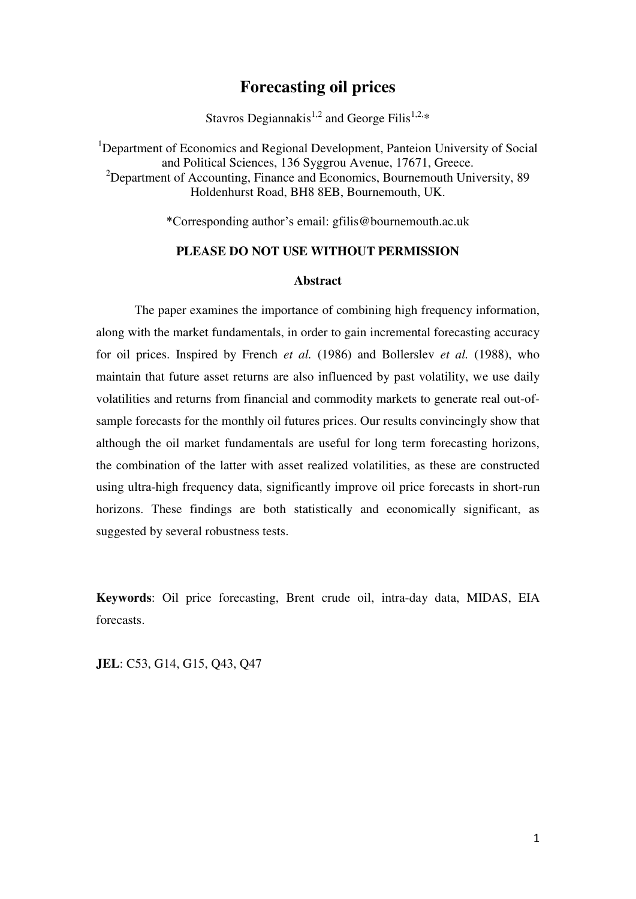# Forecasting oil prices

Stavros Degiannakis[1,2] and George Filis[1,2,*]

[1]Department of Economics and Regional Development, Panteion University of Social and Political Sciences, 136 Syggrou Avenue, 17671, Greece.
[2]Department of Accounting, Finance and Economics, Bournemouth University, 89 Holdenhurst Road, BH8 8EB, Bournemouth, UK.

*Corresponding author's email: gfilis@bournemouth.ac.uk

**PLEASE DO NOT USE WITHOUT PERMISSION**

**Abstract**

The paper examines the importance of combining high frequency information, along with the market fundamentals, in order to gain incremental forecasting accuracy for oil prices. Inspired by French *et al.* (1986) and Bollerslev *et al.* (1988), who maintain that future asset returns are also influenced by past volatility, we use daily volatilities and returns from financial and commodity markets to generate real out-of-sample forecasts for the monthly oil futures prices. Our results convincingly show that although the oil market fundamentals are useful for long term forecasting horizons, the combination of the latter with asset realized volatilities, as these are constructed using ultra-high frequency data, significantly improve oil price forecasts in short-run horizons. These findings are both statistically and economically significant, as suggested by several robustness tests.

**Keywords**: Oil price forecasting, Brent crude oil, intra-day data, MIDAS, EIA forecasts.

**JEL**: C53, G14, G15, Q43, Q47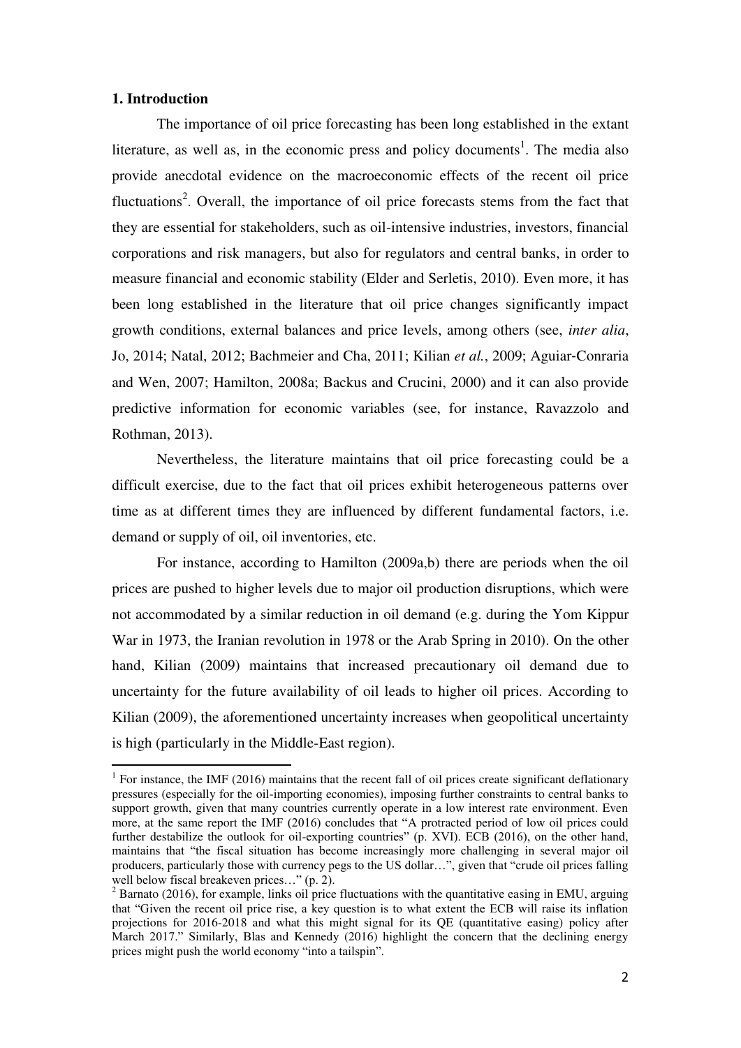## 1. Introduction

The importance of oil price forecasting has been long established in the extant literature, as well as, in the economic press and policy documents[1]. The media also provide anecdotal evidence on the macroeconomic effects of the recent oil price fluctuations[2]. Overall, the importance of oil price forecasts stems from the fact that they are essential for stakeholders, such as oil-intensive industries, investors, financial corporations and risk managers, but also for regulators and central banks, in order to measure financial and economic stability (Elder and Serletis, 2010). Even more, it has been long established in the literature that oil price changes significantly impact growth conditions, external balances and price levels, among others (see, *inter alia*, Jo, 2014; Natal, 2012; Bachmeier and Cha, 2011; Kilian *et al.*, 2009; Aguiar-Conraria and Wen, 2007; Hamilton, 2008a; Backus and Crucini, 2000) and it can also provide predictive information for economic variables (see, for instance, Ravazzolo and Rothman, 2013).

Nevertheless, the literature maintains that oil price forecasting could be a difficult exercise, due to the fact that oil prices exhibit heterogeneous patterns over time as at different times they are influenced by different fundamental factors, i.e. demand or supply of oil, oil inventories, etc.

For instance, according to Hamilton (2009a,b) there are periods when the oil prices are pushed to higher levels due to major oil production disruptions, which were not accommodated by a similar reduction in oil demand (e.g. during the Yom Kippur War in 1973, the Iranian revolution in 1978 or the Arab Spring in 2010). On the other hand, Kilian (2009) maintains that increased precautionary oil demand due to uncertainty for the future availability of oil leads to higher oil prices. According to Kilian (2009), the aforementioned uncertainty increases when geopolitical uncertainty is high (particularly in the Middle-East region).

[1] For instance, the IMF (2016) maintains that the recent fall of oil prices create significant deflationary pressures (especially for the oil-importing economies), imposing further constraints to central banks to support growth, given that many countries currently operate in a low interest rate environment. Even more, at the same report the IMF (2016) concludes that "A protracted period of low oil prices could further destabilize the outlook for oil-exporting countries" (p. XVI). ECB (2016), on the other hand, maintains that "the fiscal situation has become increasingly more challenging in several major oil producers, particularly those with currency pegs to the US dollar…", given that "crude oil prices falling well below fiscal breakeven prices…" (p. 2).

[2] Barnato (2016), for example, links oil price fluctuations with the quantitative easing in EMU, arguing that "Given the recent oil price rise, a key question is to what extent the ECB will raise its inflation projections for 2016-2018 and what this might signal for its QE (quantitative easing) policy after March 2017." Similarly, Blas and Kennedy (2016) highlight the concern that the declining energy prices might push the world economy "into a tailspin".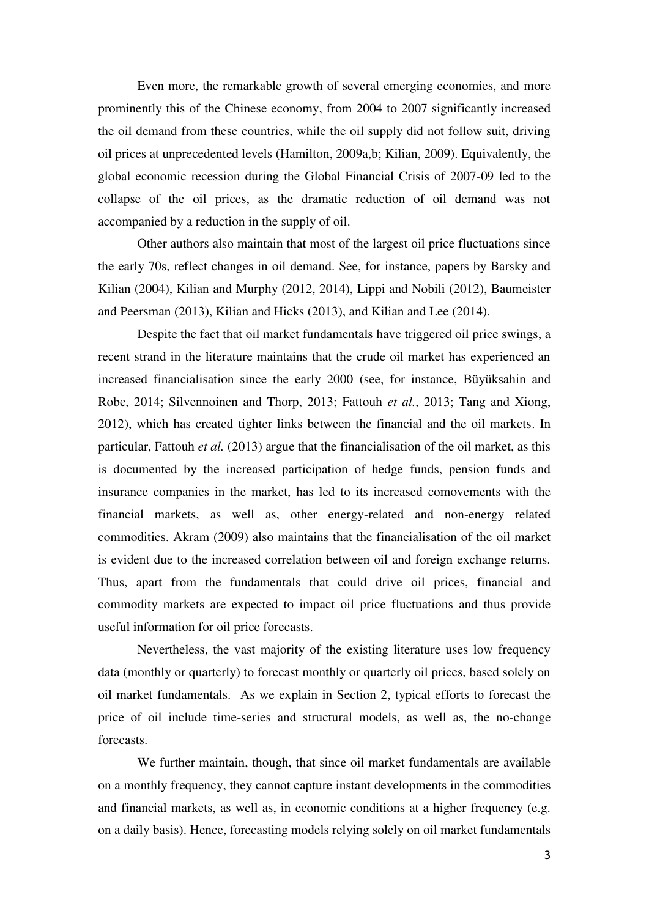Even more, the remarkable growth of several emerging economies, and more prominently this of the Chinese economy, from 2004 to 2007 significantly increased the oil demand from these countries, while the oil supply did not follow suit, driving oil prices at unprecedented levels (Hamilton, 2009a,b; Kilian, 2009). Equivalently, the global economic recession during the Global Financial Crisis of 2007-09 led to the collapse of the oil prices, as the dramatic reduction of oil demand was not accompanied by a reduction in the supply of oil.

Other authors also maintain that most of the largest oil price fluctuations since the early 70s, reflect changes in oil demand. See, for instance, papers by Barsky and Kilian (2004), Kilian and Murphy (2012, 2014), Lippi and Nobili (2012), Baumeister and Peersman (2013), Kilian and Hicks (2013), and Kilian and Lee (2014).

Despite the fact that oil market fundamentals have triggered oil price swings, a recent strand in the literature maintains that the crude oil market has experienced an increased financialisation since the early 2000 (see, for instance, Büyüksahin and Robe, 2014; Silvennoinen and Thorp, 2013; Fattouh *et al.*, 2013; Tang and Xiong, 2012), which has created tighter links between the financial and the oil markets. In particular, Fattouh *et al.* (2013) argue that the financialisation of the oil market, as this is documented by the increased participation of hedge funds, pension funds and insurance companies in the market, has led to its increased comovements with the financial markets, as well as, other energy-related and non-energy related commodities. Akram (2009) also maintains that the financialisation of the oil market is evident due to the increased correlation between oil and foreign exchange returns. Thus, apart from the fundamentals that could drive oil prices, financial and commodity markets are expected to impact oil price fluctuations and thus provide useful information for oil price forecasts.

Nevertheless, the vast majority of the existing literature uses low frequency data (monthly or quarterly) to forecast monthly or quarterly oil prices, based solely on oil market fundamentals. As we explain in Section 2, typical efforts to forecast the price of oil include time-series and structural models, as well as, the no-change forecasts.

We further maintain, though, that since oil market fundamentals are available on a monthly frequency, they cannot capture instant developments in the commodities and financial markets, as well as, in economic conditions at a higher frequency (e.g. on a daily basis). Hence, forecasting models relying solely on oil market fundamentals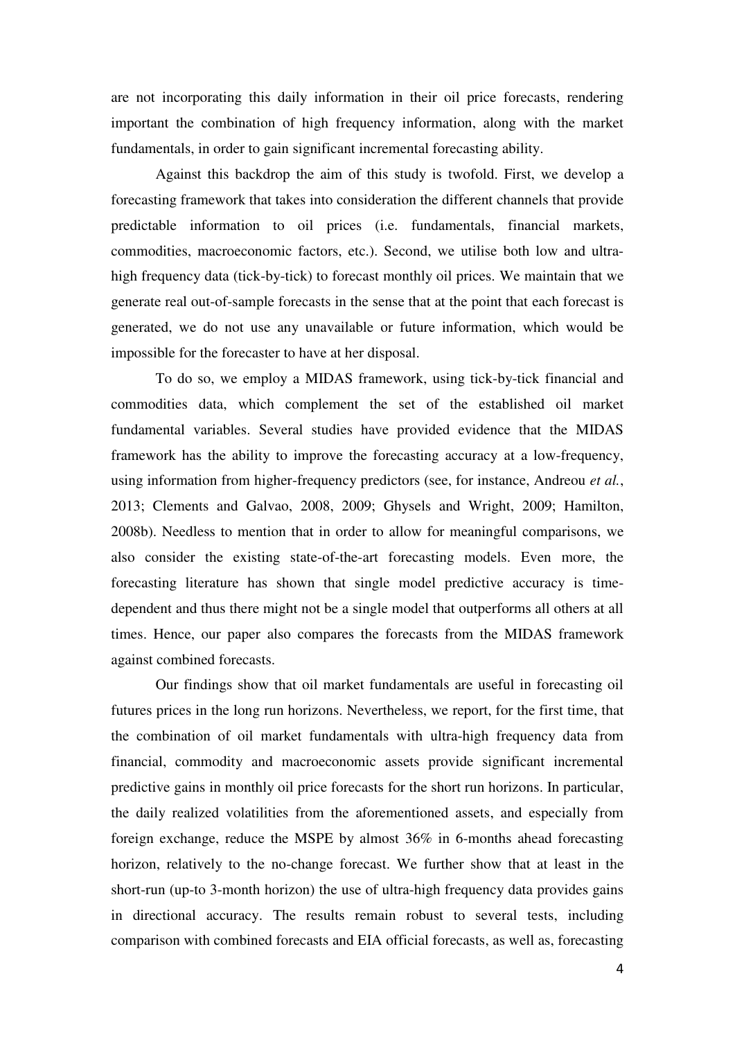are not incorporating this daily information in their oil price forecasts, rendering important the combination of high frequency information, along with the market fundamentals, in order to gain significant incremental forecasting ability.

Against this backdrop the aim of this study is twofold. First, we develop a forecasting framework that takes into consideration the different channels that provide predictable information to oil prices (i.e. fundamentals, financial markets, commodities, macroeconomic factors, etc.). Second, we utilise both low and ultra-high frequency data (tick-by-tick) to forecast monthly oil prices. We maintain that we generate real out-of-sample forecasts in the sense that at the point that each forecast is generated, we do not use any unavailable or future information, which would be impossible for the forecaster to have at her disposal.

To do so, we employ a MIDAS framework, using tick-by-tick financial and commodities data, which complement the set of the established oil market fundamental variables. Several studies have provided evidence that the MIDAS framework has the ability to improve the forecasting accuracy at a low-frequency, using information from higher-frequency predictors (see, for instance, Andreou *et al.*, 2013; Clements and Galvao, 2008, 2009; Ghysels and Wright, 2009; Hamilton, 2008b). Needless to mention that in order to allow for meaningful comparisons, we also consider the existing state-of-the-art forecasting models. Even more, the forecasting literature has shown that single model predictive accuracy is time-dependent and thus there might not be a single model that outperforms all others at all times. Hence, our paper also compares the forecasts from the MIDAS framework against combined forecasts.

Our findings show that oil market fundamentals are useful in forecasting oil futures prices in the long run horizons. Nevertheless, we report, for the first time, that the combination of oil market fundamentals with ultra-high frequency data from financial, commodity and macroeconomic assets provide significant incremental predictive gains in monthly oil price forecasts for the short run horizons. In particular, the daily realized volatilities from the aforementioned assets, and especially from foreign exchange, reduce the MSPE by almost 36% in 6-months ahead forecasting horizon, relatively to the no-change forecast. We further show that at least in the short-run (up-to 3-month horizon) the use of ultra-high frequency data provides gains in directional accuracy. The results remain robust to several tests, including comparison with combined forecasts and EIA official forecasts, as well as, forecasting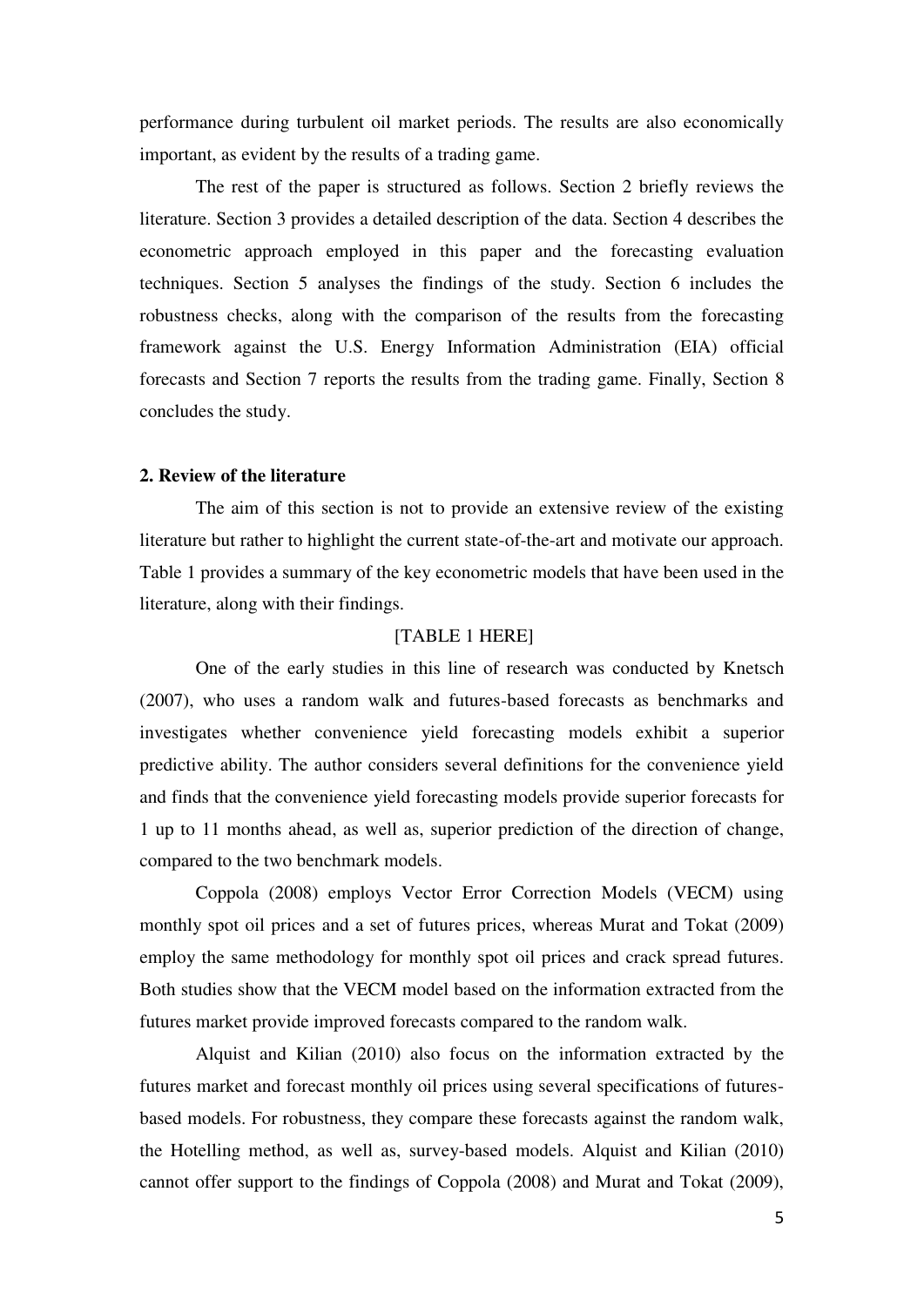performance during turbulent oil market periods. The results are also economically important, as evident by the results of a trading game.

The rest of the paper is structured as follows. Section 2 briefly reviews the literature. Section 3 provides a detailed description of the data. Section 4 describes the econometric approach employed in this paper and the forecasting evaluation techniques. Section 5 analyses the findings of the study. Section 6 includes the robustness checks, along with the comparison of the results from the forecasting framework against the U.S. Energy Information Administration (EIA) official forecasts and Section 7 reports the results from the trading game. Finally, Section 8 concludes the study.

## 2. Review of the literature

The aim of this section is not to provide an extensive review of the existing literature but rather to highlight the current state-of-the-art and motivate our approach. Table 1 provides a summary of the key econometric models that have been used in the literature, along with their findings.

[TABLE 1 HERE]

One of the early studies in this line of research was conducted by Knetsch (2007), who uses a random walk and futures-based forecasts as benchmarks and investigates whether convenience yield forecasting models exhibit a superior predictive ability. The author considers several definitions for the convenience yield and finds that the convenience yield forecasting models provide superior forecasts for 1 up to 11 months ahead, as well as, superior prediction of the direction of change, compared to the two benchmark models.

Coppola (2008) employs Vector Error Correction Models (VECM) using monthly spot oil prices and a set of futures prices, whereas Murat and Tokat (2009) employ the same methodology for monthly spot oil prices and crack spread futures. Both studies show that the VECM model based on the information extracted from the futures market provide improved forecasts compared to the random walk.

Alquist and Kilian (2010) also focus on the information extracted by the futures market and forecast monthly oil prices using several specifications of futures-based models. For robustness, they compare these forecasts against the random walk, the Hotelling method, as well as, survey-based models. Alquist and Kilian (2010) cannot offer support to the findings of Coppola (2008) and Murat and Tokat (2009),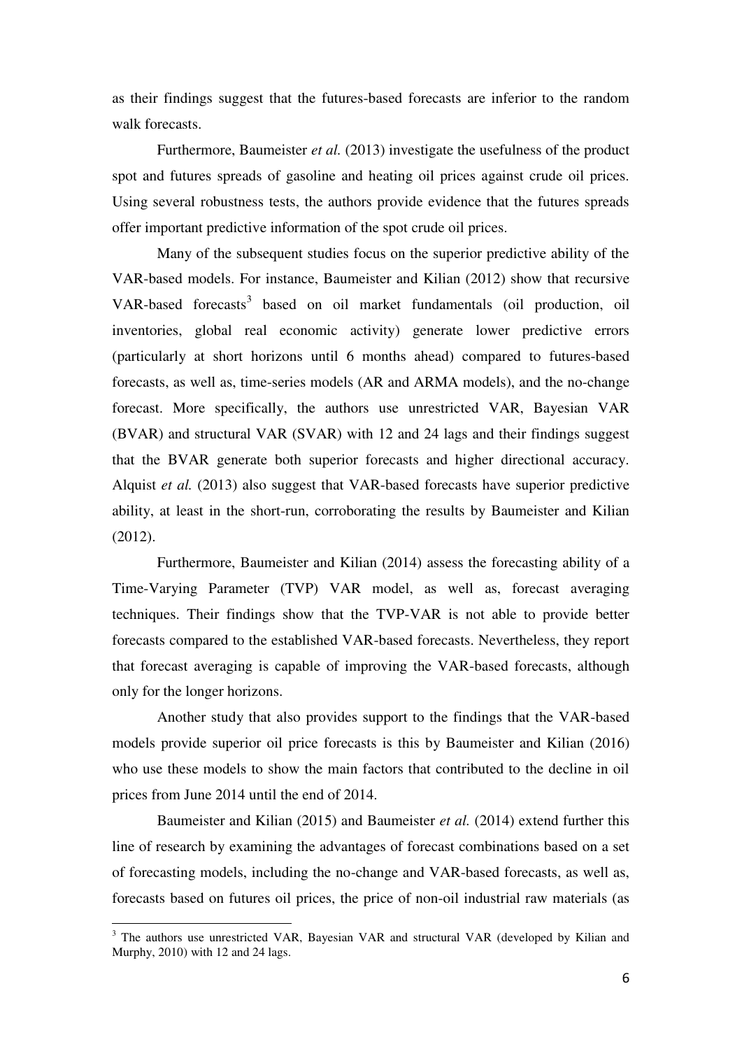as their findings suggest that the futures-based forecasts are inferior to the random walk forecasts.

Furthermore, Baumeister *et al.* (2013) investigate the usefulness of the product spot and futures spreads of gasoline and heating oil prices against crude oil prices. Using several robustness tests, the authors provide evidence that the futures spreads offer important predictive information of the spot crude oil prices.

Many of the subsequent studies focus on the superior predictive ability of the VAR-based models. For instance, Baumeister and Kilian (2012) show that recursive VAR-based forecasts[3] based on oil market fundamentals (oil production, oil inventories, global real economic activity) generate lower predictive errors (particularly at short horizons until 6 months ahead) compared to futures-based forecasts, as well as, time-series models (AR and ARMA models), and the no-change forecast. More specifically, the authors use unrestricted VAR, Bayesian VAR (BVAR) and structural VAR (SVAR) with 12 and 24 lags and their findings suggest that the BVAR generate both superior forecasts and higher directional accuracy. Alquist *et al.* (2013) also suggest that VAR-based forecasts have superior predictive ability, at least in the short-run, corroborating the results by Baumeister and Kilian (2012).

Furthermore, Baumeister and Kilian (2014) assess the forecasting ability of a Time-Varying Parameter (TVP) VAR model, as well as, forecast averaging techniques. Their findings show that the TVP-VAR is not able to provide better forecasts compared to the established VAR-based forecasts. Nevertheless, they report that forecast averaging is capable of improving the VAR-based forecasts, although only for the longer horizons.

Another study that also provides support to the findings that the VAR-based models provide superior oil price forecasts is this by Baumeister and Kilian (2016) who use these models to show the main factors that contributed to the decline in oil prices from June 2014 until the end of 2014.

Baumeister and Kilian (2015) and Baumeister *et al.* (2014) extend further this line of research by examining the advantages of forecast combinations based on a set of forecasting models, including the no-change and VAR-based forecasts, as well as, forecasts based on futures oil prices, the price of non-oil industrial raw materials (as

[3] The authors use unrestricted VAR, Bayesian VAR and structural VAR (developed by Kilian and Murphy, 2010) with 12 and 24 lags.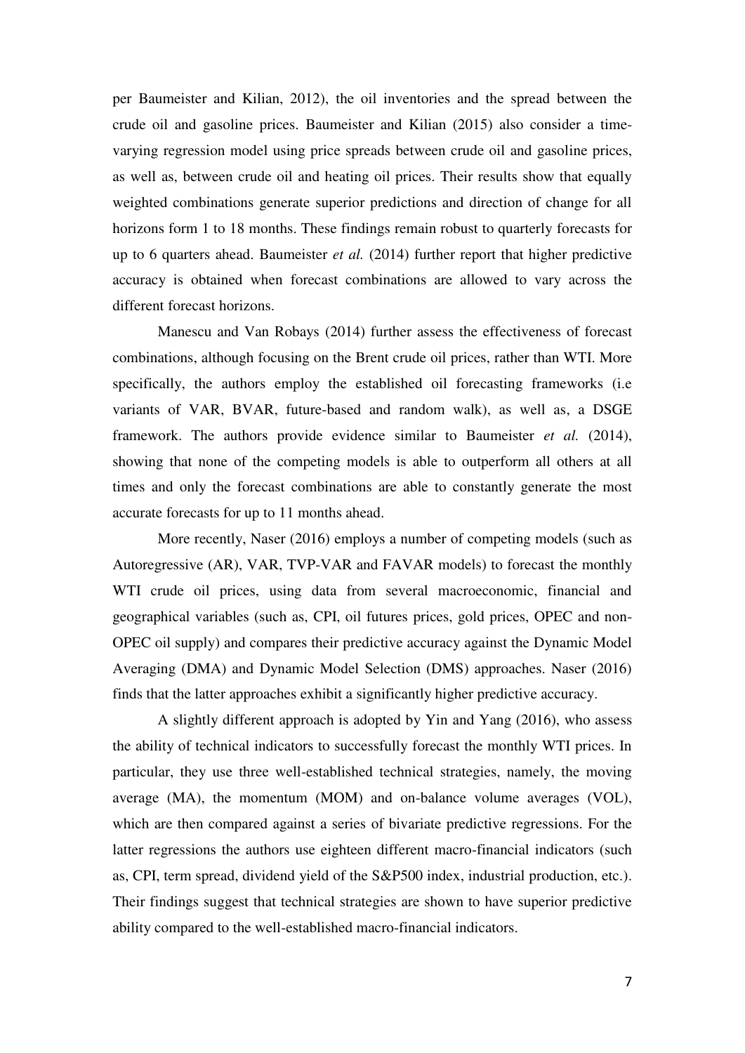per Baumeister and Kilian, 2012), the oil inventories and the spread between the crude oil and gasoline prices. Baumeister and Kilian (2015) also consider a time-varying regression model using price spreads between crude oil and gasoline prices, as well as, between crude oil and heating oil prices. Their results show that equally weighted combinations generate superior predictions and direction of change for all horizons form 1 to 18 months. These findings remain robust to quarterly forecasts for up to 6 quarters ahead. Baumeister *et al.* (2014) further report that higher predictive accuracy is obtained when forecast combinations are allowed to vary across the different forecast horizons.

Manescu and Van Robays (2014) further assess the effectiveness of forecast combinations, although focusing on the Brent crude oil prices, rather than WTI. More specifically, the authors employ the established oil forecasting frameworks (i.e variants of VAR, BVAR, future-based and random walk), as well as, a DSGE framework. The authors provide evidence similar to Baumeister *et al.* (2014), showing that none of the competing models is able to outperform all others at all times and only the forecast combinations are able to constantly generate the most accurate forecasts for up to 11 months ahead.

More recently, Naser (2016) employs a number of competing models (such as Autoregressive (AR), VAR, TVP-VAR and FAVAR models) to forecast the monthly WTI crude oil prices, using data from several macroeconomic, financial and geographical variables (such as, CPI, oil futures prices, gold prices, OPEC and non-OPEC oil supply) and compares their predictive accuracy against the Dynamic Model Averaging (DMA) and Dynamic Model Selection (DMS) approaches. Naser (2016) finds that the latter approaches exhibit a significantly higher predictive accuracy.

A slightly different approach is adopted by Yin and Yang (2016), who assess the ability of technical indicators to successfully forecast the monthly WTI prices. In particular, they use three well-established technical strategies, namely, the moving average (MA), the momentum (MOM) and on-balance volume averages (VOL), which are then compared against a series of bivariate predictive regressions. For the latter regressions the authors use eighteen different macro-financial indicators (such as, CPI, term spread, dividend yield of the S&P500 index, industrial production, etc.). Their findings suggest that technical strategies are shown to have superior predictive ability compared to the well-established macro-financial indicators.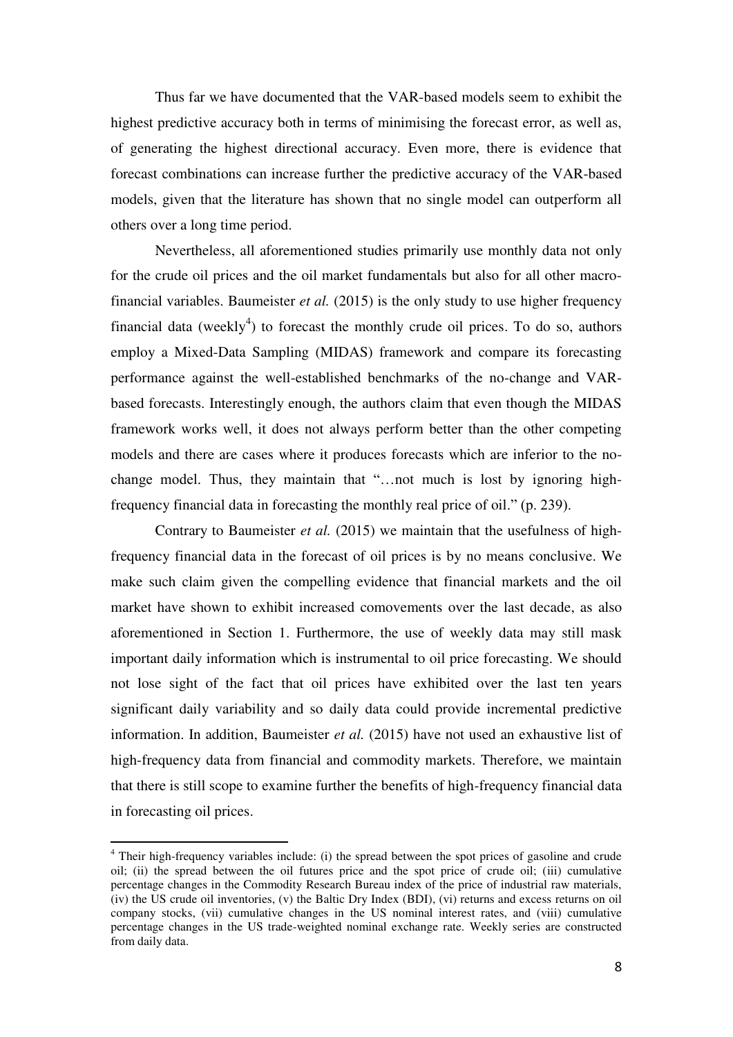Thus far we have documented that the VAR-based models seem to exhibit the highest predictive accuracy both in terms of minimising the forecast error, as well as, of generating the highest directional accuracy. Even more, there is evidence that forecast combinations can increase further the predictive accuracy of the VAR-based models, given that the literature has shown that no single model can outperform all others over a long time period.

Nevertheless, all aforementioned studies primarily use monthly data not only for the crude oil prices and the oil market fundamentals but also for all other macro-financial variables. Baumeister *et al.* (2015) is the only study to use higher frequency financial data (weekly[4]) to forecast the monthly crude oil prices. To do so, authors employ a Mixed-Data Sampling (MIDAS) framework and compare its forecasting performance against the well-established benchmarks of the no-change and VAR-based forecasts. Interestingly enough, the authors claim that even though the MIDAS framework works well, it does not always perform better than the other competing models and there are cases where it produces forecasts which are inferior to the no-change model. Thus, they maintain that "…not much is lost by ignoring high-frequency financial data in forecasting the monthly real price of oil." (p. 239).

Contrary to Baumeister *et al.* (2015) we maintain that the usefulness of high-frequency financial data in the forecast of oil prices is by no means conclusive. We make such claim given the compelling evidence that financial markets and the oil market have shown to exhibit increased comovements over the last decade, as also aforementioned in Section 1. Furthermore, the use of weekly data may still mask important daily information which is instrumental to oil price forecasting. We should not lose sight of the fact that oil prices have exhibited over the last ten years significant daily variability and so daily data could provide incremental predictive information. In addition, Baumeister *et al.* (2015) have not used an exhaustive list of high-frequency data from financial and commodity markets. Therefore, we maintain that there is still scope to examine further the benefits of high-frequency financial data in forecasting oil prices.

---

[4] Their high-frequency variables include: (i) the spread between the spot prices of gasoline and crude oil; (ii) the spread between the oil futures price and the spot price of crude oil; (iii) cumulative percentage changes in the Commodity Research Bureau index of the price of industrial raw materials, (iv) the US crude oil inventories, (v) the Baltic Dry Index (BDI), (vi) returns and excess returns on oil company stocks, (vii) cumulative changes in the US nominal interest rates, and (viii) cumulative percentage changes in the US trade-weighted nominal exchange rate. Weekly series are constructed from daily data.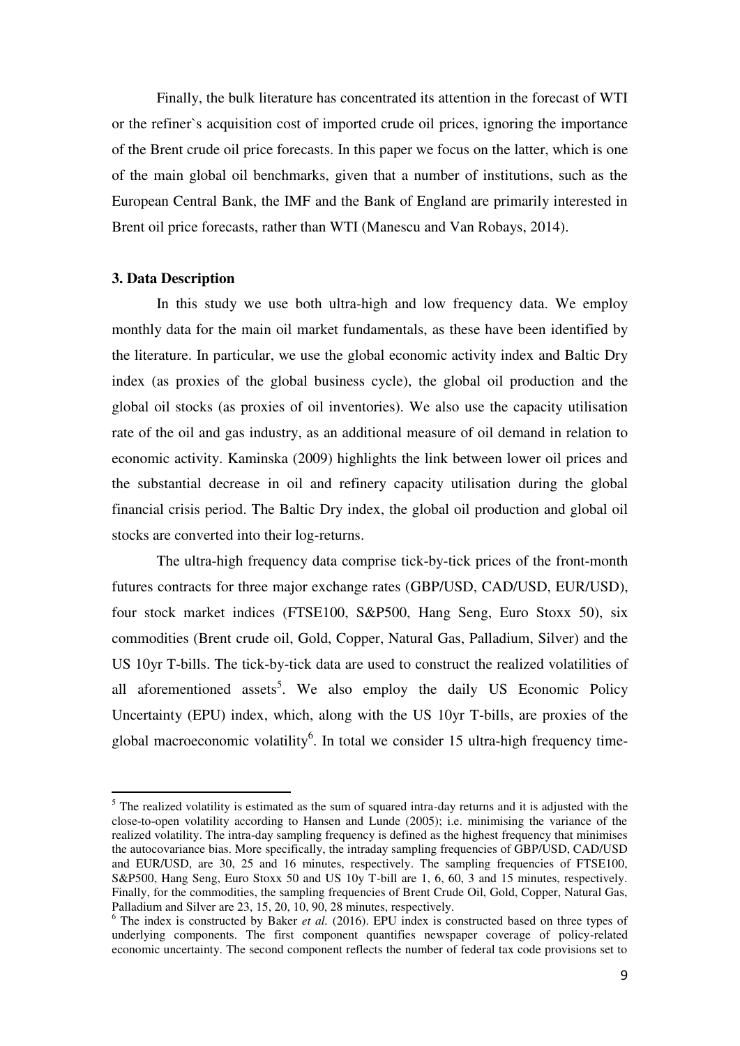Finally, the bulk literature has concentrated its attention in the forecast of WTI or the refiner`s acquisition cost of imported crude oil prices, ignoring the importance of the Brent crude oil price forecasts. In this paper we focus on the latter, which is one of the main global oil benchmarks, given that a number of institutions, such as the European Central Bank, the IMF and the Bank of England are primarily interested in Brent oil price forecasts, rather than WTI (Manescu and Van Robays, 2014).

### 3. Data Description

In this study we use both ultra-high and low frequency data. We employ monthly data for the main oil market fundamentals, as these have been identified by the literature. In particular, we use the global economic activity index and Baltic Dry index (as proxies of the global business cycle), the global oil production and the global oil stocks (as proxies of oil inventories). We also use the capacity utilisation rate of the oil and gas industry, as an additional measure of oil demand in relation to economic activity. Kaminska (2009) highlights the link between lower oil prices and the substantial decrease in oil and refinery capacity utilisation during the global financial crisis period. The Baltic Dry index, the global oil production and global oil stocks are converted into their log-returns.

The ultra-high frequency data comprise tick-by-tick prices of the front-month futures contracts for three major exchange rates (GBP/USD, CAD/USD, EUR/USD), four stock market indices (FTSE100, S&P500, Hang Seng, Euro Stoxx 50), six commodities (Brent crude oil, Gold, Copper, Natural Gas, Palladium, Silver) and the US 10yr T-bills. The tick-by-tick data are used to construct the realized volatilities of all aforementioned assets[5]. We also employ the daily US Economic Policy Uncertainty (EPU) index, which, along with the US 10yr T-bills, are proxies of the global macroeconomic volatility[6]. In total we consider 15 ultra-high frequency time-

---

[5] The realized volatility is estimated as the sum of squared intra-day returns and it is adjusted with the close-to-open volatility according to Hansen and Lunde (2005); i.e. minimising the variance of the realized volatility. The intra-day sampling frequency is defined as the highest frequency that minimises the autocovariance bias. More specifically, the intraday sampling frequencies of GBP/USD, CAD/USD and EUR/USD, are 30, 25 and 16 minutes, respectively. The sampling frequencies of FTSE100, S&P500, Hang Seng, Euro Stoxx 50 and US 10y T-bill are 1, 6, 60, 3 and 15 minutes, respectively. Finally, for the commodities, the sampling frequencies of Brent Crude Oil, Gold, Copper, Natural Gas, Palladium and Silver are 23, 15, 20, 10, 90, 28 minutes, respectively.

[6] The index is constructed by Baker *et al.* (2016). EPU index is constructed based on three types of underlying components. The first component quantifies newspaper coverage of policy-related economic uncertainty. The second component reflects the number of federal tax code provisions set to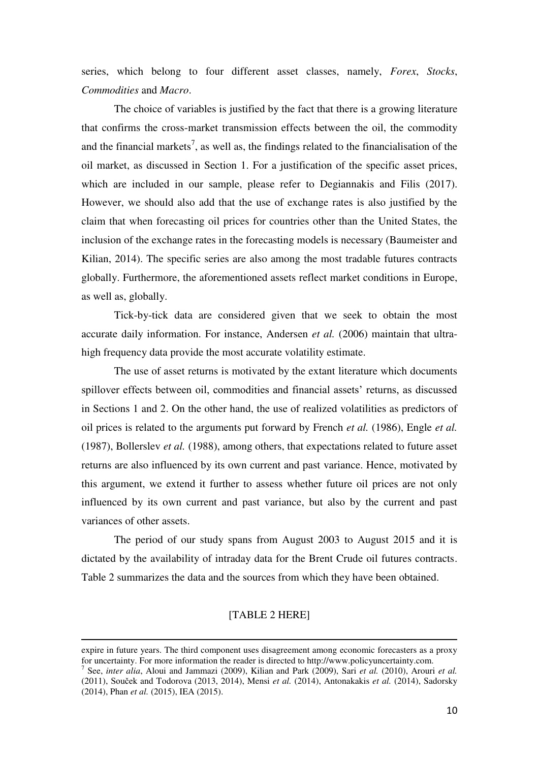series, which belong to four different asset classes, namely, *Forex*, *Stocks*, *Commodities* and *Macro*.

The choice of variables is justified by the fact that there is a growing literature that confirms the cross-market transmission effects between the oil, the commodity and the financial markets[7], as well as, the findings related to the financialisation of the oil market, as discussed in Section 1. For a justification of the specific asset prices, which are included in our sample, please refer to Degiannakis and Filis (2017). However, we should also add that the use of exchange rates is also justified by the claim that when forecasting oil prices for countries other than the United States, the inclusion of the exchange rates in the forecasting models is necessary (Baumeister and Kilian, 2014). The specific series are also among the most tradable futures contracts globally. Furthermore, the aforementioned assets reflect market conditions in Europe, as well as, globally.

Tick-by-tick data are considered given that we seek to obtain the most accurate daily information. For instance, Andersen *et al.* (2006) maintain that ultra-high frequency data provide the most accurate volatility estimate.

The use of asset returns is motivated by the extant literature which documents spillover effects between oil, commodities and financial assets' returns, as discussed in Sections 1 and 2. On the other hand, the use of realized volatilities as predictors of oil prices is related to the arguments put forward by French *et al.* (1986), Engle *et al.* (1987), Bollerslev *et al.* (1988), among others, that expectations related to future asset returns are also influenced by its own current and past variance. Hence, motivated by this argument, we extend it further to assess whether future oil prices are not only influenced by its own current and past variance, but also by the current and past variances of other assets.

The period of our study spans from August 2003 to August 2015 and it is dictated by the availability of intraday data for the Brent Crude oil futures contracts. Table 2 summarizes the data and the sources from which they have been obtained.

[TABLE 2 HERE]

---

expire in future years. The third component uses disagreement among economic forecasters as a proxy for uncertainty. For more information the reader is directed to http://www.policyuncertainty.com.

[7] See, *inter alia*, Aloui and Jammazi (2009), Kilian and Park (2009), Sari *et al.* (2010), Arouri *et al.* (2011), Souček and Todorova (2013, 2014), Mensi *et al.* (2014), Antonakakis *et al.* (2014), Sadorsky (2014), Phan *et al.* (2015), IEA (2015).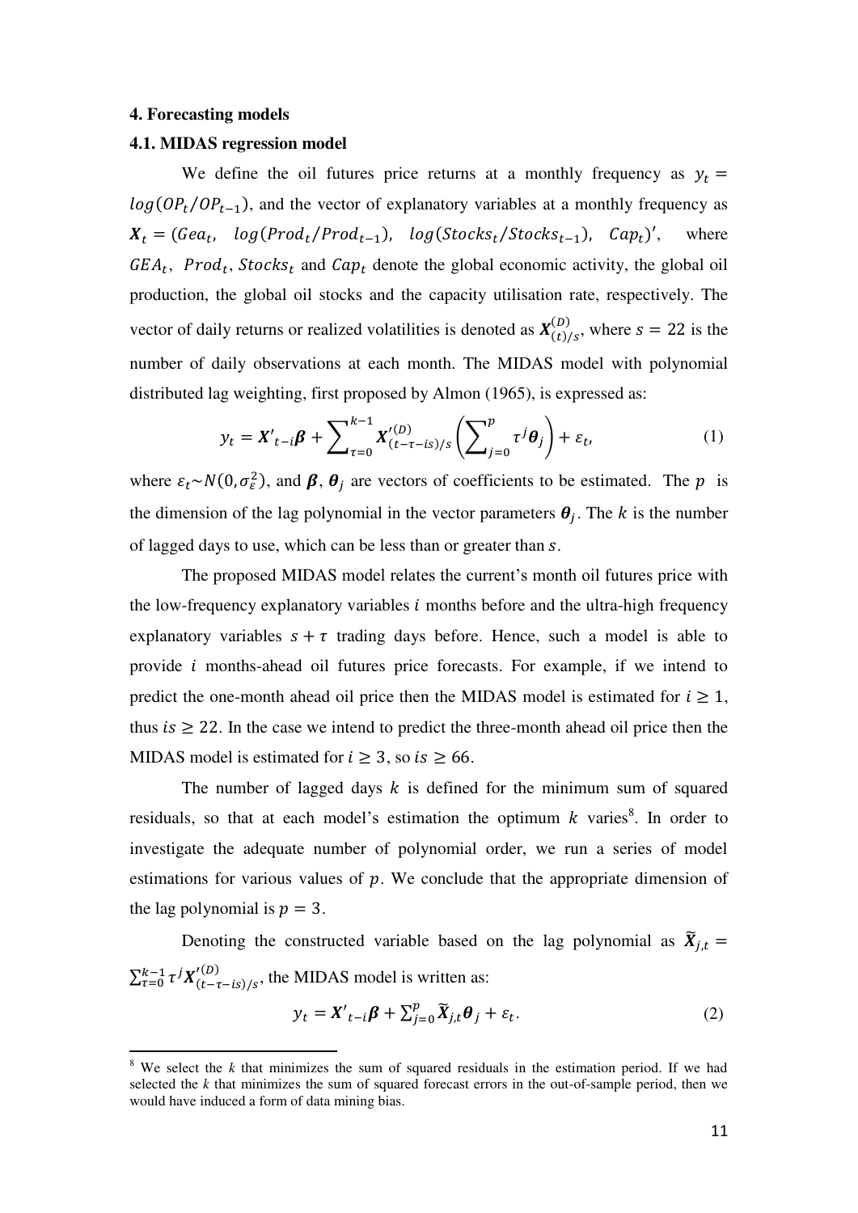### 4. Forecasting models

#### 4.1. MIDAS regression model

We define the oil futures price returns at a monthly frequency as $y_t = log(OP_t/OP_{t-1})$, and the vector of explanatory variables at a monthly frequency as $\boldsymbol{X}_t = (Gea_t,\ \ log(Prod_t/Prod_{t-1}),\ \ log(Stocks_t/Stocks_{t-1}),\ \ Cap_t)'$, where $GEA_t$, $Prod_t$, $Stocks_t$ and $Cap_t$ denote the global economic activity, the global oil production, the global oil stocks and the capacity utilisation rate, respectively. The vector of daily returns or realized volatilities is denoted as $\boldsymbol{X}^{(D)}_{(t)/s}$, where $s = 22$ is the number of daily observations at each month. The MIDAS model with polynomial distributed lag weighting, first proposed by Almon (1965), is expressed as:

$$y_t = \boldsymbol{X}'_{t-i}\boldsymbol{\beta} + \sum_{\tau=0}^{k-1} \boldsymbol{X}'^{(D)}_{(t-\tau-is)/s}\left(\sum_{j=0}^{p} \tau^j \boldsymbol{\theta}_j\right) + \varepsilon_t, \tag{1}$$

where $\varepsilon_t \sim N(0, \sigma_\varepsilon^2)$, and $\boldsymbol{\beta}$, $\boldsymbol{\theta}_j$ are vectors of coefficients to be estimated. The $p$ is the dimension of the lag polynomial in the vector parameters $\boldsymbol{\theta}_j$. The $k$ is the number of lagged days to use, which can be less than or greater than $s$.

The proposed MIDAS model relates the current's month oil futures price with the low-frequency explanatory variables $i$ months before and the ultra-high frequency explanatory variables $s + \tau$ trading days before. Hence, such a model is able to provide $i$ months-ahead oil futures price forecasts. For example, if we intend to predict the one-month ahead oil price then the MIDAS model is estimated for $i \geq 1$, thus $is \geq 22$. In the case we intend to predict the three-month ahead oil price then the MIDAS model is estimated for $i \geq 3$, so $is \geq 66$.

The number of lagged days $k$ is defined for the minimum sum of squared residuals, so that at each model's estimation the optimum $k$ varies[8]. In order to investigate the adequate number of polynomial order, we run a series of model estimations for various values of $p$. We conclude that the appropriate dimension of the lag polynomial is $p = 3$.

Denoting the constructed variable based on the lag polynomial as $\widetilde{\boldsymbol{X}}_{j,t} = \sum_{\tau=0}^{k-1} \tau^j \boldsymbol{X}'^{(D)}_{(t-\tau-is)/s}$, the MIDAS model is written as:

$$y_t = \boldsymbol{X}'_{t-i}\boldsymbol{\beta} + \sum_{j=0}^{p} \widetilde{\boldsymbol{X}}_{j,t}\boldsymbol{\theta}_j + \varepsilon_t. \tag{2}$$

[8] We select the $k$ that minimizes the sum of squared residuals in the estimation period. If we had selected the $k$ that minimizes the sum of squared forecast errors in the out-of-sample period, then we would have induced a form of data mining bias.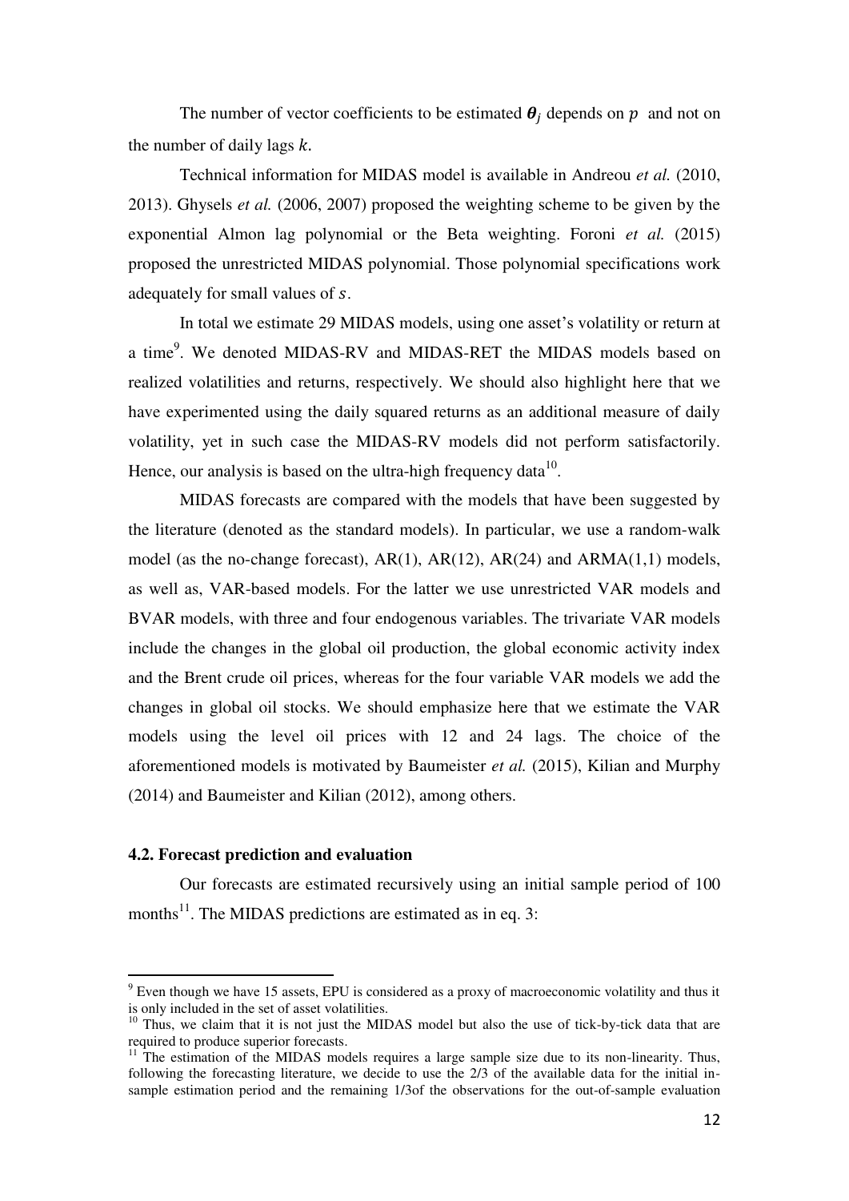The number of vector coefficients to be estimated $\boldsymbol{\theta}_j$ depends on $p$ and not on the number of daily lags $k$.

Technical information for MIDAS model is available in Andreou *et al.* (2010, 2013). Ghysels *et al.* (2006, 2007) proposed the weighting scheme to be given by the exponential Almon lag polynomial or the Beta weighting. Foroni *et al.* (2015) proposed the unrestricted MIDAS polynomial. Those polynomial specifications work adequately for small values of $s$.

In total we estimate 29 MIDAS models, using one asset's volatility or return at a time[9]. We denoted MIDAS-RV and MIDAS-RET the MIDAS models based on realized volatilities and returns, respectively. We should also highlight here that we have experimented using the daily squared returns as an additional measure of daily volatility, yet in such case the MIDAS-RV models did not perform satisfactorily. Hence, our analysis is based on the ultra-high frequency data[10].

MIDAS forecasts are compared with the models that have been suggested by the literature (denoted as the standard models). In particular, we use a random-walk model (as the no-change forecast), AR(1), AR(12), AR(24) and ARMA(1,1) models, as well as, VAR-based models. For the latter we use unrestricted VAR models and BVAR models, with three and four endogenous variables. The trivariate VAR models include the changes in the global oil production, the global economic activity index and the Brent crude oil prices, whereas for the four variable VAR models we add the changes in global oil stocks. We should emphasize here that we estimate the VAR models using the level oil prices with 12 and 24 lags. The choice of the aforementioned models is motivated by Baumeister *et al.* (2015), Kilian and Murphy (2014) and Baumeister and Kilian (2012), among others.

### 4.2. Forecast prediction and evaluation

Our forecasts are estimated recursively using an initial sample period of 100 months[11]. The MIDAS predictions are estimated as in eq. 3:

---

[9] Even though we have 15 assets, EPU is considered as a proxy of macroeconomic volatility and thus it is only included in the set of asset volatilities.

[10] Thus, we claim that it is not just the MIDAS model but also the use of tick-by-tick data that are required to produce superior forecasts.

[11] The estimation of the MIDAS models requires a large sample size due to its non-linearity. Thus, following the forecasting literature, we decide to use the 2/3 of the available data for the initial in-sample estimation period and the remaining 1/3of the observations for the out-of-sample evaluation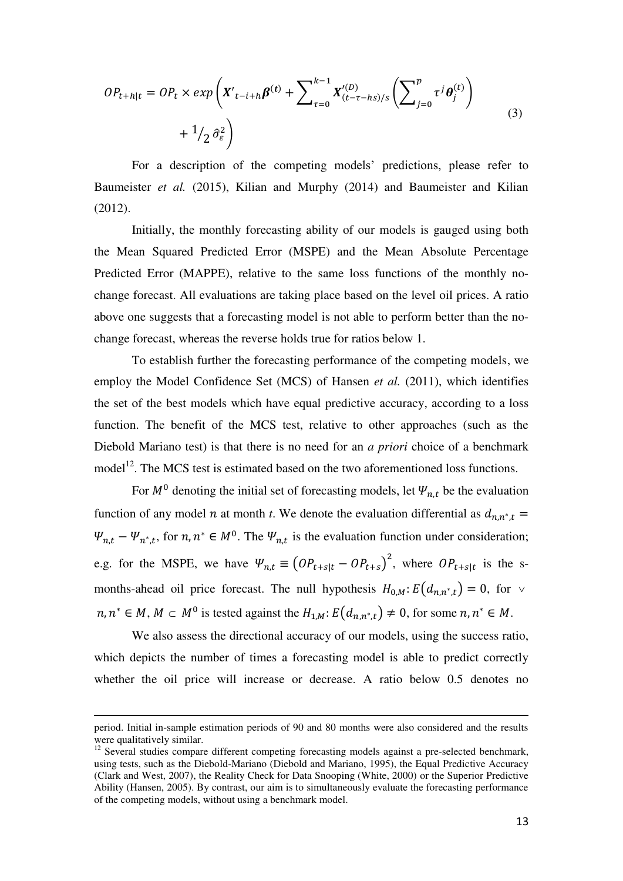$$OP_{t+h|t} = OP_t \times exp\left(\boldsymbol{X'}_{t-i+h}\boldsymbol{\beta}^{(t)} + \sum_{\tau=0}^{k-1} \boldsymbol{X}'^{(D)}_{(t-\tau-hs)/s}\left(\sum_{j=0}^{p} \tau^j \boldsymbol{\theta}_j^{(t)}\right) + {}^1\!/_2\, \hat{\sigma}_\varepsilon^2\right) \tag{3}$$

For a description of the competing models' predictions, please refer to Baumeister *et al.* (2015), Kilian and Murphy (2014) and Baumeister and Kilian (2012).

Initially, the monthly forecasting ability of our models is gauged using both the Mean Squared Predicted Error (MSPE) and the Mean Absolute Percentage Predicted Error (MAPPE), relative to the same loss functions of the monthly no-change forecast. All evaluations are taking place based on the level oil prices. A ratio above one suggests that a forecasting model is not able to perform better than the no-change forecast, whereas the reverse holds true for ratios below 1.

To establish further the forecasting performance of the competing models, we employ the Model Confidence Set (MCS) of Hansen *et al.* (2011), which identifies the set of the best models which have equal predictive accuracy, according to a loss function. The benefit of the MCS test, relative to other approaches (such as the Diebold Mariano test) is that there is no need for an *a priori* choice of a benchmark model[12]. The MCS test is estimated based on the two aforementioned loss functions.

For $M^0$ denoting the initial set of forecasting models, let $\Psi_{n,t}$ be the evaluation function of any model $n$ at month $t$. We denote the evaluation differential as $d_{n,n^*,t} = \Psi_{n,t} - \Psi_{n^*,t}$, for $n, n^* \in M^0$. The $\Psi_{n,t}$ is the evaluation function under consideration; e.g. for the MSPE, we have $\Psi_{n,t} \equiv \left(OP_{t+s|t} - OP_{t+s}\right)^2$, where $OP_{t+s|t}$ is the s-months-ahead oil price forecast. The null hypothesis $H_{0,M}: E\left(d_{n,n^*,t}\right) = 0$, for $\vee$ $n, n^* \in M$, $M \subset M^0$ is tested against the $H_{1,M}: E\left(d_{n,n^*,t}\right) \neq 0$, for some $n, n^* \in M$.

We also assess the directional accuracy of our models, using the success ratio, which depicts the number of times a forecasting model is able to predict correctly whether the oil price will increase or decrease. A ratio below 0.5 denotes no

---

period. Initial in-sample estimation periods of 90 and 80 months were also considered and the results were qualitatively similar.

[12] Several studies compare different competing forecasting models against a pre-selected benchmark, using tests, such as the Diebold-Mariano (Diebold and Mariano, 1995), the Equal Predictive Accuracy (Clark and West, 2007), the Reality Check for Data Snooping (White, 2000) or the Superior Predictive Ability (Hansen, 2005). By contrast, our aim is to simultaneously evaluate the forecasting performance of the competing models, without using a benchmark model.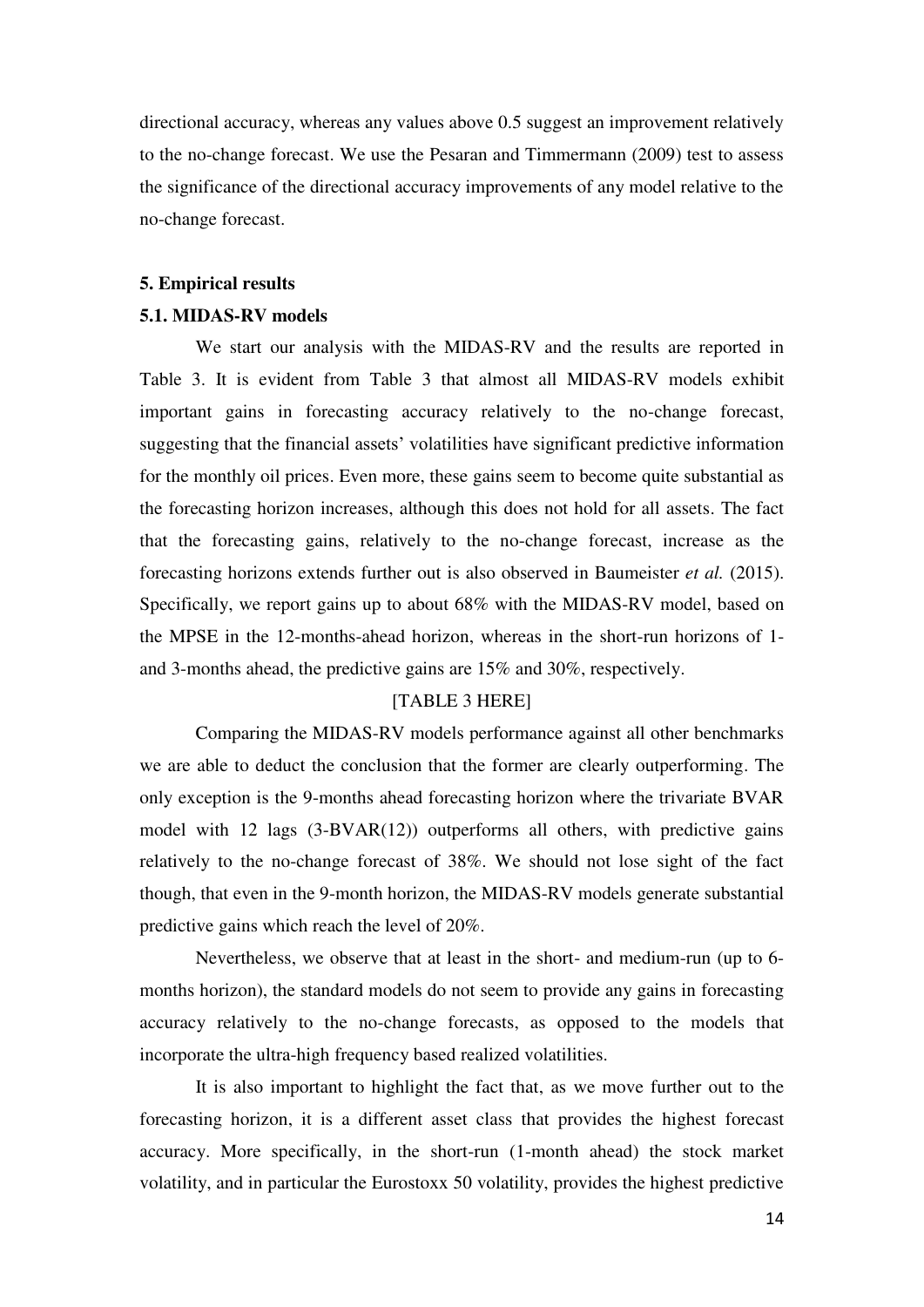directional accuracy, whereas any values above 0.5 suggest an improvement relatively to the no-change forecast. We use the Pesaran and Timmermann (2009) test to assess the significance of the directional accuracy improvements of any model relative to the no-change forecast.

## 5. Empirical results

### 5.1. MIDAS-RV models

We start our analysis with the MIDAS-RV and the results are reported in Table 3. It is evident from Table 3 that almost all MIDAS-RV models exhibit important gains in forecasting accuracy relatively to the no-change forecast, suggesting that the financial assets' volatilities have significant predictive information for the monthly oil prices. Even more, these gains seem to become quite substantial as the forecasting horizon increases, although this does not hold for all assets. The fact that the forecasting gains, relatively to the no-change forecast, increase as the forecasting horizons extends further out is also observed in Baumeister *et al.* (2015). Specifically, we report gains up to about 68% with the MIDAS-RV model, based on the MPSE in the 12-months-ahead horizon, whereas in the short-run horizons of 1- and 3-months ahead, the predictive gains are 15% and 30%, respectively.

[TABLE 3 HERE]

Comparing the MIDAS-RV models performance against all other benchmarks we are able to deduct the conclusion that the former are clearly outperforming. The only exception is the 9-months ahead forecasting horizon where the trivariate BVAR model with 12 lags (3-BVAR(12)) outperforms all others, with predictive gains relatively to the no-change forecast of 38%. We should not lose sight of the fact though, that even in the 9-month horizon, the MIDAS-RV models generate substantial predictive gains which reach the level of 20%.

Nevertheless, we observe that at least in the short- and medium-run (up to 6-months horizon), the standard models do not seem to provide any gains in forecasting accuracy relatively to the no-change forecasts, as opposed to the models that incorporate the ultra-high frequency based realized volatilities.

It is also important to highlight the fact that, as we move further out to the forecasting horizon, it is a different asset class that provides the highest forecast accuracy. More specifically, in the short-run (1-month ahead) the stock market volatility, and in particular the Eurostoxx 50 volatility, provides the highest predictive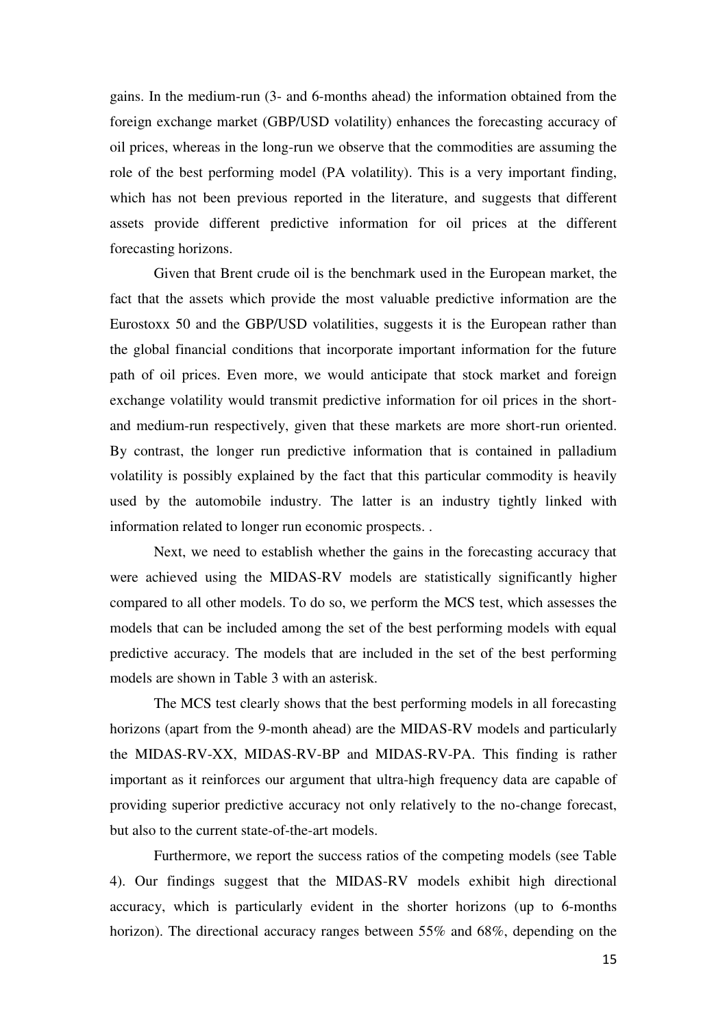gains. In the medium-run (3- and 6-months ahead) the information obtained from the foreign exchange market (GBP/USD volatility) enhances the forecasting accuracy of oil prices, whereas in the long-run we observe that the commodities are assuming the role of the best performing model (PA volatility). This is a very important finding, which has not been previous reported in the literature, and suggests that different assets provide different predictive information for oil prices at the different forecasting horizons.

Given that Brent crude oil is the benchmark used in the European market, the fact that the assets which provide the most valuable predictive information are the Eurostoxx 50 and the GBP/USD volatilities, suggests it is the European rather than the global financial conditions that incorporate important information for the future path of oil prices. Even more, we would anticipate that stock market and foreign exchange volatility would transmit predictive information for oil prices in the short- and medium-run respectively, given that these markets are more short-run oriented. By contrast, the longer run predictive information that is contained in palladium volatility is possibly explained by the fact that this particular commodity is heavily used by the automobile industry. The latter is an industry tightly linked with information related to longer run economic prospects. .

Next, we need to establish whether the gains in the forecasting accuracy that were achieved using the MIDAS-RV models are statistically significantly higher compared to all other models. To do so, we perform the MCS test, which assesses the models that can be included among the set of the best performing models with equal predictive accuracy. The models that are included in the set of the best performing models are shown in Table 3 with an asterisk.

The MCS test clearly shows that the best performing models in all forecasting horizons (apart from the 9-month ahead) are the MIDAS-RV models and particularly the MIDAS-RV-XX, MIDAS-RV-BP and MIDAS-RV-PA. This finding is rather important as it reinforces our argument that ultra-high frequency data are capable of providing superior predictive accuracy not only relatively to the no-change forecast, but also to the current state-of-the-art models.

Furthermore, we report the success ratios of the competing models (see Table 4). Our findings suggest that the MIDAS-RV models exhibit high directional accuracy, which is particularly evident in the shorter horizons (up to 6-months horizon). The directional accuracy ranges between 55% and 68%, depending on the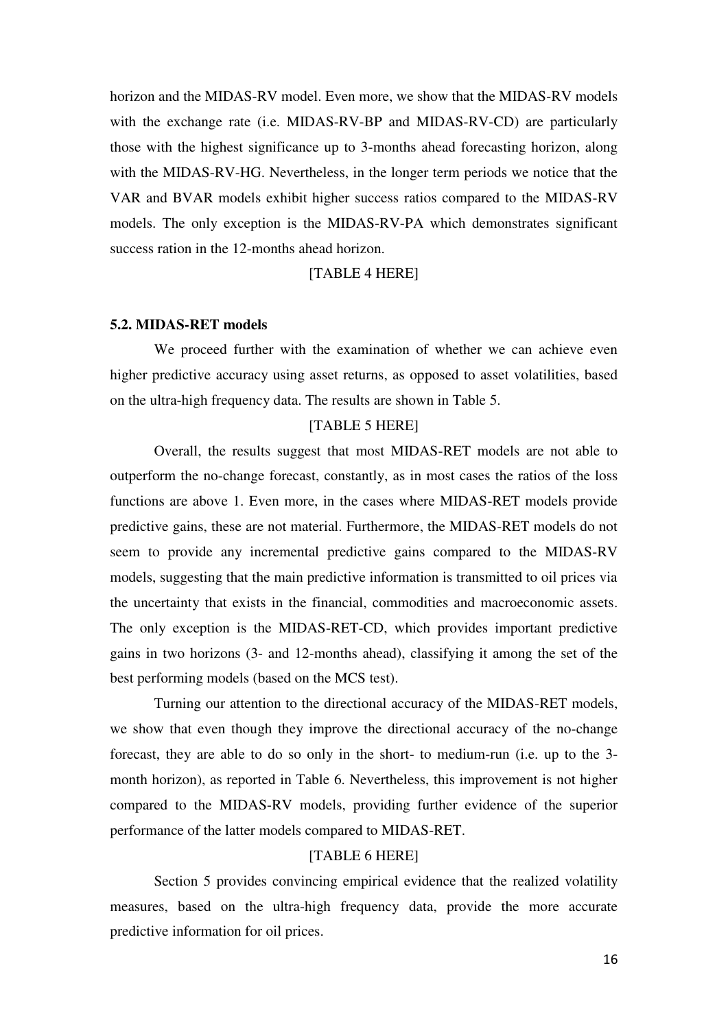horizon and the MIDAS-RV model. Even more, we show that the MIDAS-RV models with the exchange rate (i.e. MIDAS-RV-BP and MIDAS-RV-CD) are particularly those with the highest significance up to 3-months ahead forecasting horizon, along with the MIDAS-RV-HG. Nevertheless, in the longer term periods we notice that the VAR and BVAR models exhibit higher success ratios compared to the MIDAS-RV models. The only exception is the MIDAS-RV-PA which demonstrates significant success ration in the 12-months ahead horizon.

[TABLE 4 HERE]

### 5.2. MIDAS-RET models

We proceed further with the examination of whether we can achieve even higher predictive accuracy using asset returns, as opposed to asset volatilities, based on the ultra-high frequency data. The results are shown in Table 5.

[TABLE 5 HERE]

Overall, the results suggest that most MIDAS-RET models are not able to outperform the no-change forecast, constantly, as in most cases the ratios of the loss functions are above 1. Even more, in the cases where MIDAS-RET models provide predictive gains, these are not material. Furthermore, the MIDAS-RET models do not seem to provide any incremental predictive gains compared to the MIDAS-RV models, suggesting that the main predictive information is transmitted to oil prices via the uncertainty that exists in the financial, commodities and macroeconomic assets. The only exception is the MIDAS-RET-CD, which provides important predictive gains in two horizons (3- and 12-months ahead), classifying it among the set of the best performing models (based on the MCS test).

Turning our attention to the directional accuracy of the MIDAS-RET models, we show that even though they improve the directional accuracy of the no-change forecast, they are able to do so only in the short- to medium-run (i.e. up to the 3-month horizon), as reported in Table 6. Nevertheless, this improvement is not higher compared to the MIDAS-RV models, providing further evidence of the superior performance of the latter models compared to MIDAS-RET.

[TABLE 6 HERE]

Section 5 provides convincing empirical evidence that the realized volatility measures, based on the ultra-high frequency data, provide the more accurate predictive information for oil prices.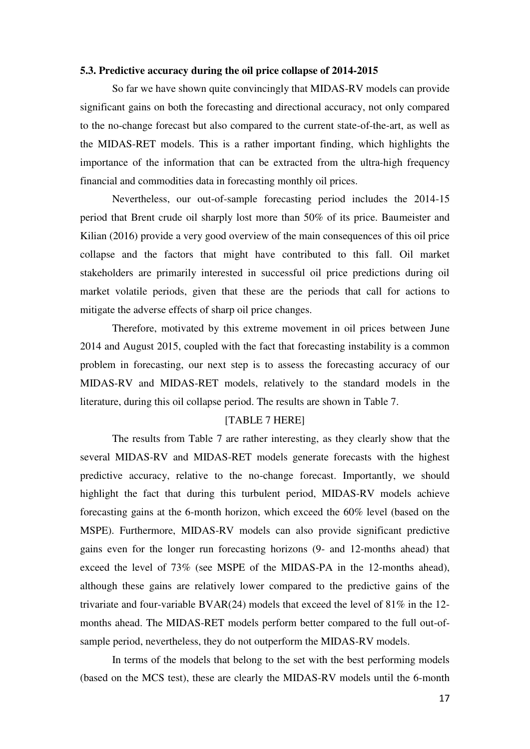### 5.3. Predictive accuracy during the oil price collapse of 2014-2015

So far we have shown quite convincingly that MIDAS-RV models can provide significant gains on both the forecasting and directional accuracy, not only compared to the no-change forecast but also compared to the current state-of-the-art, as well as the MIDAS-RET models. This is a rather important finding, which highlights the importance of the information that can be extracted from the ultra-high frequency financial and commodities data in forecasting monthly oil prices.

Nevertheless, our out-of-sample forecasting period includes the 2014-15 period that Brent crude oil sharply lost more than 50% of its price. Baumeister and Kilian (2016) provide a very good overview of the main consequences of this oil price collapse and the factors that might have contributed to this fall. Oil market stakeholders are primarily interested in successful oil price predictions during oil market volatile periods, given that these are the periods that call for actions to mitigate the adverse effects of sharp oil price changes.

Therefore, motivated by this extreme movement in oil prices between June 2014 and August 2015, coupled with the fact that forecasting instability is a common problem in forecasting, our next step is to assess the forecasting accuracy of our MIDAS-RV and MIDAS-RET models, relatively to the standard models in the literature, during this oil collapse period. The results are shown in Table 7.

[TABLE 7 HERE]

The results from Table 7 are rather interesting, as they clearly show that the several MIDAS-RV and MIDAS-RET models generate forecasts with the highest predictive accuracy, relative to the no-change forecast. Importantly, we should highlight the fact that during this turbulent period, MIDAS-RV models achieve forecasting gains at the 6-month horizon, which exceed the 60% level (based on the MSPE). Furthermore, MIDAS-RV models can also provide significant predictive gains even for the longer run forecasting horizons (9- and 12-months ahead) that exceed the level of 73% (see MSPE of the MIDAS-PA in the 12-months ahead), although these gains are relatively lower compared to the predictive gains of the trivariate and four-variable BVAR(24) models that exceed the level of 81% in the 12-months ahead. The MIDAS-RET models perform better compared to the full out-of-sample period, nevertheless, they do not outperform the MIDAS-RV models.

In terms of the models that belong to the set with the best performing models (based on the MCS test), these are clearly the MIDAS-RV models until the 6-month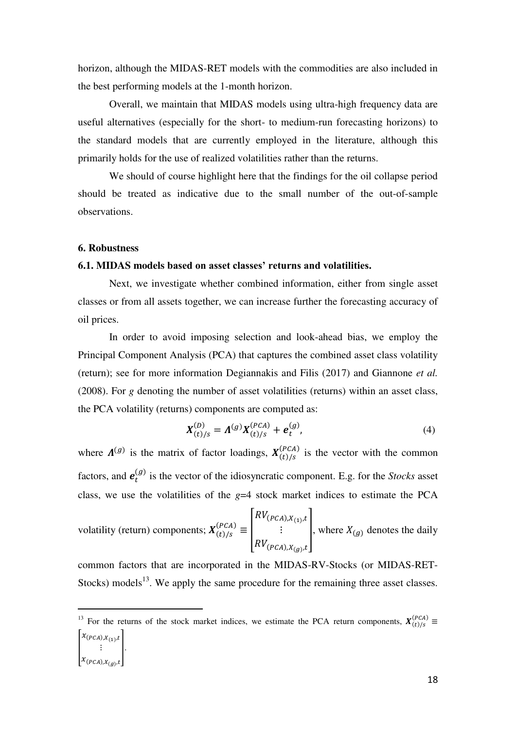horizon, although the MIDAS-RET models with the commodities are also included in the best performing models at the 1-month horizon.

Overall, we maintain that MIDAS models using ultra-high frequency data are useful alternatives (especially for the short- to medium-run forecasting horizons) to the standard models that are currently employed in the literature, although this primarily holds for the use of realized volatilities rather than the returns.

We should of course highlight here that the findings for the oil collapse period should be treated as indicative due to the small number of the out-of-sample observations.

## 6. Robustness

### 6.1. MIDAS models based on asset classes' returns and volatilities.

Next, we investigate whether combined information, either from single asset classes or from all assets together, we can increase further the forecasting accuracy of oil prices.

In order to avoid imposing selection and look-ahead bias, we employ the Principal Component Analysis (PCA) that captures the combined asset class volatility (return); see for more information Degiannakis and Filis (2017) and Giannone *et al.* (2008). For *g* denoting the number of asset volatilities (returns) within an asset class, the PCA volatility (returns) components are computed as:

$$\boldsymbol{X}_{(t)/s}^{(D)} = \boldsymbol{\Lambda}^{(g)} \boldsymbol{X}_{(t)/s}^{(PCA)} + \boldsymbol{e}_t^{(g)}, \tag{4}$$

where $\boldsymbol{\Lambda}^{(g)}$ is the matrix of factor loadings, $\boldsymbol{X}_{(t)/s}^{(PCA)}$ is the vector with the common factors, and $\boldsymbol{e}_t^{(g)}$ is the vector of the idiosyncratic component. E.g. for the *Stocks* asset class, we use the volatilities of the $g$=4 stock market indices to estimate the PCA volatility (return) components; $\boldsymbol{X}_{(t)/s}^{(PCA)} \equiv \begin{bmatrix} RV_{(PCA),X_{(1)},t} \\ \vdots \\ RV_{(PCA),X_{(g)},t} \end{bmatrix}$, where $X_{(g)}$ denotes the daily common factors that are incorporated in the MIDAS-RV-Stocks (or MIDAS-RET-Stocks) models[13]. We apply the same procedure for the remaining three asset classes.

[13] For the returns of the stock market indices, we estimate the PCA return components, $\boldsymbol{X}_{(t)/s}^{(PCA)} \equiv \begin{bmatrix} x_{(PCA),X_{(1)},t} \\ \vdots \\ x_{(PCA),X_{(g)},t} \end{bmatrix}$.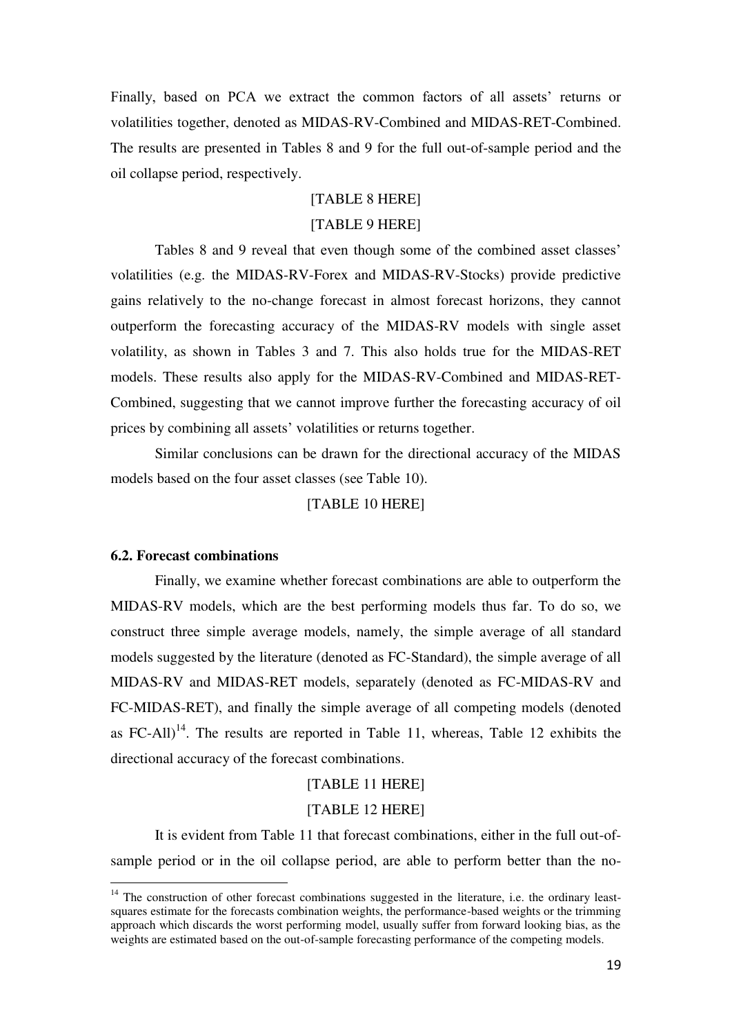Finally, based on PCA we extract the common factors of all assets' returns or volatilities together, denoted as MIDAS-RV-Combined and MIDAS-RET-Combined. The results are presented in Tables 8 and 9 for the full out-of-sample period and the oil collapse period, respectively.

[TABLE 8 HERE]

[TABLE 9 HERE]

Tables 8 and 9 reveal that even though some of the combined asset classes' volatilities (e.g. the MIDAS-RV-Forex and MIDAS-RV-Stocks) provide predictive gains relatively to the no-change forecast in almost forecast horizons, they cannot outperform the forecasting accuracy of the MIDAS-RV models with single asset volatility, as shown in Tables 3 and 7. This also holds true for the MIDAS-RET models. These results also apply for the MIDAS-RV-Combined and MIDAS-RET-Combined, suggesting that we cannot improve further the forecasting accuracy of oil prices by combining all assets' volatilities or returns together.

Similar conclusions can be drawn for the directional accuracy of the MIDAS models based on the four asset classes (see Table 10).

[TABLE 10 HERE]

### 6.2. Forecast combinations

Finally, we examine whether forecast combinations are able to outperform the MIDAS-RV models, which are the best performing models thus far. To do so, we construct three simple average models, namely, the simple average of all standard models suggested by the literature (denoted as FC-Standard), the simple average of all MIDAS-RV and MIDAS-RET models, separately (denoted as FC-MIDAS-RV and FC-MIDAS-RET), and finally the simple average of all competing models (denoted as FC-All)[14]. The results are reported in Table 11, whereas, Table 12 exhibits the directional accuracy of the forecast combinations.

[TABLE 11 HERE]

[TABLE 12 HERE]

It is evident from Table 11 that forecast combinations, either in the full out-of-sample period or in the oil collapse period, are able to perform better than the no-

[14] The construction of other forecast combinations suggested in the literature, i.e. the ordinary least-squares estimate for the forecasts combination weights, the performance-based weights or the trimming approach which discards the worst performing model, usually suffer from forward looking bias, as the weights are estimated based on the out-of-sample forecasting performance of the competing models.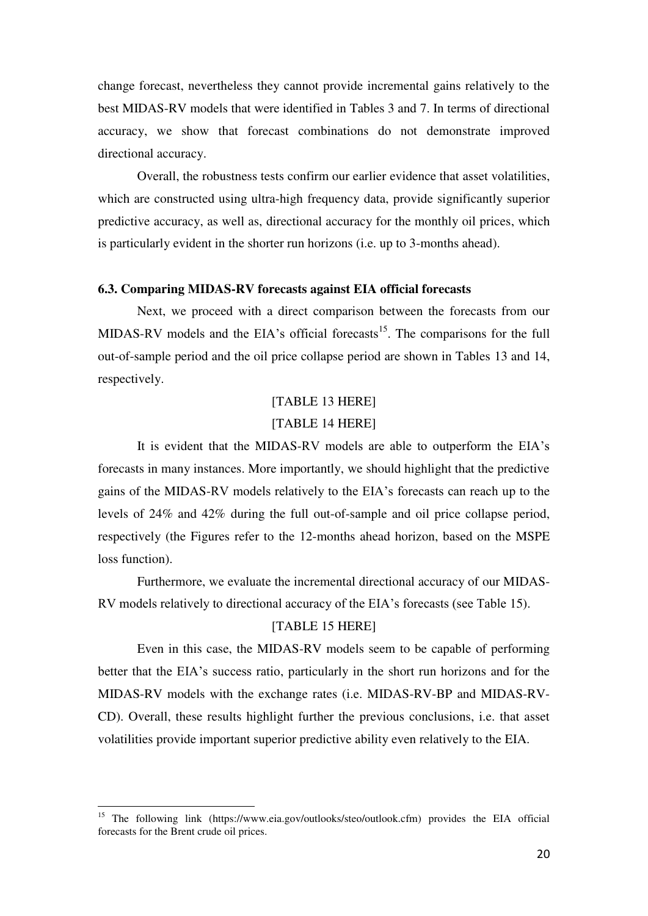change forecast, nevertheless they cannot provide incremental gains relatively to the best MIDAS-RV models that were identified in Tables 3 and 7. In terms of directional accuracy, we show that forecast combinations do not demonstrate improved directional accuracy.

Overall, the robustness tests confirm our earlier evidence that asset volatilities, which are constructed using ultra-high frequency data, provide significantly superior predictive accuracy, as well as, directional accuracy for the monthly oil prices, which is particularly evident in the shorter run horizons (i.e. up to 3-months ahead).

### 6.3. Comparing MIDAS-RV forecasts against EIA official forecasts

Next, we proceed with a direct comparison between the forecasts from our MIDAS-RV models and the EIA's official forecasts[15]. The comparisons for the full out-of-sample period and the oil price collapse period are shown in Tables 13 and 14, respectively.

[TABLE 13 HERE]

[TABLE 14 HERE]

It is evident that the MIDAS-RV models are able to outperform the EIA's forecasts in many instances. More importantly, we should highlight that the predictive gains of the MIDAS-RV models relatively to the EIA's forecasts can reach up to the levels of 24% and 42% during the full out-of-sample and oil price collapse period, respectively (the Figures refer to the 12-months ahead horizon, based on the MSPE loss function).

Furthermore, we evaluate the incremental directional accuracy of our MIDAS-RV models relatively to directional accuracy of the EIA's forecasts (see Table 15).

[TABLE 15 HERE]

Even in this case, the MIDAS-RV models seem to be capable of performing better that the EIA's success ratio, particularly in the short run horizons and for the MIDAS-RV models with the exchange rates (i.e. MIDAS-RV-BP and MIDAS-RV-CD). Overall, these results highlight further the previous conclusions, i.e. that asset volatilities provide important superior predictive ability even relatively to the EIA.

---

[15] The following link (https://www.eia.gov/outlooks/steo/outlook.cfm) provides the EIA official forecasts for the Brent crude oil prices.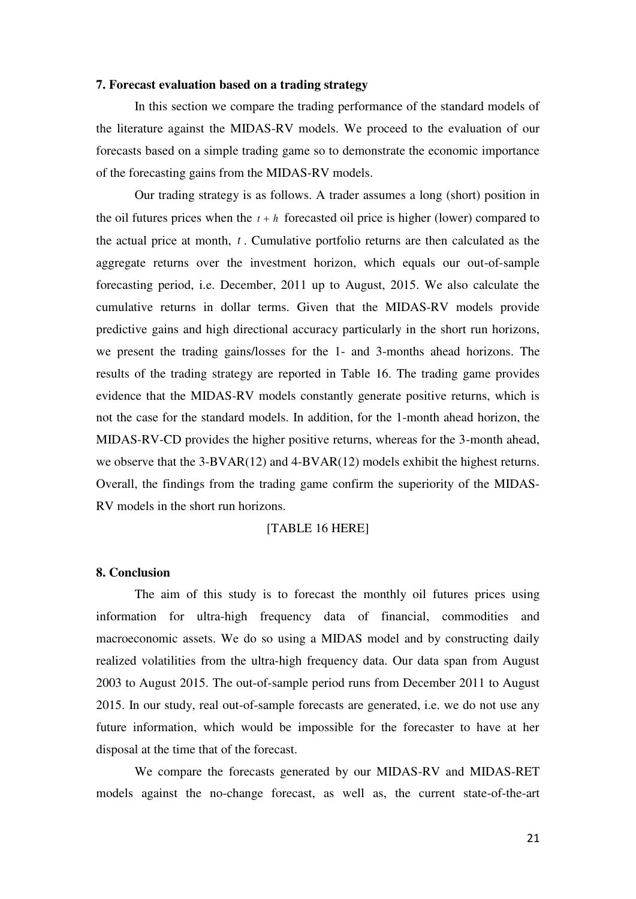## 7. Forecast evaluation based on a trading strategy

In this section we compare the trading performance of the standard models of the literature against the MIDAS-RV models. We proceed to the evaluation of our forecasts based on a simple trading game so to demonstrate the economic importance of the forecasting gains from the MIDAS-RV models.

Our trading strategy is as follows. A trader assumes a long (short) position in the oil futures prices when the $t+h$ forecasted oil price is higher (lower) compared to the actual price at month, $t$. Cumulative portfolio returns are then calculated as the aggregate returns over the investment horizon, which equals our out-of-sample forecasting period, i.e. December, 2011 up to August, 2015. We also calculate the cumulative returns in dollar terms. Given that the MIDAS-RV models provide predictive gains and high directional accuracy particularly in the short run horizons, we present the trading gains/losses for the 1- and 3-months ahead horizons. The results of the trading strategy are reported in Table 16. The trading game provides evidence that the MIDAS-RV models constantly generate positive returns, which is not the case for the standard models. In addition, for the 1-month ahead horizon, the MIDAS-RV-CD provides the higher positive returns, whereas for the 3-month ahead, we observe that the 3-BVAR(12) and 4-BVAR(12) models exhibit the highest returns. Overall, the findings from the trading game confirm the superiority of the MIDAS-RV models in the short run horizons.

[TABLE 16 HERE]

## 8. Conclusion

The aim of this study is to forecast the monthly oil futures prices using information for ultra-high frequency data of financial, commodities and macroeconomic assets. We do so using a MIDAS model and by constructing daily realized volatilities from the ultra-high frequency data. Our data span from August 2003 to August 2015. The out-of-sample period runs from December 2011 to August 2015. In our study, real out-of-sample forecasts are generated, i.e. we do not use any future information, which would be impossible for the forecaster to have at her disposal at the time that of the forecast.

We compare the forecasts generated by our MIDAS-RV and MIDAS-RET models against the no-change forecast, as well as, the current state-of-the-art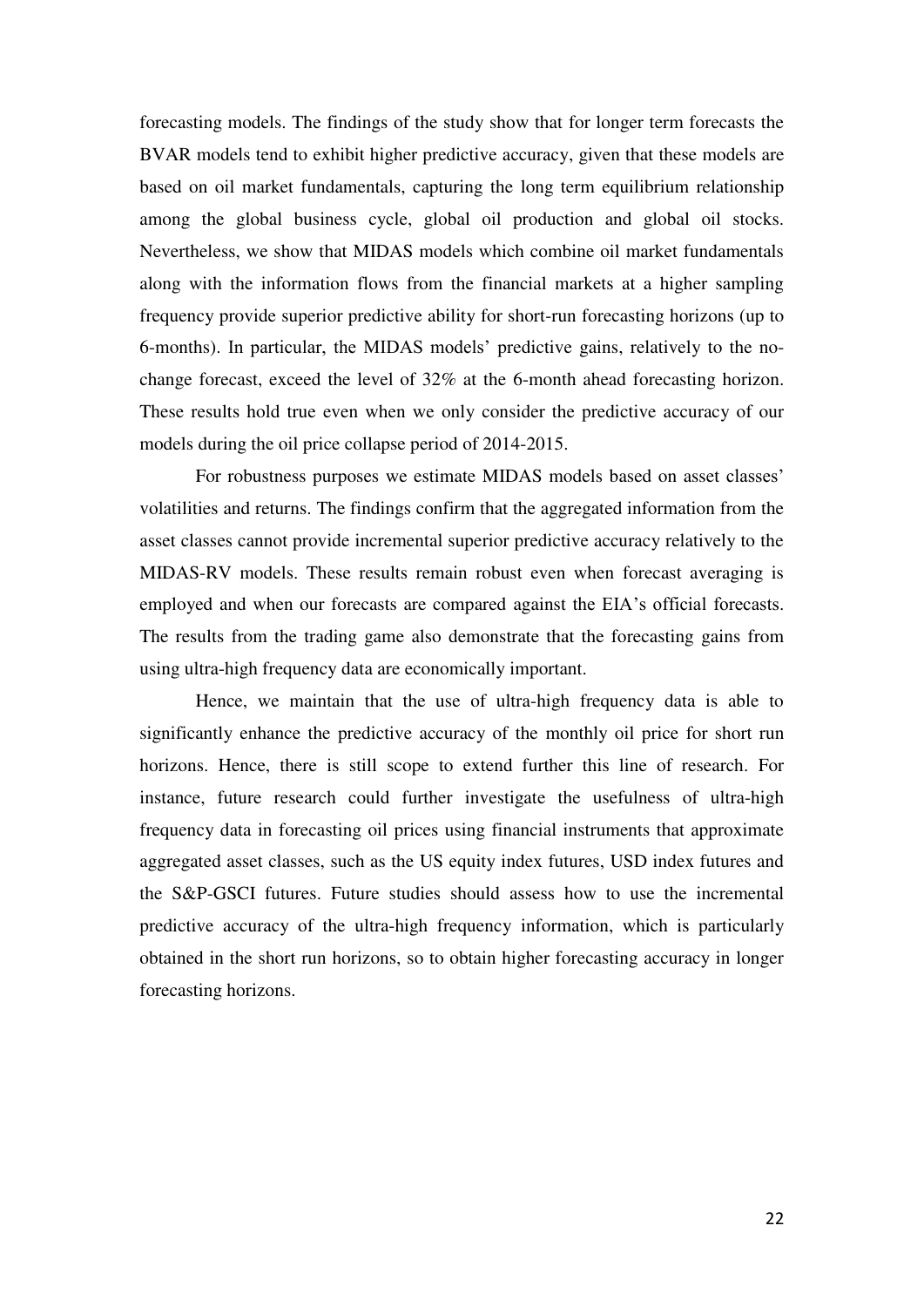forecasting models. The findings of the study show that for longer term forecasts the BVAR models tend to exhibit higher predictive accuracy, given that these models are based on oil market fundamentals, capturing the long term equilibrium relationship among the global business cycle, global oil production and global oil stocks. Nevertheless, we show that MIDAS models which combine oil market fundamentals along with the information flows from the financial markets at a higher sampling frequency provide superior predictive ability for short-run forecasting horizons (up to 6-months). In particular, the MIDAS models' predictive gains, relatively to the no-change forecast, exceed the level of 32% at the 6-month ahead forecasting horizon. These results hold true even when we only consider the predictive accuracy of our models during the oil price collapse period of 2014-2015.

For robustness purposes we estimate MIDAS models based on asset classes' volatilities and returns. The findings confirm that the aggregated information from the asset classes cannot provide incremental superior predictive accuracy relatively to the MIDAS-RV models. These results remain robust even when forecast averaging is employed and when our forecasts are compared against the EIA's official forecasts. The results from the trading game also demonstrate that the forecasting gains from using ultra-high frequency data are economically important.

Hence, we maintain that the use of ultra-high frequency data is able to significantly enhance the predictive accuracy of the monthly oil price for short run horizons. Hence, there is still scope to extend further this line of research. For instance, future research could further investigate the usefulness of ultra-high frequency data in forecasting oil prices using financial instruments that approximate aggregated asset classes, such as the US equity index futures, USD index futures and the S&P-GSCI futures. Future studies should assess how to use the incremental predictive accuracy of the ultra-high frequency information, which is particularly obtained in the short run horizons, so to obtain higher forecasting accuracy in longer forecasting horizons.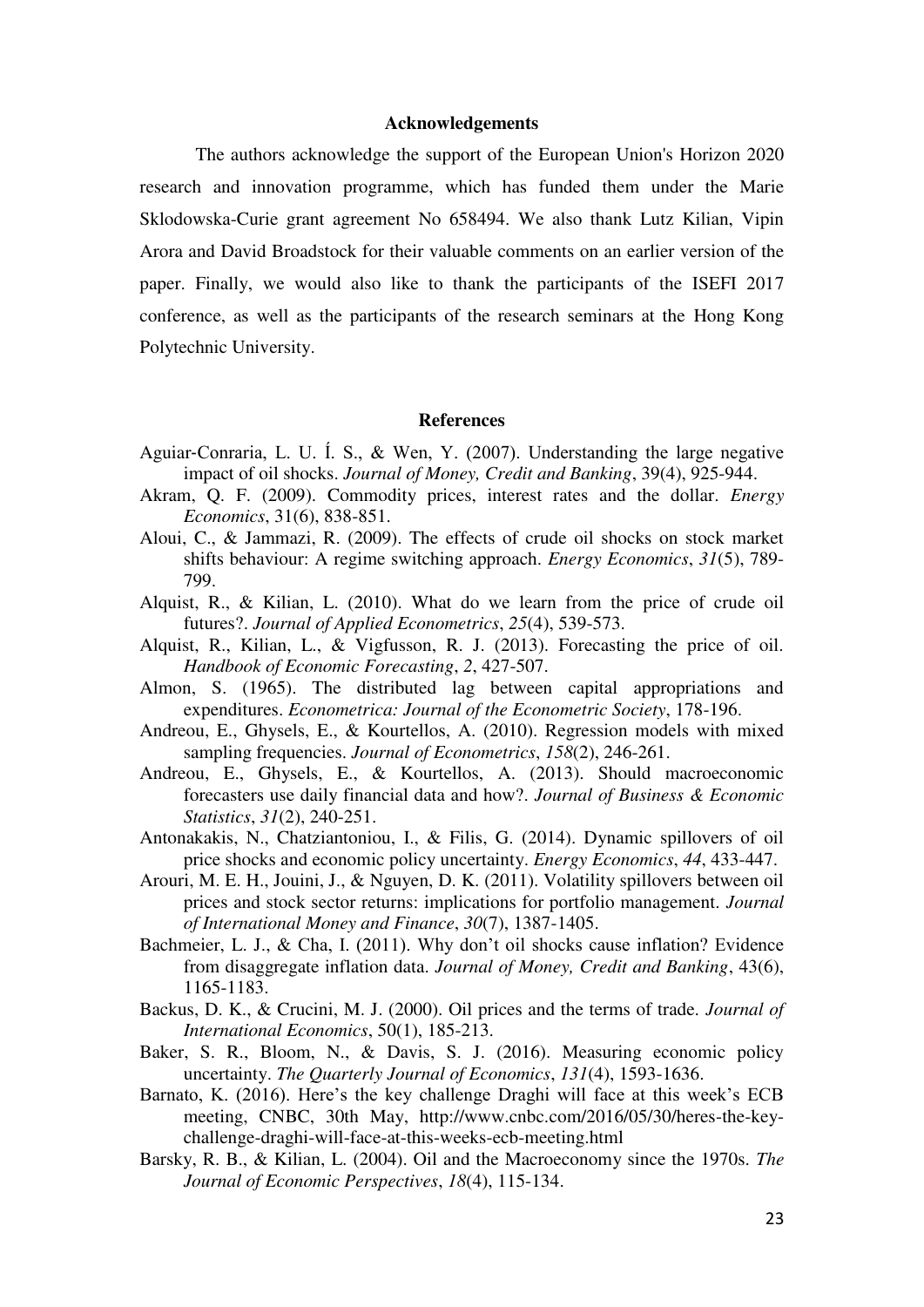## Acknowledgements

The authors acknowledge the support of the European Union's Horizon 2020 research and innovation programme, which has funded them under the Marie Sklodowska-Curie grant agreement No 658494. We also thank Lutz Kilian, Vipin Arora and David Broadstock for their valuable comments on an earlier version of the paper. Finally, we would also like to thank the participants of the ISEFI 2017 conference, as well as the participants of the research seminars at the Hong Kong Polytechnic University.

## References

Aguiar-Conraria, L. U. Í. S., & Wen, Y. (2007). Understanding the large negative impact of oil shocks. *Journal of Money, Credit and Banking*, 39(4), 925-944.

Akram, Q. F. (2009). Commodity prices, interest rates and the dollar. *Energy Economics*, 31(6), 838-851.

Aloui, C., & Jammazi, R. (2009). The effects of crude oil shocks on stock market shifts behaviour: A regime switching approach. *Energy Economics*, *31*(5), 789-799.

Alquist, R., & Kilian, L. (2010). What do we learn from the price of crude oil futures?. *Journal of Applied Econometrics*, *25*(4), 539-573.

Alquist, R., Kilian, L., & Vigfusson, R. J. (2013). Forecasting the price of oil. *Handbook of Economic Forecasting*, *2*, 427-507.

Almon, S. (1965). The distributed lag between capital appropriations and expenditures. *Econometrica: Journal of the Econometric Society*, 178-196.

Andreou, E., Ghysels, E., & Kourtellos, A. (2010). Regression models with mixed sampling frequencies. *Journal of Econometrics*, *158*(2), 246-261.

Andreou, E., Ghysels, E., & Kourtellos, A. (2013). Should macroeconomic forecasters use daily financial data and how?. *Journal of Business & Economic Statistics*, *31*(2), 240-251.

Antonakakis, N., Chatziantoniou, I., & Filis, G. (2014). Dynamic spillovers of oil price shocks and economic policy uncertainty. *Energy Economics*, *44*, 433-447.

Arouri, M. E. H., Jouini, J., & Nguyen, D. K. (2011). Volatility spillovers between oil prices and stock sector returns: implications for portfolio management. *Journal of International Money and Finance*, *30*(7), 1387-1405.

Bachmeier, L. J., & Cha, I. (2011). Why don't oil shocks cause inflation? Evidence from disaggregate inflation data. *Journal of Money, Credit and Banking*, 43(6), 1165-1183.

Backus, D. K., & Crucini, M. J. (2000). Oil prices and the terms of trade. *Journal of International Economics*, 50(1), 185-213.

Baker, S. R., Bloom, N., & Davis, S. J. (2016). Measuring economic policy uncertainty. *The Quarterly Journal of Economics*, *131*(4), 1593-1636.

Barnato, K. (2016). Here's the key challenge Draghi will face at this week's ECB meeting, CNBC, 30th May, http://www.cnbc.com/2016/05/30/heres-the-key-challenge-draghi-will-face-at-this-weeks-ecb-meeting.html

Barsky, R. B., & Kilian, L. (2004). Oil and the Macroeconomy since the 1970s. *The Journal of Economic Perspectives*, *18*(4), 115-134.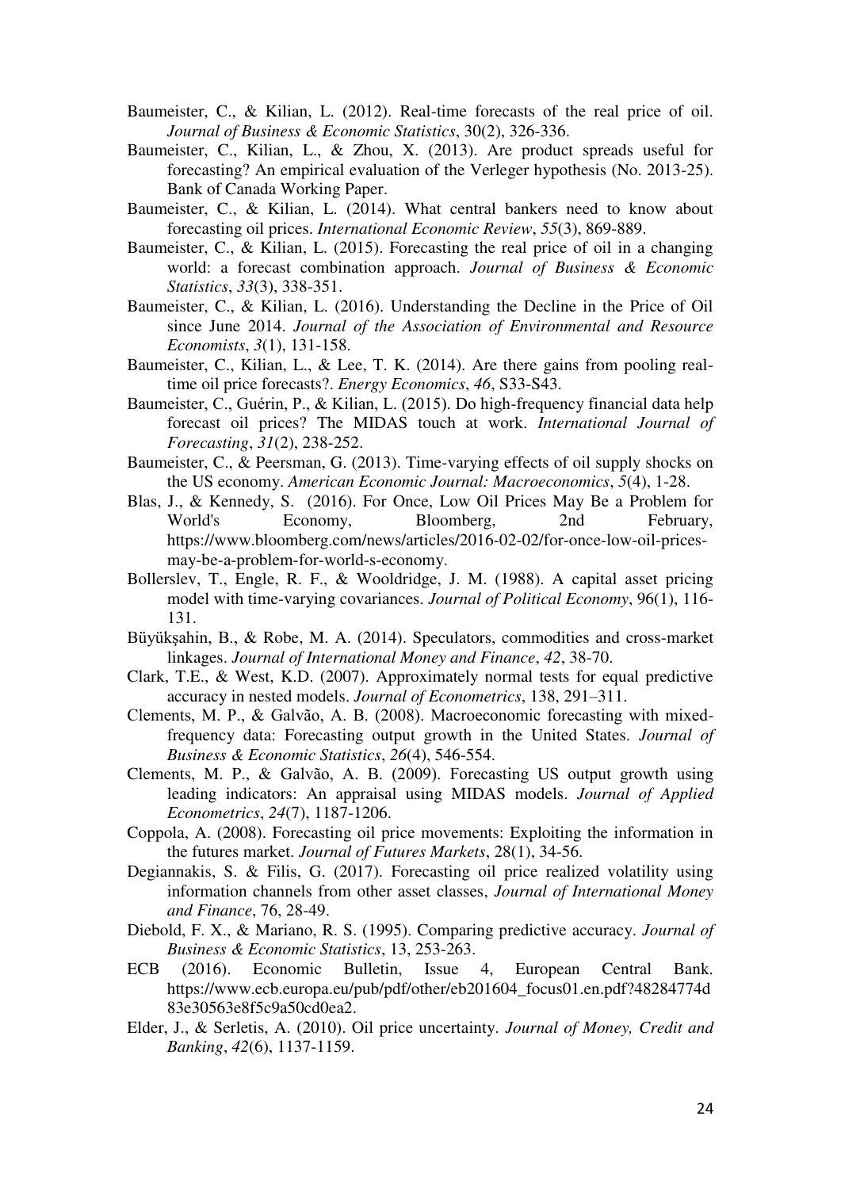Baumeister, C., & Kilian, L. (2012). Real-time forecasts of the real price of oil. *Journal of Business & Economic Statistics*, 30(2), 326-336.

Baumeister, C., Kilian, L., & Zhou, X. (2013). Are product spreads useful for forecasting? An empirical evaluation of the Verleger hypothesis (No. 2013-25). Bank of Canada Working Paper.

Baumeister, C., & Kilian, L. (2014). What central bankers need to know about forecasting oil prices. *International Economic Review*, *55*(3), 869-889.

Baumeister, C., & Kilian, L. (2015). Forecasting the real price of oil in a changing world: a forecast combination approach. *Journal of Business & Economic Statistics*, *33*(3), 338-351.

Baumeister, C., & Kilian, L. (2016). Understanding the Decline in the Price of Oil since June 2014. *Journal of the Association of Environmental and Resource Economists*, *3*(1), 131-158.

Baumeister, C., Kilian, L., & Lee, T. K. (2014). Are there gains from pooling real-time oil price forecasts?. *Energy Economics*, *46*, S33-S43.

Baumeister, C., Guérin, P., & Kilian, L. (2015). Do high-frequency financial data help forecast oil prices? The MIDAS touch at work. *International Journal of Forecasting*, *31*(2), 238-252.

Baumeister, C., & Peersman, G. (2013). Time-varying effects of oil supply shocks on the US economy. *American Economic Journal: Macroeconomics*, *5*(4), 1-28.

Blas, J., & Kennedy, S. (2016). For Once, Low Oil Prices May Be a Problem for World's Economy, Bloomberg, 2nd February, https://www.bloomberg.com/news/articles/2016-02-02/for-once-low-oil-prices-may-be-a-problem-for-world-s-economy.

Bollerslev, T., Engle, R. F., & Wooldridge, J. M. (1988). A capital asset pricing model with time-varying covariances. *Journal of Political Economy*, 96(1), 116-131.

Büyükşahin, B., & Robe, M. A. (2014). Speculators, commodities and cross-market linkages. *Journal of International Money and Finance*, *42*, 38-70.

Clark, T.E., & West, K.D. (2007). Approximately normal tests for equal predictive accuracy in nested models. *Journal of Econometrics*, 138, 291–311.

Clements, M. P., & Galvão, A. B. (2008). Macroeconomic forecasting with mixed-frequency data: Forecasting output growth in the United States. *Journal of Business & Economic Statistics*, *26*(4), 546-554.

Clements, M. P., & Galvão, A. B. (2009). Forecasting US output growth using leading indicators: An appraisal using MIDAS models. *Journal of Applied Econometrics*, *24*(7), 1187-1206.

Coppola, A. (2008). Forecasting oil price movements: Exploiting the information in the futures market. *Journal of Futures Markets*, 28(1), 34-56.

Degiannakis, S. & Filis, G. (2017). Forecasting oil price realized volatility using information channels from other asset classes, *Journal of International Money and Finance*, 76, 28-49.

Diebold, F. X., & Mariano, R. S. (1995). Comparing predictive accuracy. *Journal of Business & Economic Statistics*, 13, 253-263.

ECB (2016). Economic Bulletin, Issue 4, European Central Bank. https://www.ecb.europa.eu/pub/pdf/other/eb201604_focus01.en.pdf?48284774d83e30563e8f5c9a50cd0ea2.

Elder, J., & Serletis, A. (2010). Oil price uncertainty. *Journal of Money, Credit and Banking*, *42*(6), 1137-1159.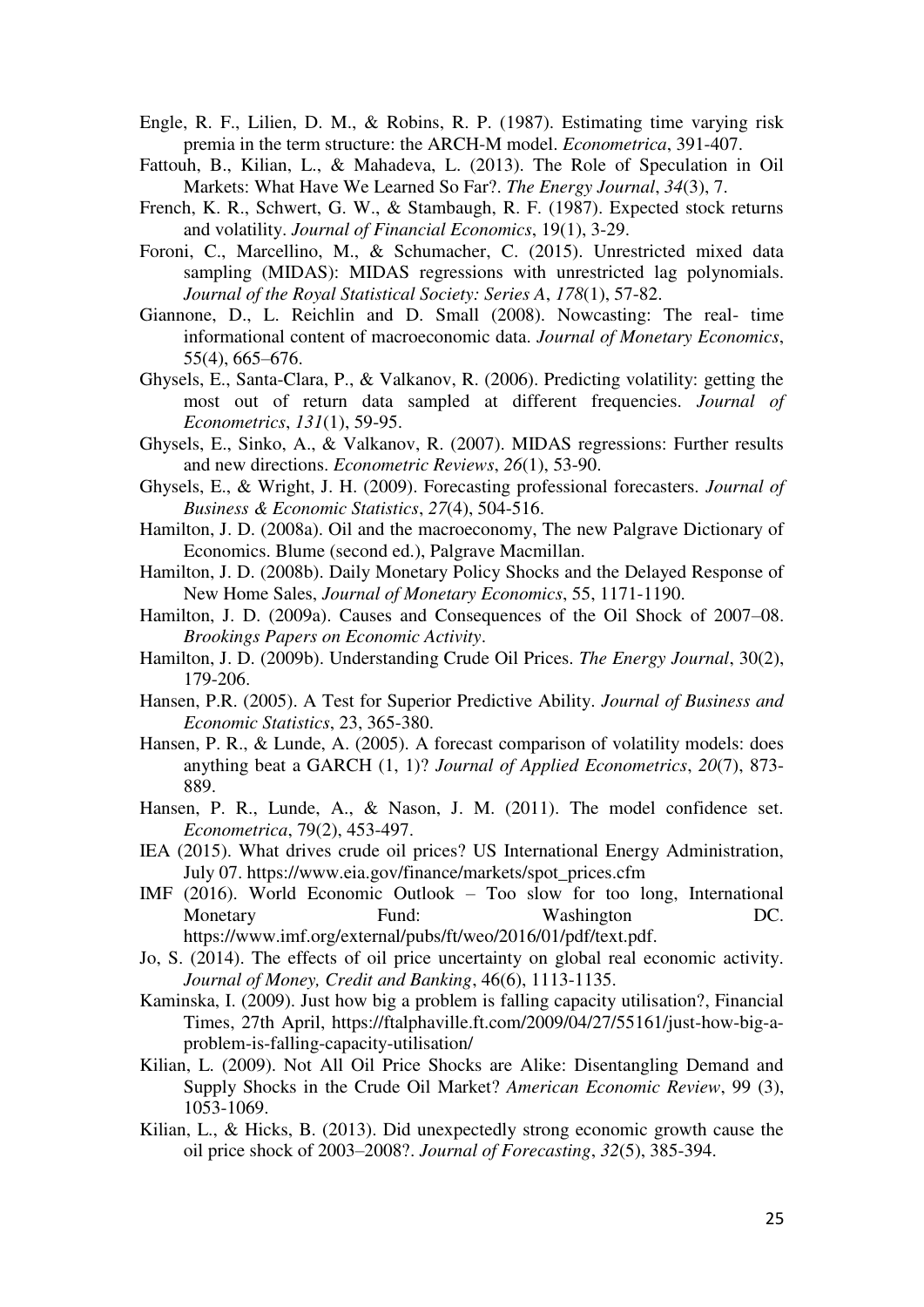Engle, R. F., Lilien, D. M., & Robins, R. P. (1987). Estimating time varying risk premia in the term structure: the ARCH-M model. *Econometrica*, 391-407.

Fattouh, B., Kilian, L., & Mahadeva, L. (2013). The Role of Speculation in Oil Markets: What Have We Learned So Far?. *The Energy Journal*, *34*(3), 7.

French, K. R., Schwert, G. W., & Stambaugh, R. F. (1987). Expected stock returns and volatility. *Journal of Financial Economics*, 19(1), 3-29.

Foroni, C., Marcellino, M., & Schumacher, C. (2015). Unrestricted mixed data sampling (MIDAS): MIDAS regressions with unrestricted lag polynomials. *Journal of the Royal Statistical Society: Series A*, *178*(1), 57-82.

Giannone, D., L. Reichlin and D. Small (2008). Nowcasting: The real- time informational content of macroeconomic data. *Journal of Monetary Economics*, 55(4), 665–676.

Ghysels, E., Santa-Clara, P., & Valkanov, R. (2006). Predicting volatility: getting the most out of return data sampled at different frequencies. *Journal of Econometrics*, *131*(1), 59-95.

Ghysels, E., Sinko, A., & Valkanov, R. (2007). MIDAS regressions: Further results and new directions. *Econometric Reviews*, *26*(1), 53-90.

Ghysels, E., & Wright, J. H. (2009). Forecasting professional forecasters. *Journal of Business & Economic Statistics*, *27*(4), 504-516.

Hamilton, J. D. (2008a). Oil and the macroeconomy, The new Palgrave Dictionary of Economics. Blume (second ed.), Palgrave Macmillan.

Hamilton, J. D. (2008b). Daily Monetary Policy Shocks and the Delayed Response of New Home Sales, *Journal of Monetary Economics*, 55, 1171-1190.

Hamilton, J. D. (2009a). Causes and Consequences of the Oil Shock of 2007–08. *Brookings Papers on Economic Activity*.

Hamilton, J. D. (2009b). Understanding Crude Oil Prices. *The Energy Journal*, 30(2), 179-206.

Hansen, P.R. (2005). A Test for Superior Predictive Ability. *Journal of Business and Economic Statistics*, 23, 365-380.

Hansen, P. R., & Lunde, A. (2005). A forecast comparison of volatility models: does anything beat a GARCH (1, 1)? *Journal of Applied Econometrics*, *20*(7), 873-889.

Hansen, P. R., Lunde, A., & Nason, J. M. (2011). The model confidence set. *Econometrica*, 79(2), 453-497.

IEA (2015). What drives crude oil prices? US International Energy Administration, July 07. https://www.eia.gov/finance/markets/spot_prices.cfm

IMF (2016). World Economic Outlook – Too slow for too long, International Monetary Fund: Washington DC. https://www.imf.org/external/pubs/ft/weo/2016/01/pdf/text.pdf.

Jo, S. (2014). The effects of oil price uncertainty on global real economic activity. *Journal of Money, Credit and Banking*, 46(6), 1113-1135.

Kaminska, I. (2009). Just how big a problem is falling capacity utilisation?, Financial Times, 27th April, https://ftalphaville.ft.com/2009/04/27/55161/just-how-big-a-problem-is-falling-capacity-utilisation/

Kilian, L. (2009). Not All Oil Price Shocks are Alike: Disentangling Demand and Supply Shocks in the Crude Oil Market? *American Economic Review*, 99 (3), 1053-1069.

Kilian, L., & Hicks, B. (2013). Did unexpectedly strong economic growth cause the oil price shock of 2003–2008?. *Journal of Forecasting*, *32*(5), 385-394.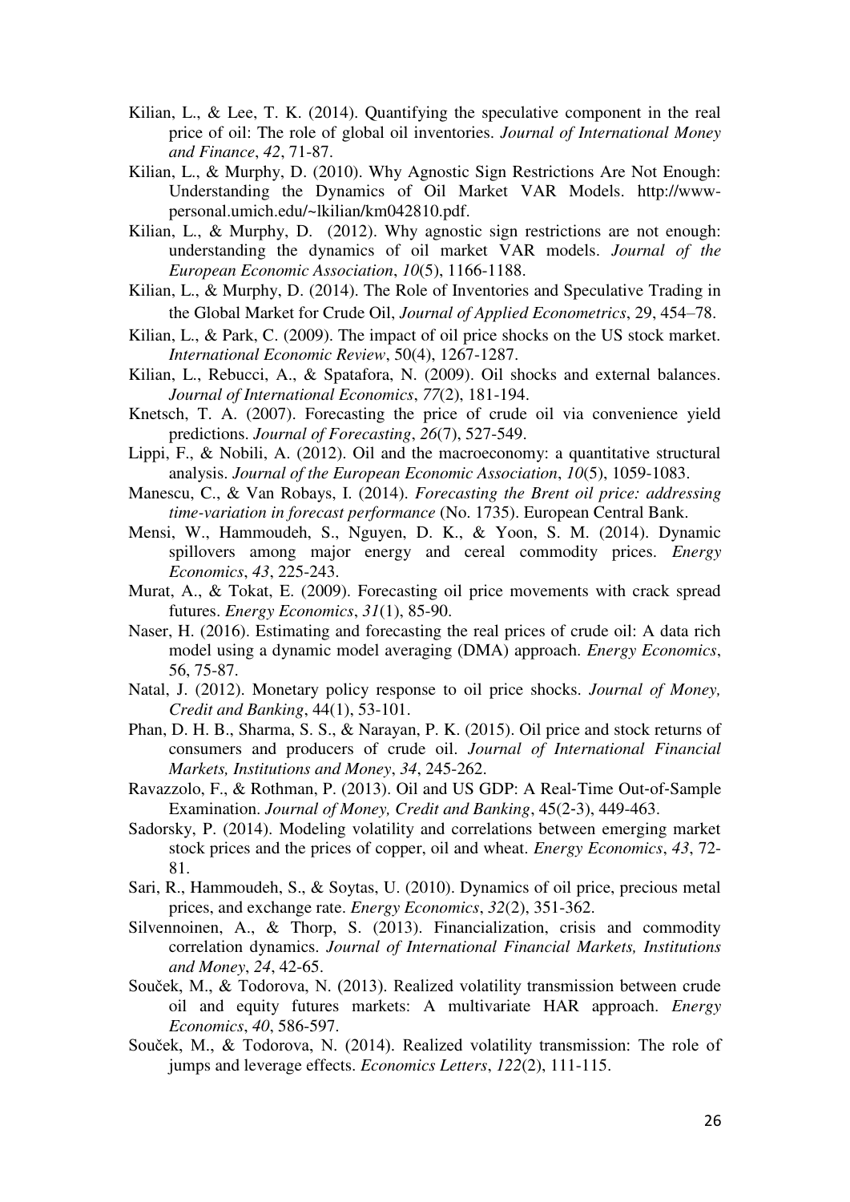Kilian, L., & Lee, T. K. (2014). Quantifying the speculative component in the real price of oil: The role of global oil inventories. *Journal of International Money and Finance*, *42*, 71-87.

Kilian, L., & Murphy, D. (2010). Why Agnostic Sign Restrictions Are Not Enough: Understanding the Dynamics of Oil Market VAR Models. http://www-personal.umich.edu/~lkilian/km042810.pdf.

Kilian, L., & Murphy, D. (2012). Why agnostic sign restrictions are not enough: understanding the dynamics of oil market VAR models. *Journal of the European Economic Association*, *10*(5), 1166-1188.

Kilian, L., & Murphy, D. (2014). The Role of Inventories and Speculative Trading in the Global Market for Crude Oil, *Journal of Applied Econometrics*, 29, 454–78.

Kilian, L., & Park, C. (2009). The impact of oil price shocks on the US stock market. *International Economic Review*, 50(4), 1267-1287.

Kilian, L., Rebucci, A., & Spatafora, N. (2009). Oil shocks and external balances. *Journal of International Economics*, *77*(2), 181-194.

Knetsch, T. A. (2007). Forecasting the price of crude oil via convenience yield predictions. *Journal of Forecasting*, *26*(7), 527-549.

Lippi, F., & Nobili, A. (2012). Oil and the macroeconomy: a quantitative structural analysis. *Journal of the European Economic Association*, *10*(5), 1059-1083.

Manescu, C., & Van Robays, I. (2014). *Forecasting the Brent oil price: addressing time-variation in forecast performance* (No. 1735). European Central Bank.

Mensi, W., Hammoudeh, S., Nguyen, D. K., & Yoon, S. M. (2014). Dynamic spillovers among major energy and cereal commodity prices. *Energy Economics*, *43*, 225-243.

Murat, A., & Tokat, E. (2009). Forecasting oil price movements with crack spread futures. *Energy Economics*, *31*(1), 85-90.

Naser, H. (2016). Estimating and forecasting the real prices of crude oil: A data rich model using a dynamic model averaging (DMA) approach. *Energy Economics*, 56, 75-87.

Natal, J. (2012). Monetary policy response to oil price shocks. *Journal of Money, Credit and Banking*, 44(1), 53-101.

Phan, D. H. B., Sharma, S. S., & Narayan, P. K. (2015). Oil price and stock returns of consumers and producers of crude oil. *Journal of International Financial Markets, Institutions and Money*, *34*, 245-262.

Ravazzolo, F., & Rothman, P. (2013). Oil and US GDP: A Real-Time Out-of-Sample Examination. *Journal of Money, Credit and Banking*, 45(2-3), 449-463.

Sadorsky, P. (2014). Modeling volatility and correlations between emerging market stock prices and the prices of copper, oil and wheat. *Energy Economics*, *43*, 72-81.

Sari, R., Hammoudeh, S., & Soytas, U. (2010). Dynamics of oil price, precious metal prices, and exchange rate. *Energy Economics*, *32*(2), 351-362.

Silvennoinen, A., & Thorp, S. (2013). Financialization, crisis and commodity correlation dynamics. *Journal of International Financial Markets, Institutions and Money*, *24*, 42-65.

Souček, M., & Todorova, N. (2013). Realized volatility transmission between crude oil and equity futures markets: A multivariate HAR approach. *Energy Economics*, *40*, 586-597.

Souček, M., & Todorova, N. (2014). Realized volatility transmission: The role of jumps and leverage effects. *Economics Letters*, *122*(2), 111-115.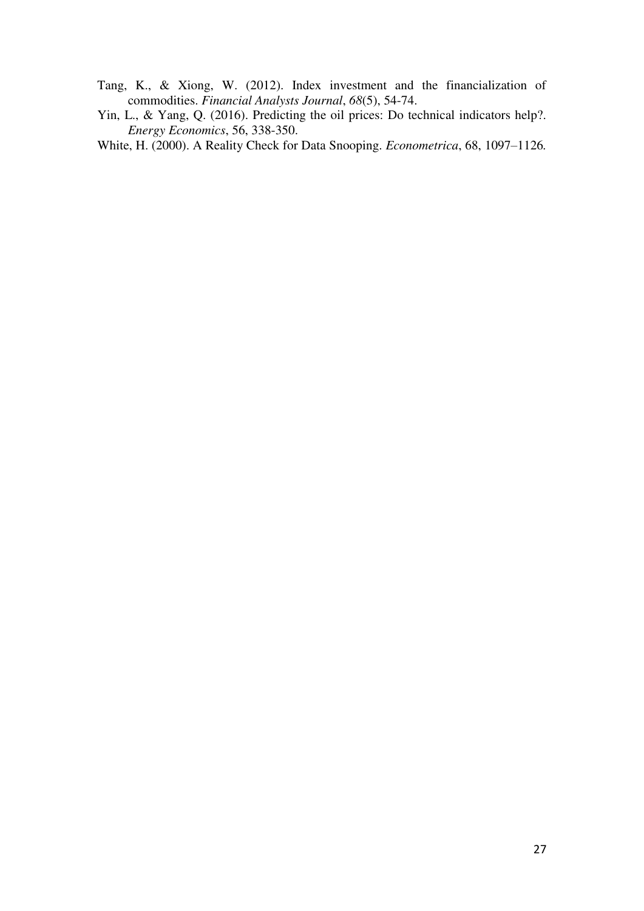Tang, K., & Xiong, W. (2012). Index investment and the financialization of commodities. *Financial Analysts Journal*, *68*(5), 54-74.

Yin, L., & Yang, Q. (2016). Predicting the oil prices: Do technical indicators help?. *Energy Economics*, 56, 338-350.

White, H. (2000). A Reality Check for Data Snooping. *Econometrica*, 68, 1097–1126.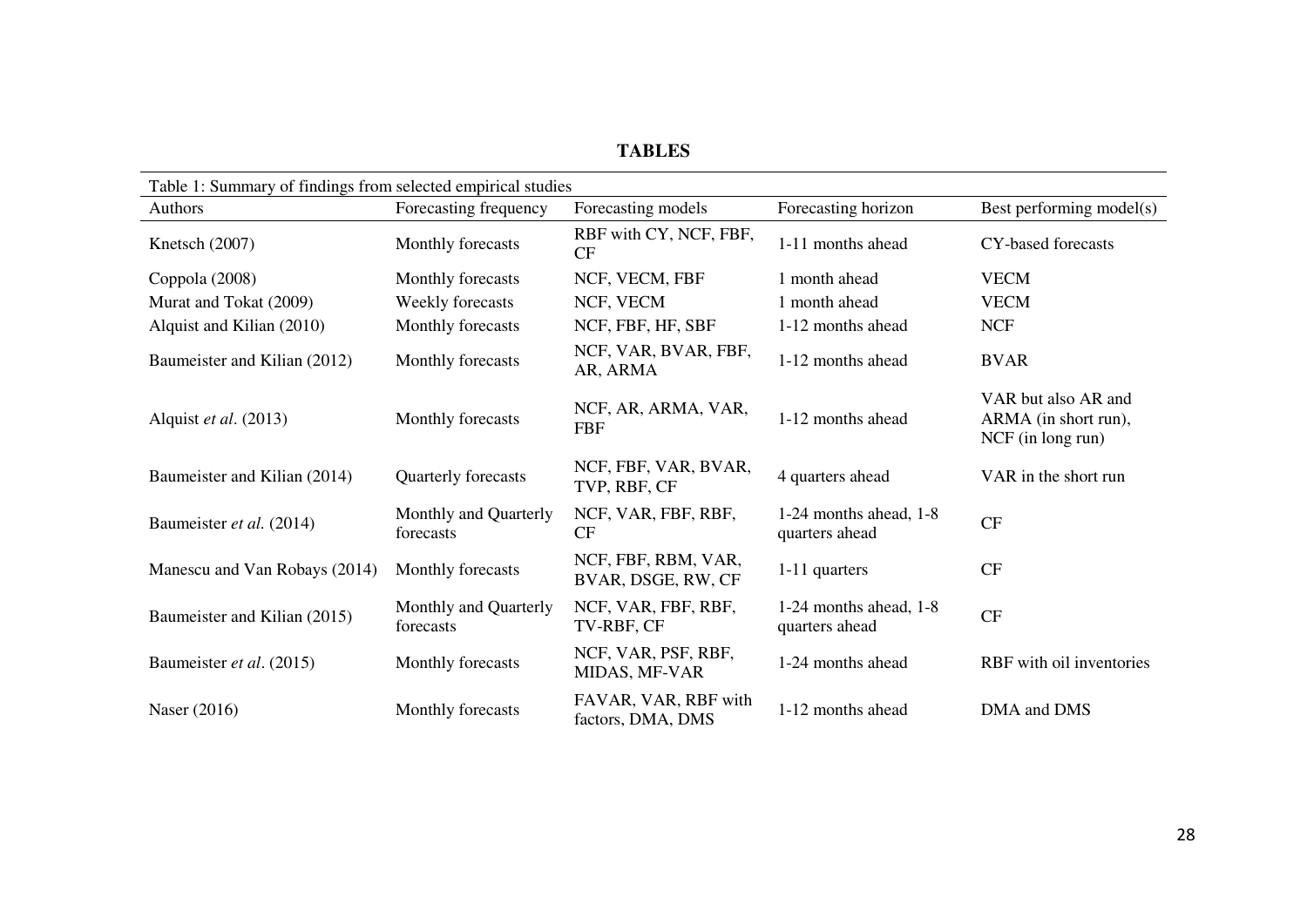# TABLES

Table 1: Summary of findings from selected empirical studies

| Authors | Forecasting frequency | Forecasting models | Forecasting horizon | Best performing model(s) |
|---|---|---|---|---|
| Knetsch (2007) | Monthly forecasts | RBF with CY, NCF, FBF, CF | 1-11 months ahead | CY-based forecasts |
| Coppola (2008) | Monthly forecasts | NCF, VECM, FBF | 1 month ahead | VECM |
| Murat and Tokat (2009) | Weekly forecasts | NCF, VECM | 1 month ahead | VECM |
| Alquist and Kilian (2010) | Monthly forecasts | NCF, FBF, HF, SBF | 1-12 months ahead | NCF |
| Baumeister and Kilian (2012) | Monthly forecasts | NCF, VAR, BVAR, FBF, AR, ARMA | 1-12 months ahead | BVAR |
| Alquist *et al*. (2013) | Monthly forecasts | NCF, AR, ARMA, VAR, FBF | 1-12 months ahead | VAR but also AR and ARMA (in short run), NCF (in long run) |
| Baumeister and Kilian (2014) | Quarterly forecasts | NCF, FBF, VAR, BVAR, TVP, RBF, CF | 4 quarters ahead | VAR in the short run |
| Baumeister *et al.* (2014) | Monthly and Quarterly forecasts | NCF, VAR, FBF, RBF, CF | 1-24 months ahead, 1-8 quarters ahead | CF |
| Manescu and Van Robays (2014) | Monthly forecasts | NCF, FBF, RBM, VAR, BVAR, DSGE, RW, CF | 1-11 quarters | CF |
| Baumeister and Kilian (2015) | Monthly and Quarterly forecasts | NCF, VAR, FBF, RBF, TV-RBF, CF | 1-24 months ahead, 1-8 quarters ahead | CF |
| Baumeister *et al*. (2015) | Monthly forecasts | NCF, VAR, PSF, RBF, MIDAS, MF-VAR | 1-24 months ahead | RBF with oil inventories |
| Naser (2016) | Monthly forecasts | FAVAR, VAR, RBF with factors, DMA, DMS | 1-12 months ahead | DMA and DMS |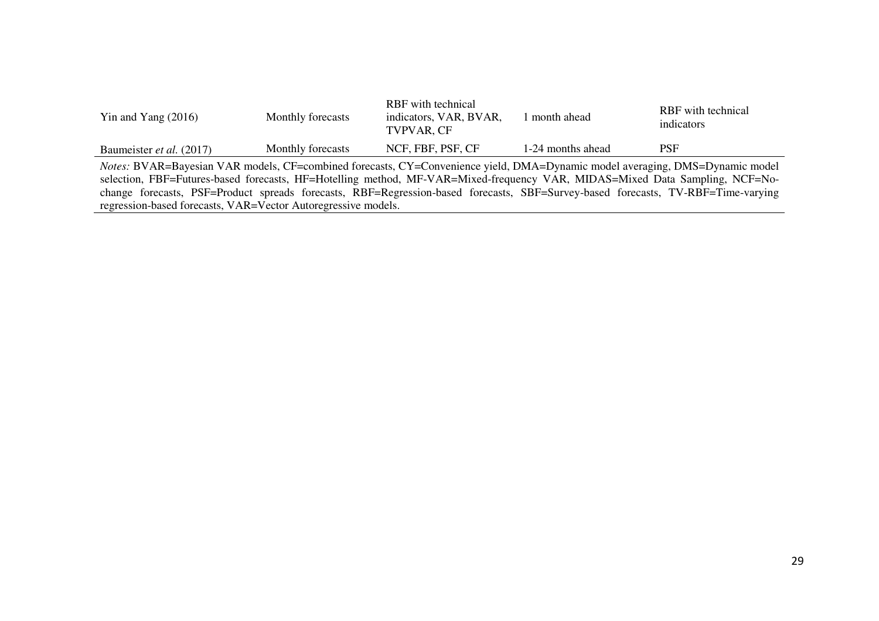| | | | | |
|---|---|---|---|---|
| Yin and Yang (2016) | Monthly forecasts | RBF with technical indicators, VAR, BVAR, TVPVAR, CF | 1 month ahead | RBF with technical indicators |
| Baumeister *et al.* (2017) | Monthly forecasts | NCF, FBF, PSF, CF | 1-24 months ahead | PSF |

*Notes:* BVAR=Bayesian VAR models, CF=combined forecasts, CY=Convenience yield, DMA=Dynamic model averaging, DMS=Dynamic model selection, FBF=Futures-based forecasts, HF=Hotelling method, MF-VAR=Mixed-frequency VAR, MIDAS=Mixed Data Sampling, NCF=No-change forecasts, PSF=Product spreads forecasts, RBF=Regression-based forecasts, SBF=Survey-based forecasts, TV-RBF=Time-varying regression-based forecasts, VAR=Vector Autoregressive models.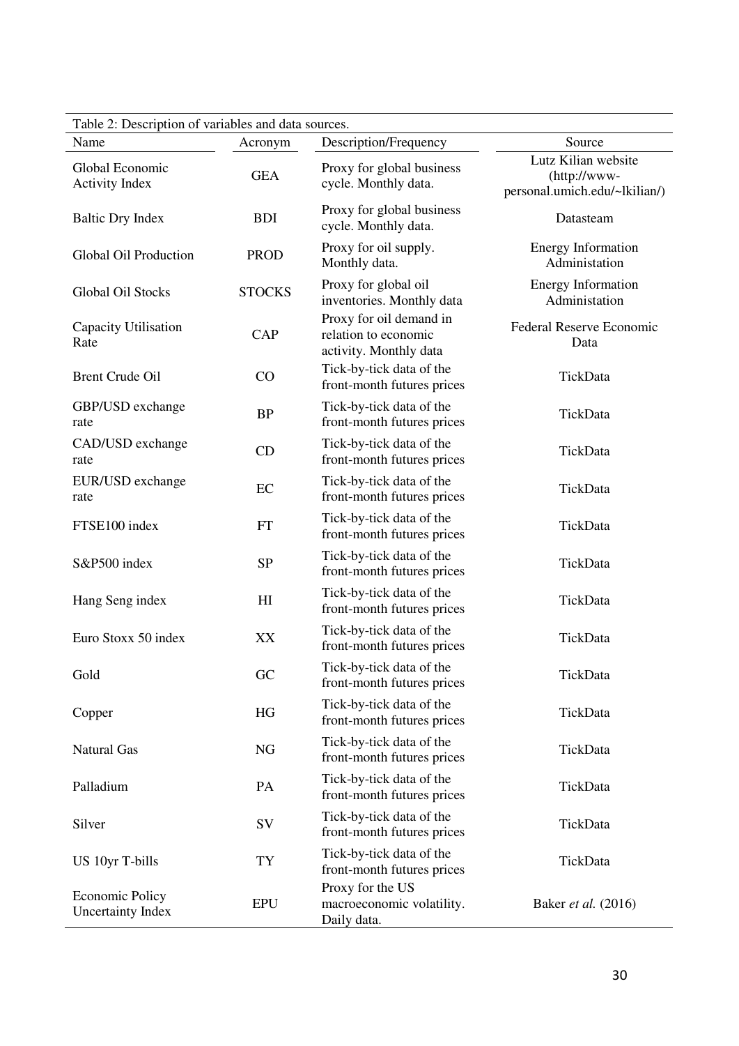Table 2: Description of variables and data sources.

| Name | Acronym | Description/Frequency | Source |
|---|---|---|---|
| Global Economic Activity Index | GEA | Proxy for global business cycle. Monthly data. | Lutz Kilian website (http://www-personal.umich.edu/~lkilian/) |
| Baltic Dry Index | BDI | Proxy for global business cycle. Monthly data. | Datasteam |
| Global Oil Production | PROD | Proxy for oil supply. Monthly data. | Energy Information Administation |
| Global Oil Stocks | STOCKS | Proxy for global oil inventories. Monthly data | Energy Information Administation |
| Capacity Utilisation Rate | CAP | Proxy for oil demand in relation to economic activity. Monthly data | Federal Reserve Economic Data |
| Brent Crude Oil | CO | Tick-by-tick data of the front-month futures prices | TickData |
| GBP/USD exchange rate | BP | Tick-by-tick data of the front-month futures prices | TickData |
| CAD/USD exchange rate | CD | Tick-by-tick data of the front-month futures prices | TickData |
| EUR/USD exchange rate | EC | Tick-by-tick data of the front-month futures prices | TickData |
| FTSE100 index | FT | Tick-by-tick data of the front-month futures prices | TickData |
| S&P500 index | SP | Tick-by-tick data of the front-month futures prices | TickData |
| Hang Seng index | HI | Tick-by-tick data of the front-month futures prices | TickData |
| Euro Stoxx 50 index | XX | Tick-by-tick data of the front-month futures prices | TickData |
| Gold | GC | Tick-by-tick data of the front-month futures prices | TickData |
| Copper | HG | Tick-by-tick data of the front-month futures prices | TickData |
| Natural Gas | NG | Tick-by-tick data of the front-month futures prices | TickData |
| Palladium | PA | Tick-by-tick data of the front-month futures prices | TickData |
| Silver | SV | Tick-by-tick data of the front-month futures prices | TickData |
| US 10yr T-bills | TY | Tick-by-tick data of the front-month futures prices | TickData |
| Economic Policy Uncertainty Index | EPU | Proxy for the US macroeconomic volatility. Daily data. | Baker *et al.* (2016) |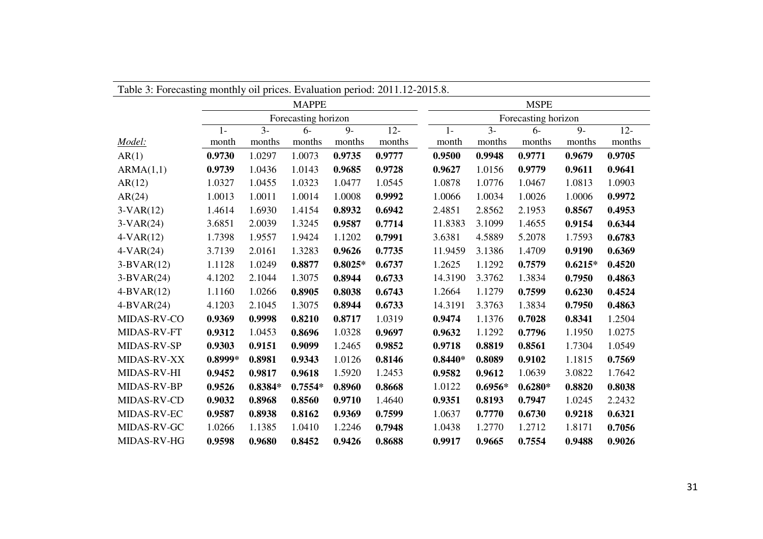Table 3: Forecasting monthly oil prices. Evaluation period: 2011.12-2015.8.

| | MAPPE | | | | | MSPE | | | | |
|---|---|---|---|---|---|---|---|---|---|---|
| | Forecasting horizon | | | | | Forecasting horizon | | | | |
| *Model:* | 1-month | 3-months | 6-months | 9-months | 12-months | 1-month | 3-months | 6-months | 9-months | 12-months |
| AR(1) | **0.9730** | 1.0297 | 1.0073 | **0.9735** | **0.9777** | **0.9500** | **0.9948** | **0.9771** | **0.9679** | **0.9705** |
| ARMA(1,1) | **0.9739** | 1.0436 | 1.0143 | **0.9685** | **0.9728** | **0.9627** | 1.0156 | **0.9779** | **0.9611** | **0.9641** |
| AR(12) | 1.0327 | 1.0455 | 1.0323 | 1.0477 | 1.0545 | 1.0878 | 1.0776 | 1.0467 | 1.0813 | 1.0903 |
| AR(24) | 1.0013 | 1.0011 | 1.0014 | 1.0008 | **0.9992** | 1.0066 | 1.0034 | 1.0026 | 1.0006 | **0.9972** |
| 3-VAR(12) | 1.4614 | 1.6930 | 1.4154 | **0.8932** | **0.6942** | 2.4851 | 2.8562 | 2.1953 | **0.8567** | **0.4953** |
| 3-VAR(24) | 3.6851 | 2.0039 | 1.3245 | **0.9587** | **0.7714** | 11.8383 | 3.1099 | 1.4655 | **0.9154** | **0.6344** |
| 4-VAR(12) | 1.7398 | 1.9557 | 1.9424 | 1.1202 | **0.7991** | 3.6381 | 4.5889 | 5.2078 | 1.7593 | **0.6783** |
| 4-VAR(24) | 3.7139 | 2.0161 | 1.3283 | **0.9626** | **0.7735** | 11.9459 | 3.1386 | 1.4709 | **0.9190** | **0.6369** |
| 3-BVAR(12) | 1.1128 | 1.0249 | **0.8877** | **0.8025*** | **0.6737** | 1.2625 | 1.1292 | **0.7579** | **0.6215*** | **0.4520** |
| 3-BVAR(24) | 4.1202 | 2.1044 | 1.3075 | **0.8944** | **0.6733** | 14.3190 | 3.3762 | 1.3834 | **0.7950** | **0.4863** |
| 4-BVAR(12) | 1.1160 | 1.0266 | **0.8905** | **0.8038** | **0.6743** | 1.2664 | 1.1279 | **0.7599** | **0.6230** | **0.4524** |
| 4-BVAR(24) | 4.1203 | 2.1045 | 1.3075 | **0.8944** | **0.6733** | 14.3191 | 3.3763 | 1.3834 | **0.7950** | **0.4863** |
| MIDAS-RV-CO | **0.9369** | **0.9998** | **0.8210** | **0.8717** | 1.0319 | **0.9474** | 1.1376 | **0.7028** | **0.8341** | 1.2504 |
| MIDAS-RV-FT | **0.9312** | 1.0453 | **0.8696** | 1.0328 | **0.9697** | **0.9632** | 1.1292 | **0.7796** | 1.1950 | 1.0275 |
| MIDAS-RV-SP | **0.9303** | **0.9151** | **0.9099** | 1.2465 | **0.9852** | **0.9718** | **0.8819** | **0.8561** | 1.7304 | 1.0549 |
| MIDAS-RV-XX | **0.8999*** | **0.8981** | **0.9343** | 1.0126 | **0.8146** | **0.8440*** | **0.8089** | **0.9102** | 1.1815 | **0.7569** |
| MIDAS-RV-HI | **0.9452** | **0.9817** | **0.9618** | 1.5920 | 1.2453 | **0.9582** | **0.9612** | 1.0639 | 3.0822 | 1.7642 |
| MIDAS-RV-BP | **0.9526** | **0.8384*** | **0.7554*** | **0.8960** | **0.8668** | 1.0122 | **0.6956*** | **0.6280*** | **0.8820** | **0.8038** |
| MIDAS-RV-CD | **0.9032** | **0.8968** | **0.8560** | **0.9710** | 1.4640 | **0.9351** | **0.8193** | **0.7947** | 1.0245 | 2.2432 |
| MIDAS-RV-EC | **0.9587** | **0.8938** | **0.8162** | **0.9369** | **0.7599** | 1.0637 | **0.7770** | **0.6730** | **0.9218** | **0.6321** |
| MIDAS-RV-GC | 1.0266 | 1.1385 | 1.0410 | 1.2246 | **0.7948** | 1.0438 | 1.2770 | 1.2712 | 1.8171 | **0.7056** |
| MIDAS-RV-HG | **0.9598** | **0.9680** | **0.8452** | **0.9426** | **0.8688** | **0.9917** | **0.9665** | **0.7554** | **0.9488** | **0.9026** |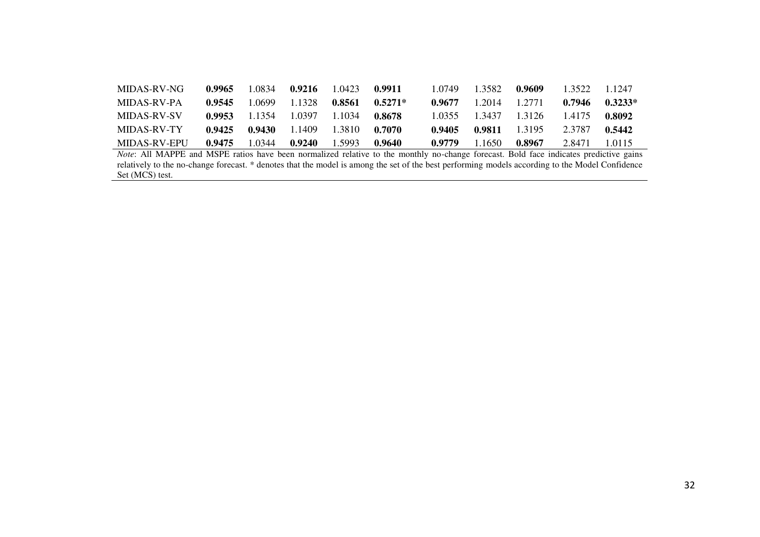| | | | | | | | | | | |
|---|---|---|---|---|---|---|---|---|---|---|
| MIDAS-RV-NG | **0.9965** | 1.0834 | **0.9216** | 1.0423 | **0.9911** | 1.0749 | 1.3582 | **0.9609** | 1.3522 | 1.1247 |
| MIDAS-RV-PA | **0.9545** | 1.0699 | 1.1328 | **0.8561** | **0.5271*** | **0.9677** | 1.2014 | 1.2771 | **0.7946** | **0.3233*** |
| MIDAS-RV-SV | **0.9953** | 1.1354 | 1.0397 | 1.1034 | **0.8678** | 1.0355 | 1.3437 | 1.3126 | 1.4175 | **0.8092** |
| MIDAS-RV-TY | **0.9425** | **0.9430** | 1.1409 | 1.3810 | **0.7070** | **0.9405** | **0.9811** | 1.3195 | 2.3787 | **0.5442** |
| MIDAS-RV-EPU | **0.9475** | 1.0344 | **0.9240** | 1.5993 | **0.9640** | **0.9779** | 1.1650 | **0.8967** | 2.8471 | 1.0115 |

*Note*: All MAPPE and MSPE ratios have been normalized relative to the monthly no-change forecast. Bold face indicates predictive gains relatively to the no-change forecast. * denotes that the model is among the set of the best performing models according to the Model Confidence Set (MCS) test.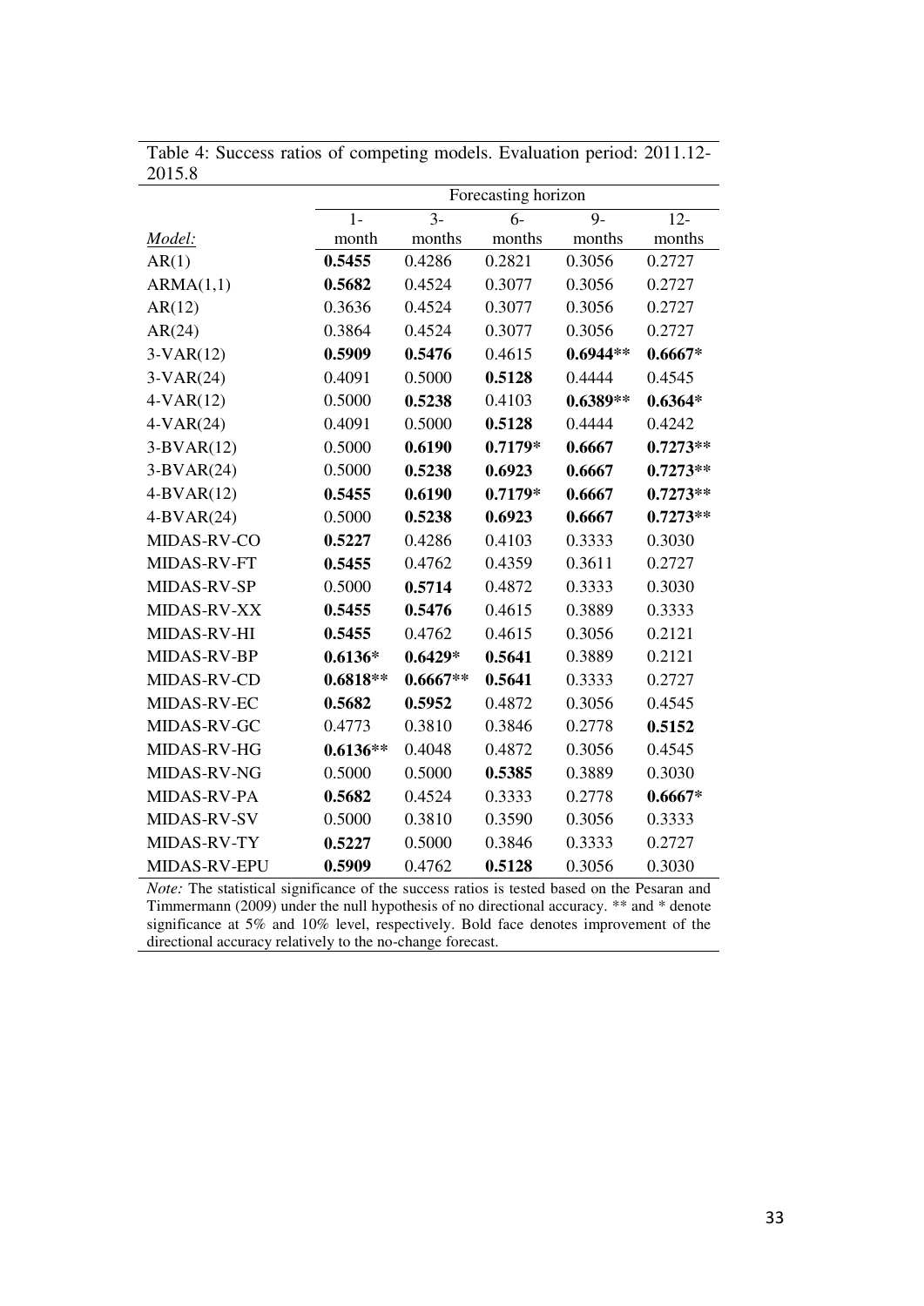Table 4: Success ratios of competing models. Evaluation period: 2011.12-2015.8

| | Forecasting horizon | | | | |
|---|---|---|---|---|---|
| *Model:* | 1-month | 3-months | 6-months | 9-months | 12-months |
| AR(1) | **0.5455** | 0.4286 | 0.2821 | 0.3056 | 0.2727 |
| ARMA(1,1) | **0.5682** | 0.4524 | 0.3077 | 0.3056 | 0.2727 |
| AR(12) | 0.3636 | 0.4524 | 0.3077 | 0.3056 | 0.2727 |
| AR(24) | 0.3864 | 0.4524 | 0.3077 | 0.3056 | 0.2727 |
| 3-VAR(12) | **0.5909** | **0.5476** | 0.4615 | **0.6944**** | **0.6667*** |
| 3-VAR(24) | 0.4091 | 0.5000 | **0.5128** | 0.4444 | 0.4545 |
| 4-VAR(12) | 0.5000 | **0.5238** | 0.4103 | **0.6389**** | **0.6364*** |
| 4-VAR(24) | 0.4091 | 0.5000 | **0.5128** | 0.4444 | 0.4242 |
| 3-BVAR(12) | 0.5000 | **0.6190** | **0.7179*** | **0.6667** | **0.7273**** |
| 3-BVAR(24) | 0.5000 | **0.5238** | **0.6923** | **0.6667** | **0.7273**** |
| 4-BVAR(12) | **0.5455** | **0.6190** | **0.7179*** | **0.6667** | **0.7273**** |
| 4-BVAR(24) | 0.5000 | **0.5238** | **0.6923** | **0.6667** | **0.7273**** |
| MIDAS-RV-CO | **0.5227** | 0.4286 | 0.4103 | 0.3333 | 0.3030 |
| MIDAS-RV-FT | **0.5455** | 0.4762 | 0.4359 | 0.3611 | 0.2727 |
| MIDAS-RV-SP | 0.5000 | **0.5714** | 0.4872 | 0.3333 | 0.3030 |
| MIDAS-RV-XX | **0.5455** | **0.5476** | 0.4615 | 0.3889 | 0.3333 |
| MIDAS-RV-HI | **0.5455** | 0.4762 | 0.4615 | 0.3056 | 0.2121 |
| MIDAS-RV-BP | **0.6136*** | **0.6429*** | **0.5641** | 0.3889 | 0.2121 |
| MIDAS-RV-CD | **0.6818**** | **0.6667**** | **0.5641** | 0.3333 | 0.2727 |
| MIDAS-RV-EC | **0.5682** | **0.5952** | 0.4872 | 0.3056 | 0.4545 |
| MIDAS-RV-GC | 0.4773 | 0.3810 | 0.3846 | 0.2778 | **0.5152** |
| MIDAS-RV-HG | **0.6136**** | 0.4048 | 0.4872 | 0.3056 | 0.4545 |
| MIDAS-RV-NG | 0.5000 | 0.5000 | **0.5385** | 0.3889 | 0.3030 |
| MIDAS-RV-PA | **0.5682** | 0.4524 | 0.3333 | 0.2778 | **0.6667*** |
| MIDAS-RV-SV | 0.5000 | 0.3810 | 0.3590 | 0.3056 | 0.3333 |
| MIDAS-RV-TY | **0.5227** | 0.5000 | 0.3846 | 0.3333 | 0.2727 |
| MIDAS-RV-EPU | **0.5909** | 0.4762 | **0.5128** | 0.3056 | 0.3030 |

*Note:* The statistical significance of the success ratios is tested based on the Pesaran and Timmermann (2009) under the null hypothesis of no directional accuracy. ** and * denote significance at 5% and 10% level, respectively. Bold face denotes improvement of the directional accuracy relatively to the no-change forecast.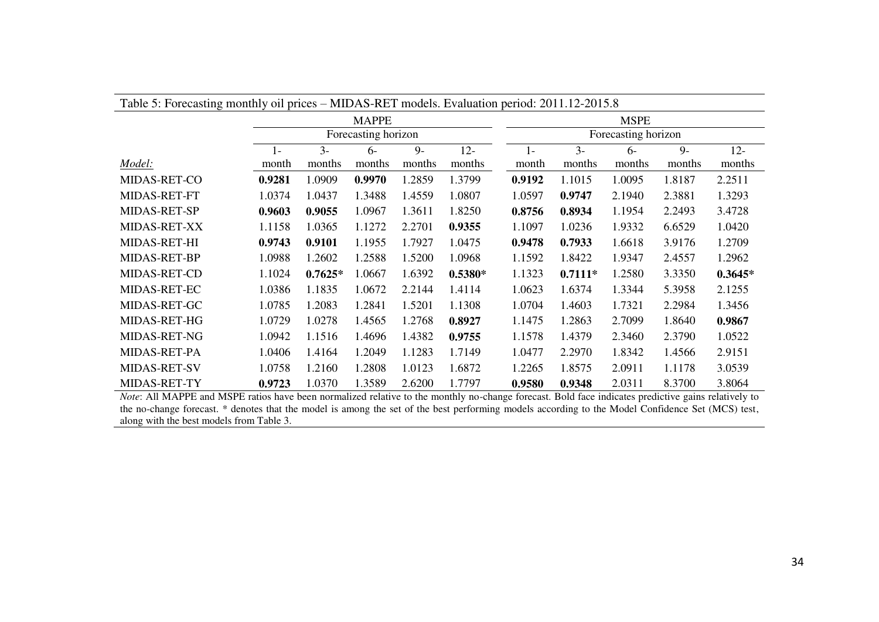Table 5: Forecasting monthly oil prices – MIDAS-RET models. Evaluation period: 2011.12-2015.8

| | MAPPE | | | | | MSPE | | | | |
|---|---|---|---|---|---|---|---|---|---|---|
| | Forecasting horizon | | | | | Forecasting horizon | | | | |
| *Model:* | 1-month | 3-months | 6-months | 9-months | 12-months | 1-month | 3-months | 6-months | 9-months | 12-months |
| MIDAS-RET-CO | **0.9281** | 1.0909 | **0.9970** | 1.2859 | 1.3799 | **0.9192** | 1.1015 | 1.0095 | 1.8187 | 2.2511 |
| MIDAS-RET-FT | 1.0374 | 1.0437 | 1.3488 | 1.4559 | 1.0807 | 1.0597 | **0.9747** | 2.1940 | 2.3881 | 1.3293 |
| MIDAS-RET-SP | **0.9603** | **0.9055** | 1.0967 | 1.3611 | 1.8250 | **0.8756** | **0.8934** | 1.1954 | 2.2493 | 3.4728 |
| MIDAS-RET-XX | 1.1158 | 1.0365 | 1.1272 | 2.2701 | **0.9355** | 1.1097 | 1.0236 | 1.9332 | 6.6529 | 1.0420 |
| MIDAS-RET-HI | **0.9743** | **0.9101** | 1.1955 | 1.7927 | 1.0475 | **0.9478** | **0.7933** | 1.6618 | 3.9176 | 1.2709 |
| MIDAS-RET-BP | 1.0988 | 1.2602 | 1.2588 | 1.5200 | 1.0968 | 1.1592 | 1.8422 | 1.9347 | 2.4557 | 1.2962 |
| MIDAS-RET-CD | 1.1024 | **0.7625*** | 1.0667 | 1.6392 | **0.5380*** | 1.1323 | **0.7111*** | 1.2580 | 3.3350 | **0.3645*** |
| MIDAS-RET-EC | 1.0386 | 1.1835 | 1.0672 | 2.2144 | 1.4114 | 1.0623 | 1.6374 | 1.3344 | 5.3958 | 2.1255 |
| MIDAS-RET-GC | 1.0785 | 1.2083 | 1.2841 | 1.5201 | 1.1308 | 1.0704 | 1.4603 | 1.7321 | 2.2984 | 1.3456 |
| MIDAS-RET-HG | 1.0729 | 1.0278 | 1.4565 | 1.2768 | **0.8927** | 1.1475 | 1.2863 | 2.7099 | 1.8640 | **0.9867** |
| MIDAS-RET-NG | 1.0942 | 1.1516 | 1.4696 | 1.4382 | **0.9755** | 1.1578 | 1.4379 | 2.3460 | 2.3790 | 1.0522 |
| MIDAS-RET-PA | 1.0406 | 1.4164 | 1.2049 | 1.1283 | 1.7149 | 1.0477 | 2.2970 | 1.8342 | 1.4566 | 2.9151 |
| MIDAS-RET-SV | 1.0758 | 1.2160 | 1.2808 | 1.0123 | 1.6872 | 1.2265 | 1.8575 | 2.0911 | 1.1178 | 3.0539 |
| MIDAS-RET-TY | **0.9723** | 1.0370 | 1.3589 | 2.6200 | 1.7797 | **0.9580** | **0.9348** | 2.0311 | 8.3700 | 3.8064 |

*Note*: All MAPPE and MSPE ratios have been normalized relative to the monthly no-change forecast. Bold face indicates predictive gains relatively to the no-change forecast. * denotes that the model is among the set of the best performing models according to the Model Confidence Set (MCS) test, along with the best models from Table 3.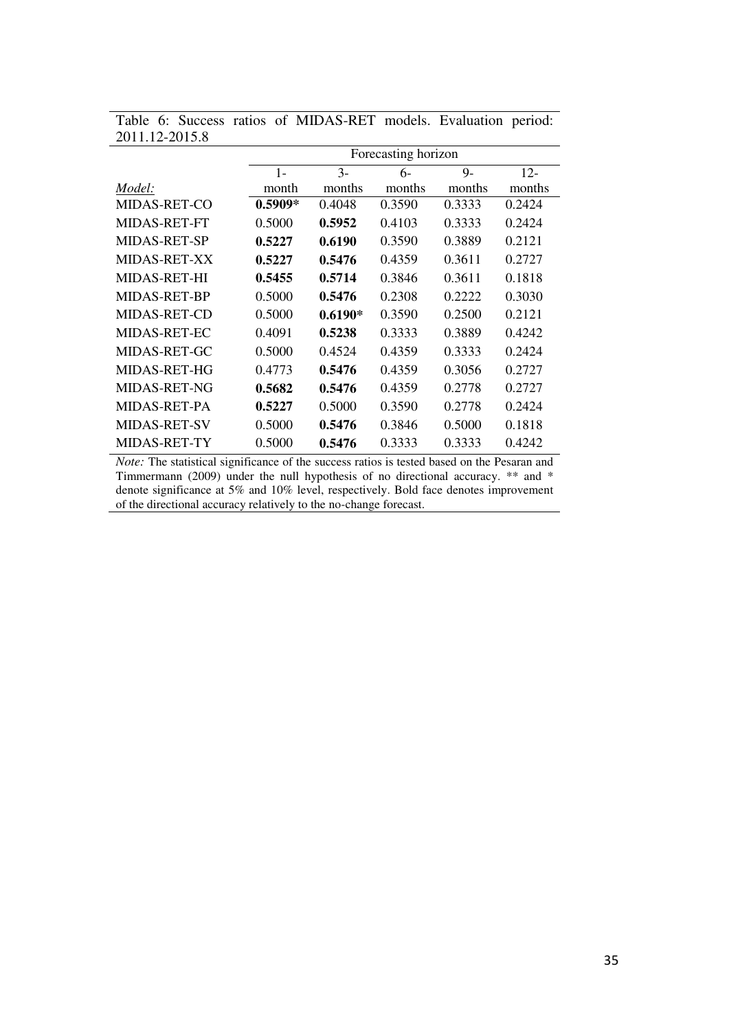Table 6: Success ratios of MIDAS-RET models. Evaluation period: 2011.12-2015.8

| | Forecasting horizon | | | | |
|---|---|---|---|---|---|
| *Model:* | 1-month | 3-months | 6-months | 9-months | 12-months |
| MIDAS-RET-CO | **0.5909*** | 0.4048 | 0.3590 | 0.3333 | 0.2424 |
| MIDAS-RET-FT | 0.5000 | **0.5952** | 0.4103 | 0.3333 | 0.2424 |
| MIDAS-RET-SP | **0.5227** | **0.6190** | 0.3590 | 0.3889 | 0.2121 |
| MIDAS-RET-XX | **0.5227** | **0.5476** | 0.4359 | 0.3611 | 0.2727 |
| MIDAS-RET-HI | **0.5455** | **0.5714** | 0.3846 | 0.3611 | 0.1818 |
| MIDAS-RET-BP | 0.5000 | **0.5476** | 0.2308 | 0.2222 | 0.3030 |
| MIDAS-RET-CD | 0.5000 | **0.6190*** | 0.3590 | 0.2500 | 0.2121 |
| MIDAS-RET-EC | 0.4091 | **0.5238** | 0.3333 | 0.3889 | 0.4242 |
| MIDAS-RET-GC | 0.5000 | 0.4524 | 0.4359 | 0.3333 | 0.2424 |
| MIDAS-RET-HG | 0.4773 | **0.5476** | 0.4359 | 0.3056 | 0.2727 |
| MIDAS-RET-NG | **0.5682** | **0.5476** | 0.4359 | 0.2778 | 0.2727 |
| MIDAS-RET-PA | **0.5227** | 0.5000 | 0.3590 | 0.2778 | 0.2424 |
| MIDAS-RET-SV | 0.5000 | **0.5476** | 0.3846 | 0.5000 | 0.1818 |
| MIDAS-RET-TY | 0.5000 | **0.5476** | 0.3333 | 0.3333 | 0.4242 |

*Note:* The statistical significance of the success ratios is tested based on the Pesaran and Timmermann (2009) under the null hypothesis of no directional accuracy. ** and * denote significance at 5% and 10% level, respectively. Bold face denotes improvement of the directional accuracy relatively to the no-change forecast.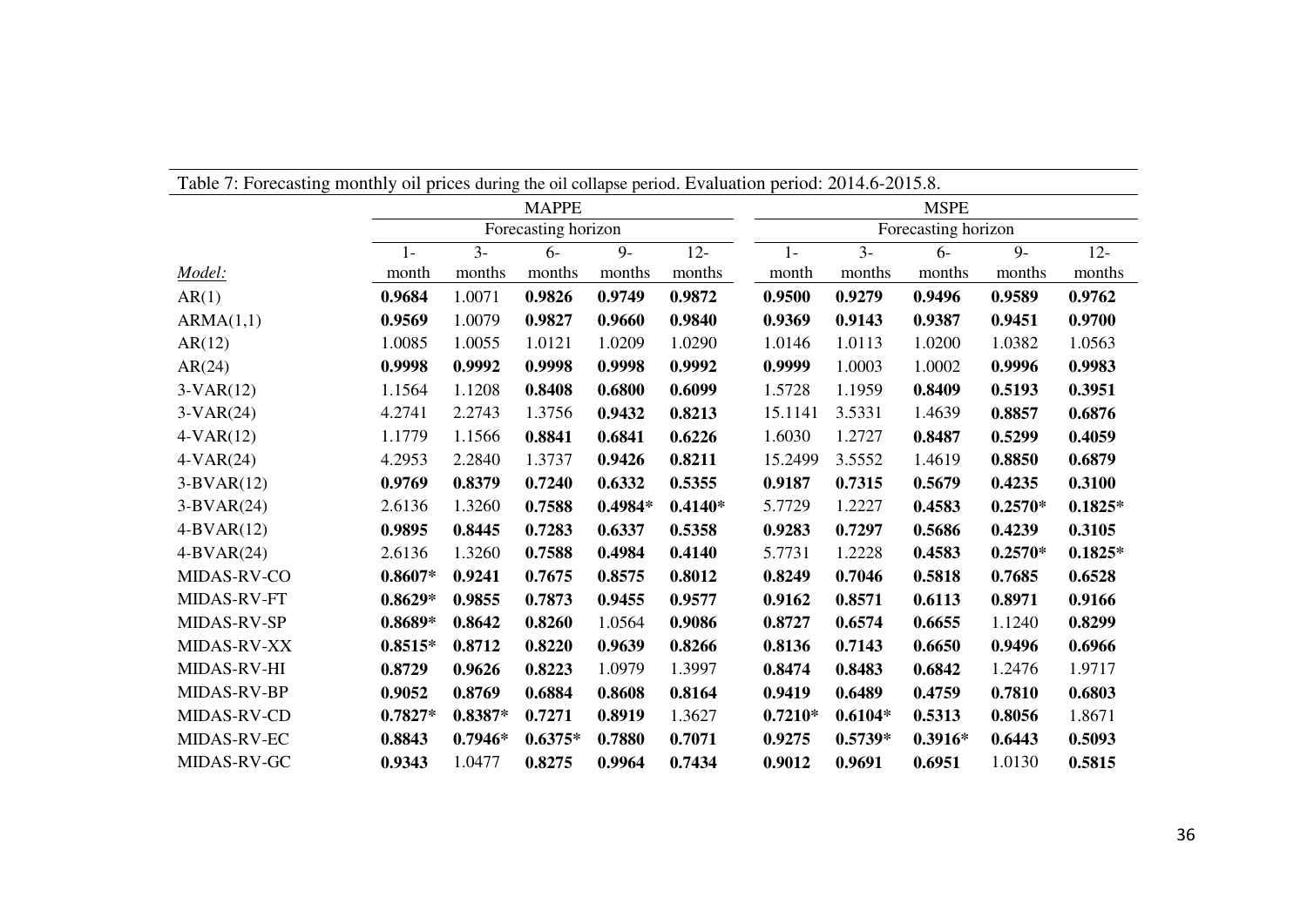Table 7: Forecasting monthly oil prices during the oil collapse period. Evaluation period: 2014.6-2015.8.

| | MAPPE | | | | | MSPE | | | | |
|---|---|---|---|---|---|---|---|---|---|---|
| | Forecasting horizon | | | | | Forecasting horizon | | | | |
| *Model:* | 1-month | 3-months | 6-months | 9-months | 12-months | 1-month | 3-months | 6-months | 9-months | 12-months |
| AR(1) | **0.9684** | 1.0071 | **0.9826** | **0.9749** | **0.9872** | **0.9500** | **0.9279** | **0.9496** | **0.9589** | **0.9762** |
| ARMA(1,1) | **0.9569** | 1.0079 | **0.9827** | **0.9660** | **0.9840** | **0.9369** | **0.9143** | **0.9387** | **0.9451** | **0.9700** |
| AR(12) | 1.0085 | 1.0055 | 1.0121 | 1.0209 | 1.0290 | 1.0146 | 1.0113 | 1.0200 | 1.0382 | 1.0563 |
| AR(24) | **0.9998** | **0.9992** | **0.9998** | **0.9998** | **0.9992** | **0.9999** | 1.0003 | 1.0002 | **0.9996** | **0.9983** |
| 3-VAR(12) | 1.1564 | 1.1208 | **0.8408** | **0.6800** | **0.6099** | 1.5728 | 1.1959 | **0.8409** | **0.5193** | **0.3951** |
| 3-VAR(24) | 4.2741 | 2.2743 | 1.3756 | **0.9432** | **0.8213** | 15.1141 | 3.5331 | 1.4639 | **0.8857** | **0.6876** |
| 4-VAR(12) | 1.1779 | 1.1566 | **0.8841** | **0.6841** | **0.6226** | 1.6030 | 1.2727 | **0.8487** | **0.5299** | **0.4059** |
| 4-VAR(24) | 4.2953 | 2.2840 | 1.3737 | **0.9426** | **0.8211** | 15.2499 | 3.5552 | 1.4619 | **0.8850** | **0.6879** |
| 3-BVAR(12) | **0.9769** | **0.8379** | **0.7240** | **0.6332** | **0.5355** | **0.9187** | **0.7315** | **0.5679** | **0.4235** | **0.3100** |
| 3-BVAR(24) | 2.6136 | 1.3260 | **0.7588** | **0.4984*** | **0.4140*** | 5.7729 | 1.2227 | **0.4583** | **0.2570*** | **0.1825*** |
| 4-BVAR(12) | **0.9895** | **0.8445** | **0.7283** | **0.6337** | **0.5358** | **0.9283** | **0.7297** | **0.5686** | **0.4239** | **0.3105** |
| 4-BVAR(24) | 2.6136 | 1.3260 | **0.7588** | **0.4984** | **0.4140** | 5.7731 | 1.2228 | **0.4583** | **0.2570*** | **0.1825*** |
| MIDAS-RV-CO | **0.8607*** | **0.9241** | **0.7675** | **0.8575** | **0.8012** | **0.8249** | **0.7046** | **0.5818** | **0.7685** | **0.6528** |
| MIDAS-RV-FT | **0.8629*** | **0.9855** | **0.7873** | **0.9455** | **0.9577** | **0.9162** | **0.8571** | **0.6113** | **0.8971** | **0.9166** |
| MIDAS-RV-SP | **0.8689*** | **0.8642** | **0.8260** | 1.0564 | **0.9086** | **0.8727** | **0.6574** | **0.6655** | 1.1240 | **0.8299** |
| MIDAS-RV-XX | **0.8515*** | **0.8712** | **0.8220** | **0.9639** | **0.8266** | **0.8136** | **0.7143** | **0.6650** | **0.9496** | **0.6966** |
| MIDAS-RV-HI | **0.8729** | **0.9626** | **0.8223** | 1.0979 | 1.3997 | **0.8474** | **0.8483** | **0.6842** | 1.2476 | 1.9717 |
| MIDAS-RV-BP | **0.9052** | **0.8769** | **0.6884** | **0.8608** | **0.8164** | **0.9419** | **0.6489** | **0.4759** | **0.7810** | **0.6803** |
| MIDAS-RV-CD | **0.7827*** | **0.8387*** | **0.7271** | **0.8919** | 1.3627 | **0.7210*** | **0.6104*** | **0.5313** | **0.8056** | 1.8671 |
| MIDAS-RV-EC | **0.8843** | **0.7946*** | **0.6375*** | **0.7880** | **0.7071** | **0.9275** | **0.5739*** | **0.3916*** | **0.6443** | **0.5093** |
| MIDAS-RV-GC | **0.9343** | 1.0477 | **0.8275** | **0.9964** | **0.7434** | **0.9012** | **0.9691** | **0.6951** | 1.0130 | **0.5815** |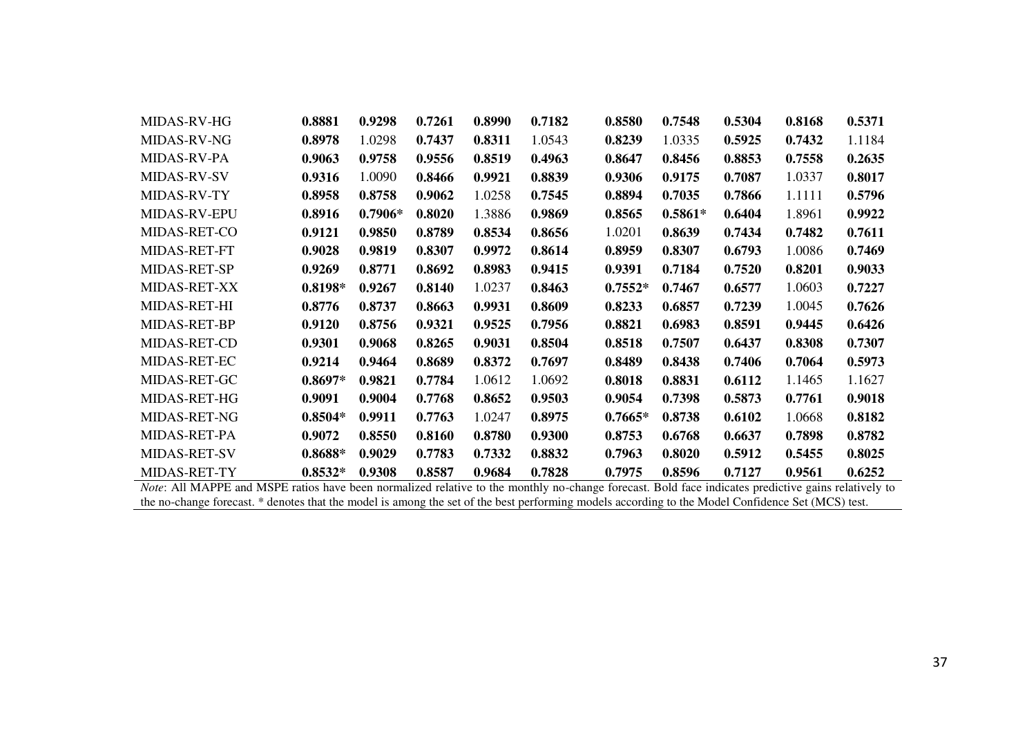| | | | | | | | | | | |
|---|---|---|---|---|---|---|---|---|---|---|
| MIDAS-RV-HG | **0.8881** | **0.9298** | **0.7261** | **0.8990** | **0.7182** | **0.8580** | **0.7548** | **0.5304** | **0.8168** | **0.5371** |
| MIDAS-RV-NG | **0.8978** | 1.0298 | **0.7437** | **0.8311** | 1.0543 | **0.8239** | 1.0335 | **0.5925** | **0.7432** | 1.1184 |
| MIDAS-RV-PA | **0.9063** | **0.9758** | **0.9556** | **0.8519** | **0.4963** | **0.8647** | **0.8456** | **0.8853** | **0.7558** | **0.2635** |
| MIDAS-RV-SV | **0.9316** | 1.0090 | **0.8466** | **0.9921** | **0.8839** | **0.9306** | **0.9175** | **0.7087** | 1.0337 | **0.8017** |
| MIDAS-RV-TY | **0.8958** | **0.8758** | **0.9062** | 1.0258 | **0.7545** | **0.8894** | **0.7035** | **0.7866** | 1.1111 | **0.5796** |
| MIDAS-RV-EPU | **0.8916** | **0.7906*** | **0.8020** | 1.3886 | **0.9869** | **0.8565** | **0.5861*** | **0.6404** | 1.8961 | **0.9922** |
| MIDAS-RET-CO | **0.9121** | **0.9850** | **0.8789** | **0.8534** | **0.8656** | 1.0201 | **0.8639** | **0.7434** | **0.7482** | **0.7611** |
| MIDAS-RET-FT | **0.9028** | **0.9819** | **0.8307** | **0.9972** | **0.8614** | **0.8959** | **0.8307** | **0.6793** | 1.0086 | **0.7469** |
| MIDAS-RET-SP | **0.9269** | **0.8771** | **0.8692** | **0.8983** | **0.9415** | **0.9391** | **0.7184** | **0.7520** | **0.8201** | **0.9033** |
| MIDAS-RET-XX | **0.8198*** | **0.9267** | **0.8140** | 1.0237 | **0.8463** | **0.7552*** | **0.7467** | **0.6577** | 1.0603 | **0.7227** |
| MIDAS-RET-HI | **0.8776** | **0.8737** | **0.8663** | **0.9931** | **0.8609** | **0.8233** | **0.6857** | **0.7239** | 1.0045 | **0.7626** |
| MIDAS-RET-BP | **0.9120** | **0.8756** | **0.9321** | **0.9525** | **0.7956** | **0.8821** | **0.6983** | **0.8591** | **0.9445** | **0.6426** |
| MIDAS-RET-CD | **0.9301** | **0.9068** | **0.8265** | **0.9031** | **0.8504** | **0.8518** | **0.7507** | **0.6437** | **0.8308** | **0.7307** |
| MIDAS-RET-EC | **0.9214** | **0.9464** | **0.8689** | **0.8372** | **0.7697** | **0.8489** | **0.8438** | **0.7406** | **0.7064** | **0.5973** |
| MIDAS-RET-GC | **0.8697*** | **0.9821** | **0.7784** | 1.0612 | 1.0692 | **0.8018** | **0.8831** | **0.6112** | 1.1465 | 1.1627 |
| MIDAS-RET-HG | **0.9091** | **0.9004** | **0.7768** | **0.8652** | **0.9503** | **0.9054** | **0.7398** | **0.5873** | **0.7761** | **0.9018** |
| MIDAS-RET-NG | **0.8504*** | **0.9911** | **0.7763** | 1.0247 | **0.8975** | **0.7665*** | **0.8738** | **0.6102** | 1.0668 | **0.8182** |
| MIDAS-RET-PA | **0.9072** | **0.8550** | **0.8160** | **0.8780** | **0.9300** | **0.8753** | **0.6768** | **0.6637** | **0.7898** | **0.8782** |
| MIDAS-RET-SV | **0.8688*** | **0.9029** | **0.7783** | **0.7332** | **0.8832** | **0.7963** | **0.8020** | **0.5912** | **0.5455** | **0.8025** |
| MIDAS-RET-TY | **0.8532*** | **0.9308** | **0.8587** | **0.9684** | **0.7828** | **0.7975** | **0.8596** | **0.7127** | **0.9561** | **0.6252** |

*Note*: All MAPPE and MSPE ratios have been normalized relative to the monthly no-change forecast. Bold face indicates predictive gains relatively to the no-change forecast. * denotes that the model is among the set of the best performing models according to the Model Confidence Set (MCS) test.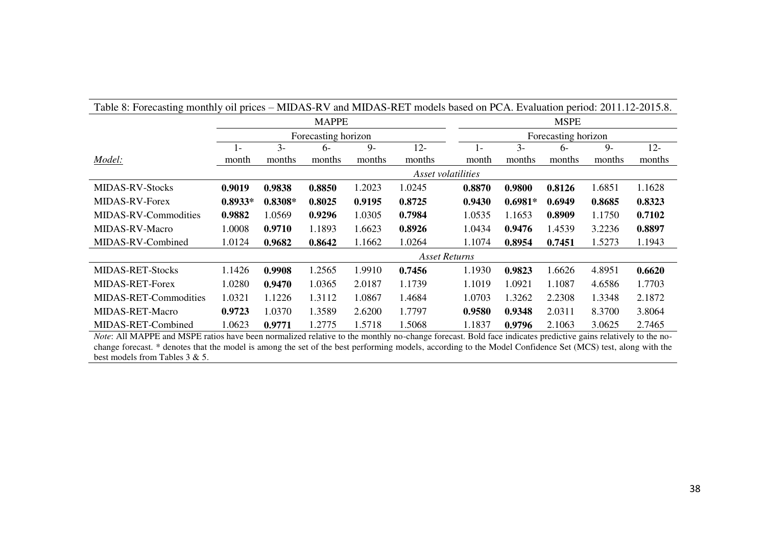Table 8: Forecasting monthly oil prices – MIDAS-RV and MIDAS-RET models based on PCA. Evaluation period: 2011.12-2015.8.

| | MAPPE | | | | | MSPE | | | | |
|---|---|---|---|---|---|---|---|---|---|---|
| | Forecasting horizon | | | | | Forecasting horizon | | | | |
| *Model:* | 1-month | 3-months | 6-months | 9-months | 12-months | 1-month | 3-months | 6-months | 9-months | 12-months |
| | *Asset volatilities* | | | | | | | | | |
| MIDAS-RV-Stocks | **0.9019** | **0.9838** | **0.8850** | 1.2023 | 1.0245 | **0.8870** | **0.9800** | **0.8126** | 1.6851 | 1.1628 |
| MIDAS-RV-Forex | **0.8933*** | **0.8308*** | **0.8025** | **0.9195** | **0.8725** | **0.9430** | **0.6981*** | **0.6949** | **0.8685** | **0.8323** |
| MIDAS-RV-Commodities | **0.9882** | 1.0569 | **0.9296** | 1.0305 | **0.7984** | 1.0535 | 1.1653 | **0.8909** | 1.1750 | **0.7102** |
| MIDAS-RV-Macro | 1.0008 | **0.9710** | 1.1893 | 1.6623 | **0.8926** | 1.0434 | **0.9476** | 1.4539 | 3.2236 | **0.8897** |
| MIDAS-RV-Combined | 1.0124 | **0.9682** | **0.8642** | 1.1662 | 1.0264 | 1.1074 | **0.8954** | **0.7451** | 1.5273 | 1.1943 |
| | *Asset Returns* | | | | | | | | | |
| MIDAS-RET-Stocks | 1.1426 | **0.9908** | 1.2565 | 1.9910 | **0.7456** | 1.1930 | **0.9823** | 1.6626 | 4.8951 | **0.6620** |
| MIDAS-RET-Forex | 1.0280 | **0.9470** | 1.0365 | 2.0187 | 1.1739 | 1.1019 | 1.0921 | 1.1087 | 4.6586 | 1.7703 |
| MIDAS-RET-Commodities | 1.0321 | 1.1226 | 1.3112 | 1.0867 | 1.4684 | 1.0703 | 1.3262 | 2.2308 | 1.3348 | 2.1872 |
| MIDAS-RET-Macro | **0.9723** | 1.0370 | 1.3589 | 2.6200 | 1.7797 | **0.9580** | **0.9348** | 2.0311 | 8.3700 | 3.8064 |
| MIDAS-RET-Combined | 1.0623 | **0.9771** | 1.2775 | 1.5718 | 1.5068 | 1.1837 | **0.9796** | 2.1063 | 3.0625 | 2.7465 |

*Note*: All MAPPE and MSPE ratios have been normalized relative to the monthly no-change forecast. Bold face indicates predictive gains relatively to the no-change forecast. * denotes that the model is among the set of the best performing models, according to the Model Confidence Set (MCS) test, along with the best models from Tables 3 & 5.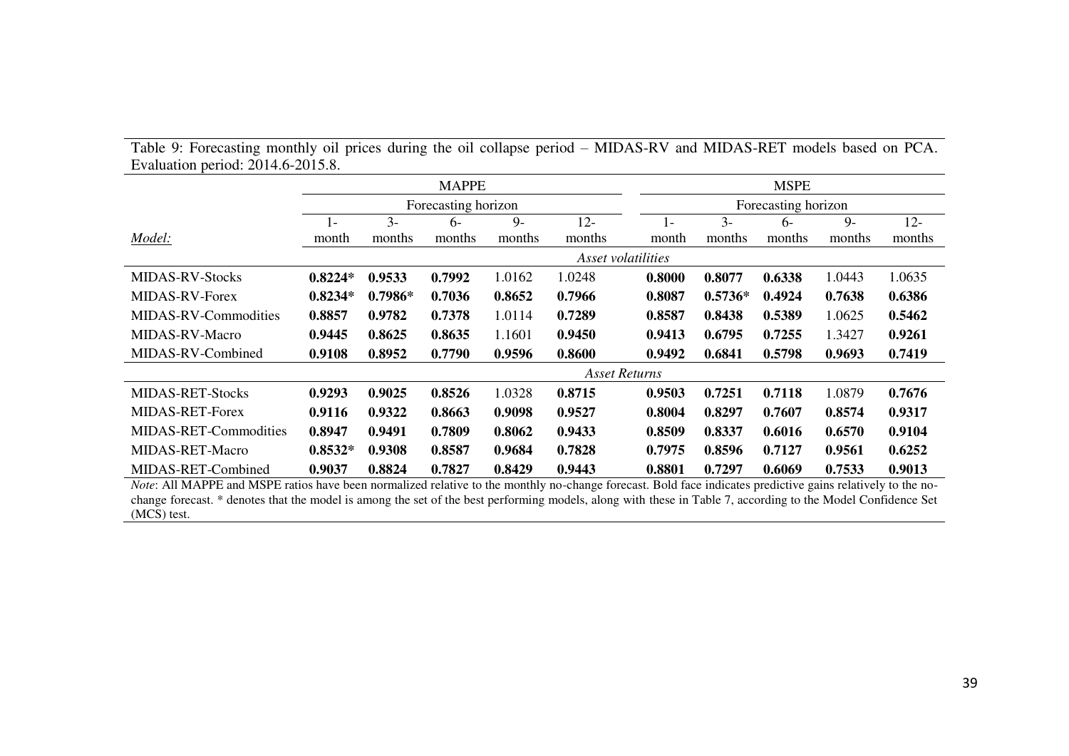Table 9: Forecasting monthly oil prices during the oil collapse period – MIDAS-RV and MIDAS-RET models based on PCA. Evaluation period: 2014.6-2015.8.

| | MAPPE | | | | | MSPE | | | | |
|---|---|---|---|---|---|---|---|---|---|---|
| | Forecasting horizon | | | | | Forecasting horizon | | | | |
| *Model:* | 1-month | 3-months | 6-months | 9-months | 12-months | 1-month | 3-months | 6-months | 9-months | 12-months |
| | *Asset volatilities* | | | | | | | | | |
| MIDAS-RV-Stocks | **0.8224*** | **0.9533** | **0.7992** | 1.0162 | 1.0248 | **0.8000** | **0.8077** | **0.6338** | 1.0443 | 1.0635 |
| MIDAS-RV-Forex | **0.8234*** | **0.7986*** | **0.7036** | **0.8652** | **0.7966** | **0.8087** | **0.5736*** | **0.4924** | **0.7638** | **0.6386** |
| MIDAS-RV-Commodities | **0.8857** | **0.9782** | **0.7378** | 1.0114 | **0.7289** | **0.8587** | **0.8438** | **0.5389** | 1.0625 | **0.5462** |
| MIDAS-RV-Macro | **0.9445** | **0.8625** | **0.8635** | 1.1601 | **0.9450** | **0.9413** | **0.6795** | **0.7255** | 1.3427 | **0.9261** |
| MIDAS-RV-Combined | **0.9108** | **0.8952** | **0.7790** | **0.9596** | **0.8600** | **0.9492** | **0.6841** | **0.5798** | **0.9693** | **0.7419** |
| | *Asset Returns* | | | | | | | | | |
| MIDAS-RET-Stocks | **0.9293** | **0.9025** | **0.8526** | 1.0328 | **0.8715** | **0.9503** | **0.7251** | **0.7118** | 1.0879 | **0.7676** |
| MIDAS-RET-Forex | **0.9116** | **0.9322** | **0.8663** | **0.9098** | **0.9527** | **0.8004** | **0.8297** | **0.7607** | **0.8574** | **0.9317** |
| MIDAS-RET-Commodities | **0.8947** | **0.9491** | **0.7809** | **0.8062** | **0.9433** | **0.8509** | **0.8337** | **0.6016** | **0.6570** | **0.9104** |
| MIDAS-RET-Macro | **0.8532*** | **0.9308** | **0.8587** | **0.9684** | **0.7828** | **0.7975** | **0.8596** | **0.7127** | **0.9561** | **0.6252** |
| MIDAS-RET-Combined | **0.9037** | **0.8824** | **0.7827** | **0.8429** | **0.9443** | **0.8801** | **0.7297** | **0.6069** | **0.7533** | **0.9013** |

*Note*: All MAPPE and MSPE ratios have been normalized relative to the monthly no-change forecast. Bold face indicates predictive gains relatively to the no-change forecast. * denotes that the model is among the set of the best performing models, along with these in Table 7, according to the Model Confidence Set (MCS) test.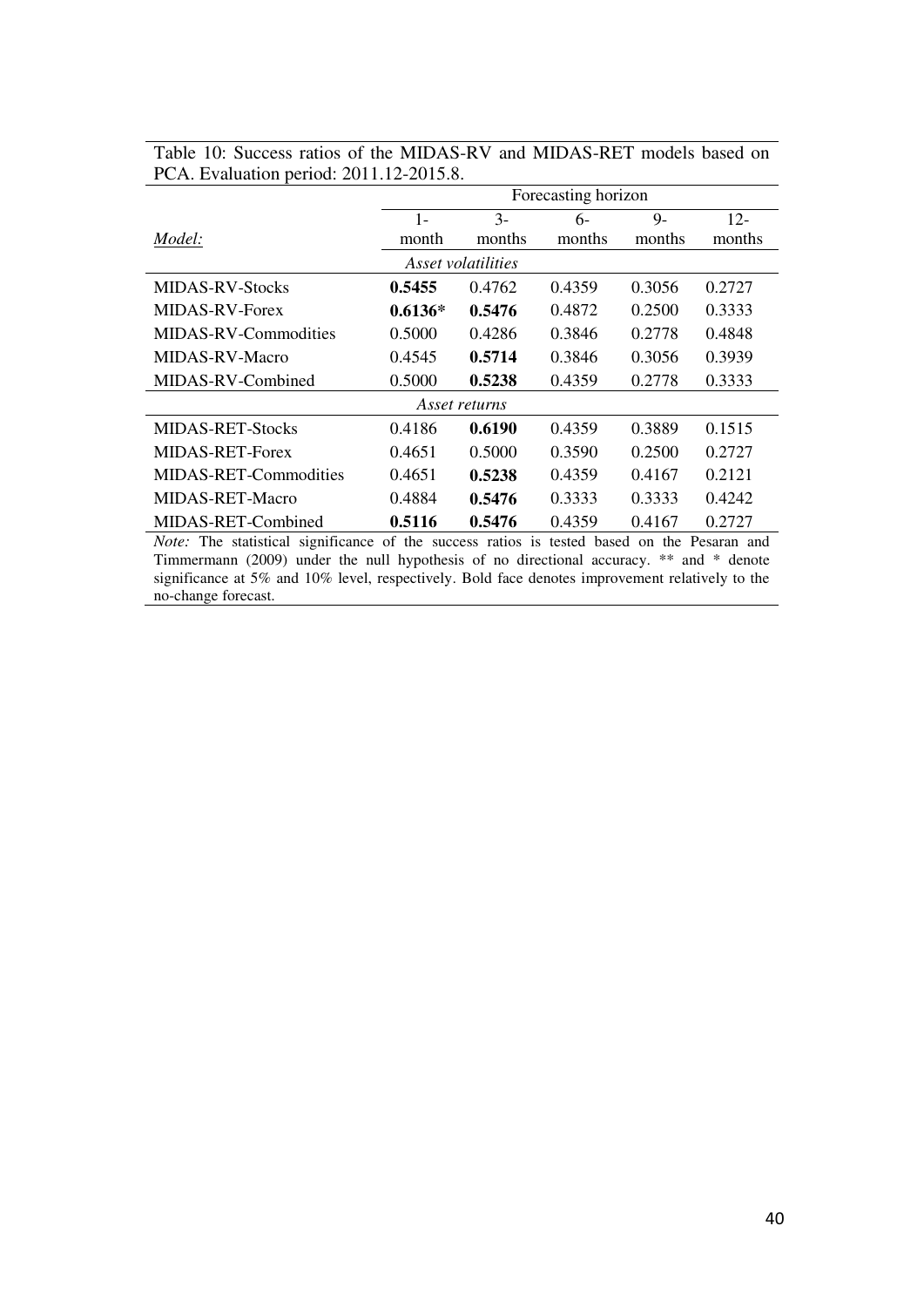Table 10: Success ratios of the MIDAS-RV and MIDAS-RET models based on PCA. Evaluation period: 2011.12-2015.8.

| | Forecasting horizon | | | | |
|---|---|---|---|---|---|
| *Model:* | 1-month | 3-months | 6-months | 9-months | 12-months |
| | | *Asset volatilities* | | | |
| MIDAS-RV-Stocks | **0.5455** | 0.4762 | 0.4359 | 0.3056 | 0.2727 |
| MIDAS-RV-Forex | **0.6136*** | **0.5476** | 0.4872 | 0.2500 | 0.3333 |
| MIDAS-RV-Commodities | 0.5000 | 0.4286 | 0.3846 | 0.2778 | 0.4848 |
| MIDAS-RV-Macro | 0.4545 | **0.5714** | 0.3846 | 0.3056 | 0.3939 |
| MIDAS-RV-Combined | 0.5000 | **0.5238** | 0.4359 | 0.2778 | 0.3333 |
| | | *Asset returns* | | | |
| MIDAS-RET-Stocks | 0.4186 | **0.6190** | 0.4359 | 0.3889 | 0.1515 |
| MIDAS-RET-Forex | 0.4651 | 0.5000 | 0.3590 | 0.2500 | 0.2727 |
| MIDAS-RET-Commodities | 0.4651 | **0.5238** | 0.4359 | 0.4167 | 0.2121 |
| MIDAS-RET-Macro | 0.4884 | **0.5476** | 0.3333 | 0.3333 | 0.4242 |
| MIDAS-RET-Combined | **0.5116** | **0.5476** | 0.4359 | 0.4167 | 0.2727 |

*Note:* The statistical significance of the success ratios is tested based on the Pesaran and Timmermann (2009) under the null hypothesis of no directional accuracy. ** and * denote significance at 5% and 10% level, respectively. Bold face denotes improvement relatively to the no-change forecast.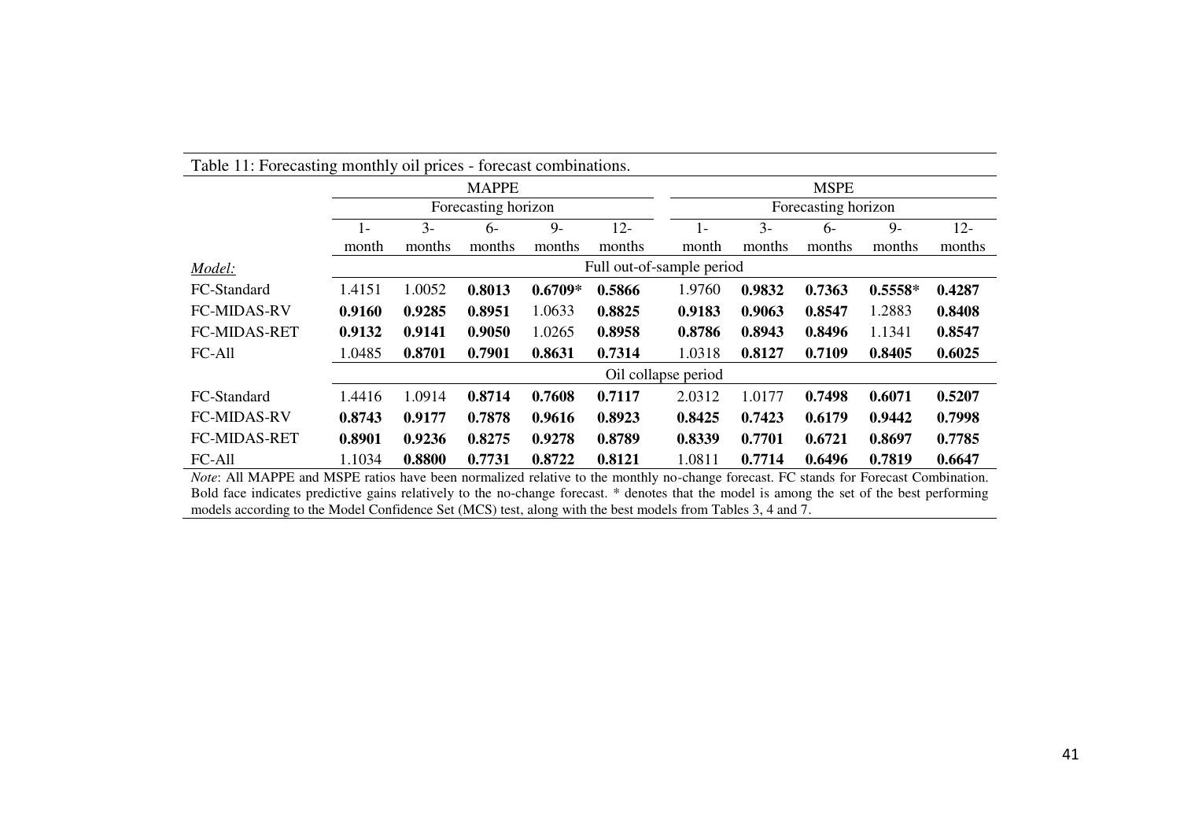Table 11: Forecasting monthly oil prices - forecast combinations.

| | MAPPE | | | | | MSPE | | | | |
|---|---|---|---|---|---|---|---|---|---|---|
| | Forecasting horizon | | | | | Forecasting horizon | | | | |
| | 1-month | 3-months | 6-months | 9-months | 12-months | 1-month | 3-months | 6-months | 9-months | 12-months |
| *Model:* | Full out-of-sample period | | | | | | | | | |
| FC-Standard | 1.4151 | 1.0052 | **0.8013** | **0.6709*** | **0.5866** | 1.9760 | **0.9832** | **0.7363** | **0.5558*** | **0.4287** |
| FC-MIDAS-RV | **0.9160** | **0.9285** | **0.8951** | 1.0633 | **0.8825** | **0.9183** | **0.9063** | **0.8547** | 1.2883 | **0.8408** |
| FC-MIDAS-RET | **0.9132** | **0.9141** | **0.9050** | 1.0265 | **0.8958** | **0.8786** | **0.8943** | **0.8496** | 1.1341 | **0.8547** |
| FC-All | 1.0485 | **0.8701** | **0.7901** | **0.8631** | **0.7314** | 1.0318 | **0.8127** | **0.7109** | **0.8405** | **0.6025** |
| | Oil collapse period | | | | | | | | | |
| FC-Standard | 1.4416 | 1.0914 | **0.8714** | **0.7608** | **0.7117** | 2.0312 | 1.0177 | **0.7498** | **0.6071** | **0.5207** |
| FC-MIDAS-RV | **0.8743** | **0.9177** | **0.7878** | **0.9616** | **0.8923** | **0.8425** | **0.7423** | **0.6179** | **0.9442** | **0.7998** |
| FC-MIDAS-RET | **0.8901** | **0.9236** | **0.8275** | **0.9278** | **0.8789** | **0.8339** | **0.7701** | **0.6721** | **0.8697** | **0.7785** |
| FC-All | 1.1034 | **0.8800** | **0.7731** | **0.8722** | **0.8121** | 1.0811 | **0.7714** | **0.6496** | **0.7819** | **0.6647** |

*Note*: All MAPPE and MSPE ratios have been normalized relative to the monthly no-change forecast. FC stands for Forecast Combination. Bold face indicates predictive gains relatively to the no-change forecast. * denotes that the model is among the set of the best performing models according to the Model Confidence Set (MCS) test, along with the best models from Tables 3, 4 and 7.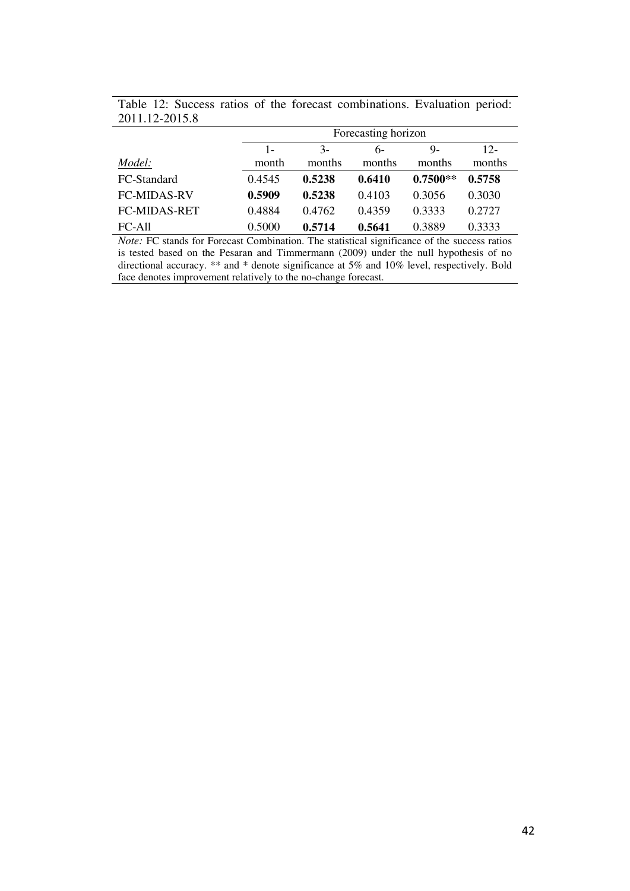Table 12: Success ratios of the forecast combinations. Evaluation period: 2011.12-2015.8

| | Forecasting horizon | | | | |
|---|---|---|---|---|---|
| *Model:* | 1-month | 3-months | 6-months | 9-months | 12-months |
| FC-Standard | 0.4545 | **0.5238** | **0.6410** | **0.7500**** | **0.5758** |
| FC-MIDAS-RV | **0.5909** | **0.5238** | 0.4103 | 0.3056 | 0.3030 |
| FC-MIDAS-RET | 0.4884 | 0.4762 | 0.4359 | 0.3333 | 0.2727 |
| FC-All | 0.5000 | **0.5714** | **0.5641** | 0.3889 | 0.3333 |

*Note:* FC stands for Forecast Combination. The statistical significance of the success ratios is tested based on the Pesaran and Timmermann (2009) under the null hypothesis of no directional accuracy. ** and * denote significance at 5% and 10% level, respectively. Bold face denotes improvement relatively to the no-change forecast.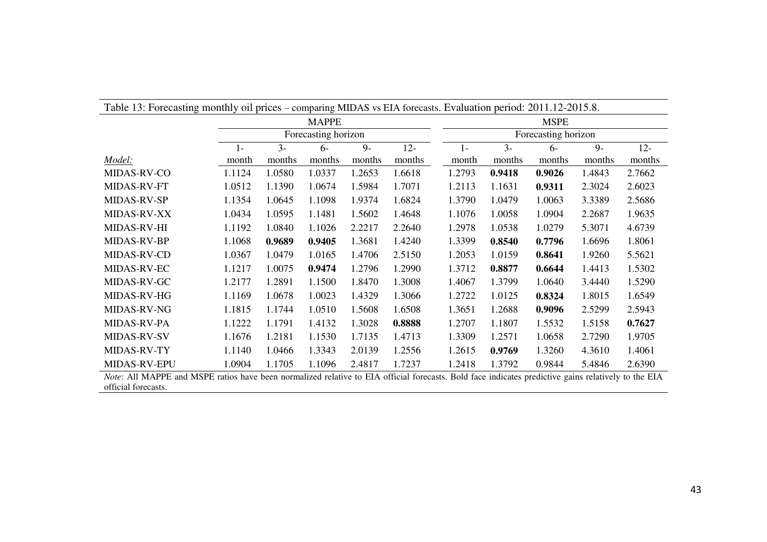Table 13: Forecasting monthly oil prices – comparing MIDAS vs EIA forecasts. Evaluation period: 2011.12-2015.8.

| | MAPPE | | | | | MSPE | | | | |
|---|---|---|---|---|---|---|---|---|---|---|
| | Forecasting horizon | | | | | Forecasting horizon | | | | |
| *Model:* | 1-month | 3-months | 6-months | 9-months | 12-months | 1-month | 3-months | 6-months | 9-months | 12-months |
| MIDAS-RV-CO | 1.1124 | 1.0580 | 1.0337 | 1.2653 | 1.6618 | 1.2793 | **0.9418** | **0.9026** | 1.4843 | 2.7662 |
| MIDAS-RV-FT | 1.0512 | 1.1390 | 1.0674 | 1.5984 | 1.7071 | 1.2113 | 1.1631 | **0.9311** | 2.3024 | 2.6023 |
| MIDAS-RV-SP | 1.1354 | 1.0645 | 1.1098 | 1.9374 | 1.6824 | 1.3790 | 1.0479 | 1.0063 | 3.3389 | 2.5686 |
| MIDAS-RV-XX | 1.0434 | 1.0595 | 1.1481 | 1.5602 | 1.4648 | 1.1076 | 1.0058 | 1.0904 | 2.2687 | 1.9635 |
| MIDAS-RV-HI | 1.1192 | 1.0840 | 1.1026 | 2.2217 | 2.2640 | 1.2978 | 1.0538 | 1.0279 | 5.3071 | 4.6739 |
| MIDAS-RV-BP | 1.1068 | **0.9689** | **0.9405** | 1.3681 | 1.4240 | 1.3399 | **0.8540** | **0.7796** | 1.6696 | 1.8061 |
| MIDAS-RV-CD | 1.0367 | 1.0479 | 1.0165 | 1.4706 | 2.5150 | 1.2053 | 1.0159 | **0.8641** | 1.9260 | 5.5621 |
| MIDAS-RV-EC | 1.1217 | 1.0075 | **0.9474** | 1.2796 | 1.2990 | 1.3712 | **0.8877** | **0.6644** | 1.4413 | 1.5302 |
| MIDAS-RV-GC | 1.2177 | 1.2891 | 1.1500 | 1.8470 | 1.3008 | 1.4067 | 1.3799 | 1.0640 | 3.4440 | 1.5290 |
| MIDAS-RV-HG | 1.1169 | 1.0678 | 1.0023 | 1.4329 | 1.3066 | 1.2722 | 1.0125 | **0.8324** | 1.8015 | 1.6549 |
| MIDAS-RV-NG | 1.1815 | 1.1744 | 1.0510 | 1.5608 | 1.6508 | 1.3651 | 1.2688 | **0.9096** | 2.5299 | 2.5943 |
| MIDAS-RV-PA | 1.1222 | 1.1791 | 1.4132 | 1.3028 | **0.8888** | 1.2707 | 1.1807 | 1.5532 | 1.5158 | **0.7627** |
| MIDAS-RV-SV | 1.1676 | 1.2181 | 1.1530 | 1.7135 | 1.4713 | 1.3309 | 1.2571 | 1.0658 | 2.7290 | 1.9705 |
| MIDAS-RV-TY | 1.1140 | 1.0466 | 1.3343 | 2.0139 | 1.2556 | 1.2615 | **0.9769** | 1.3260 | 4.3610 | 1.4061 |
| MIDAS-RV-EPU | 1.0904 | 1.1705 | 1.1096 | 2.4817 | 1.7237 | 1.2418 | 1.3792 | 0.9844 | 5.4846 | 2.6390 |

*Note*: All MAPPE and MSPE ratios have been normalized relative to EIA official forecasts. Bold face indicates predictive gains relatively to the EIA official forecasts.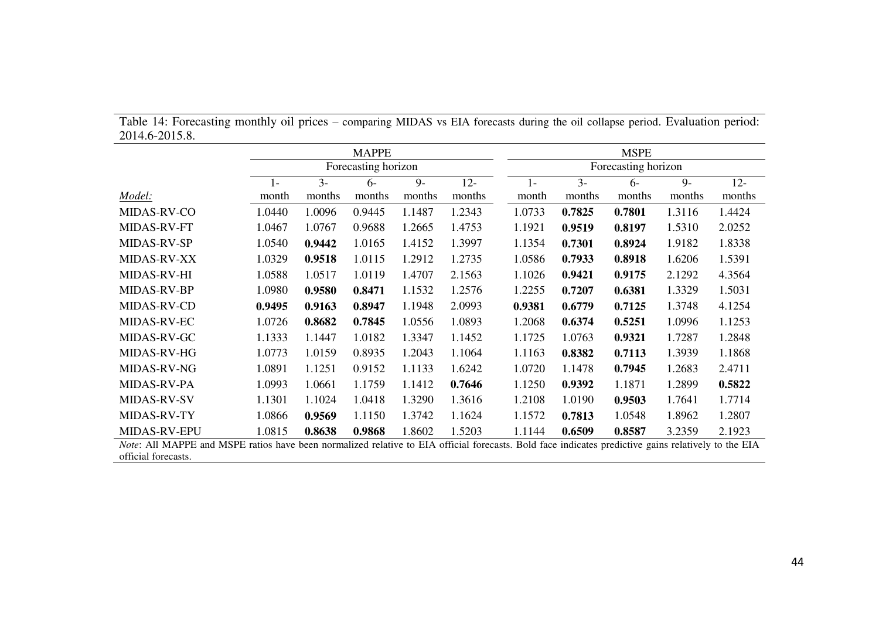Table 14: Forecasting monthly oil prices – comparing MIDAS vs EIA forecasts during the oil collapse period. Evaluation period: 2014.6-2015.8.

| | MAPPE | | | | | MSPE | | | | |
|---|---|---|---|---|---|---|---|---|---|---|
| | Forecasting horizon | | | | | Forecasting horizon | | | | |
| *Model:* | 1-month | 3-months | 6-months | 9-months | 12-months | 1-month | 3-months | 6-months | 9-months | 12-months |
| MIDAS-RV-CO | 1.0440 | 1.0096 | 0.9445 | 1.1487 | 1.2343 | 1.0733 | **0.7825** | **0.7801** | 1.3116 | 1.4424 |
| MIDAS-RV-FT | 1.0467 | 1.0767 | 0.9688 | 1.2665 | 1.4753 | 1.1921 | **0.9519** | **0.8197** | 1.5310 | 2.0252 |
| MIDAS-RV-SP | 1.0540 | **0.9442** | 1.0165 | 1.4152 | 1.3997 | 1.1354 | **0.7301** | **0.8924** | 1.9182 | 1.8338 |
| MIDAS-RV-XX | 1.0329 | **0.9518** | 1.0115 | 1.2912 | 1.2735 | 1.0586 | **0.7933** | **0.8918** | 1.6206 | 1.5391 |
| MIDAS-RV-HI | 1.0588 | 1.0517 | 1.0119 | 1.4707 | 2.1563 | 1.1026 | **0.9421** | **0.9175** | 2.1292 | 4.3564 |
| MIDAS-RV-BP | 1.0980 | **0.9580** | **0.8471** | 1.1532 | 1.2576 | 1.2255 | **0.7207** | **0.6381** | 1.3329 | 1.5031 |
| MIDAS-RV-CD | **0.9495** | **0.9163** | **0.8947** | 1.1948 | 2.0993 | **0.9381** | **0.6779** | **0.7125** | 1.3748 | 4.1254 |
| MIDAS-RV-EC | 1.0726 | **0.8682** | **0.7845** | 1.0556 | 1.0893 | 1.2068 | **0.6374** | **0.5251** | 1.0996 | 1.1253 |
| MIDAS-RV-GC | 1.1333 | 1.1447 | 1.0182 | 1.3347 | 1.1452 | 1.1725 | 1.0763 | **0.9321** | 1.7287 | 1.2848 |
| MIDAS-RV-HG | 1.0773 | 1.0159 | 0.8935 | 1.2043 | 1.1064 | 1.1163 | **0.8382** | **0.7113** | 1.3939 | 1.1868 |
| MIDAS-RV-NG | 1.0891 | 1.1251 | 0.9152 | 1.1133 | 1.6242 | 1.0720 | 1.1478 | **0.7945** | 1.2683 | 2.4711 |
| MIDAS-RV-PA | 1.0993 | 1.0661 | 1.1759 | 1.1412 | **0.7646** | 1.1250 | **0.9392** | 1.1871 | 1.2899 | **0.5822** |
| MIDAS-RV-SV | 1.1301 | 1.1024 | 1.0418 | 1.3290 | 1.3616 | 1.2108 | 1.0190 | **0.9503** | 1.7641 | 1.7714 |
| MIDAS-RV-TY | 1.0866 | **0.9569** | 1.1150 | 1.3742 | 1.1624 | 1.1572 | **0.7813** | 1.0548 | 1.8962 | 1.2807 |
| MIDAS-RV-EPU | 1.0815 | **0.8638** | **0.9868** | 1.8602 | 1.5203 | 1.1144 | **0.6509** | **0.8587** | 3.2359 | 2.1923 |

*Note*: All MAPPE and MSPE ratios have been normalized relative to EIA official forecasts. Bold face indicates predictive gains relatively to the EIA official forecasts.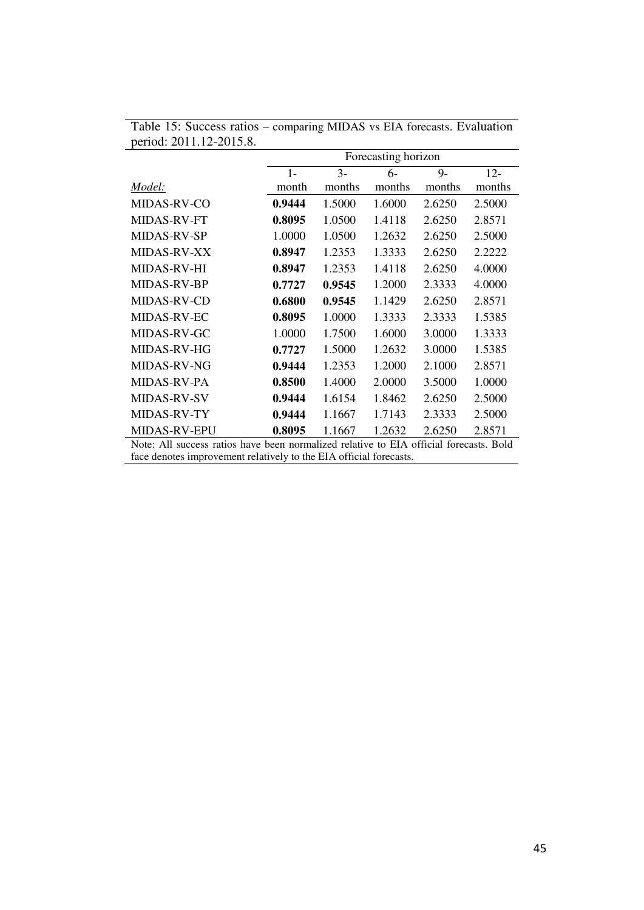Table 15: Success ratios – comparing MIDAS vs EIA forecasts. Evaluation period: 2011.12-2015.8.

| | Forecasting horizon | | | | |
|---|---|---|---|---|---|
| *Model:* | 1-month | 3-months | 6-months | 9-months | 12-months |
| MIDAS-RV-CO | **0.9444** | 1.5000 | 1.6000 | 2.6250 | 2.5000 |
| MIDAS-RV-FT | **0.8095** | 1.0500 | 1.4118 | 2.6250 | 2.8571 |
| MIDAS-RV-SP | 1.0000 | 1.0500 | 1.2632 | 2.6250 | 2.5000 |
| MIDAS-RV-XX | **0.8947** | 1.2353 | 1.3333 | 2.6250 | 2.2222 |
| MIDAS-RV-HI | **0.8947** | 1.2353 | 1.4118 | 2.6250 | 4.0000 |
| MIDAS-RV-BP | **0.7727** | **0.9545** | 1.2000 | 2.3333 | 4.0000 |
| MIDAS-RV-CD | **0.6800** | **0.9545** | 1.1429 | 2.6250 | 2.8571 |
| MIDAS-RV-EC | **0.8095** | 1.0000 | 1.3333 | 2.3333 | 1.5385 |
| MIDAS-RV-GC | 1.0000 | 1.7500 | 1.6000 | 3.0000 | 1.3333 |
| MIDAS-RV-HG | **0.7727** | 1.5000 | 1.2632 | 3.0000 | 1.5385 |
| MIDAS-RV-NG | **0.9444** | 1.2353 | 1.2000 | 2.1000 | 2.8571 |
| MIDAS-RV-PA | **0.8500** | 1.4000 | 2.0000 | 3.5000 | 1.0000 |
| MIDAS-RV-SV | **0.9444** | 1.6154 | 1.8462 | 2.6250 | 2.5000 |
| MIDAS-RV-TY | **0.9444** | 1.1667 | 1.7143 | 2.3333 | 2.5000 |
| MIDAS-RV-EPU | **0.8095** | 1.1667 | 1.2632 | 2.6250 | 2.8571 |

Note: All success ratios have been normalized relative to EIA official forecasts. Bold face denotes improvement relatively to the EIA official forecasts.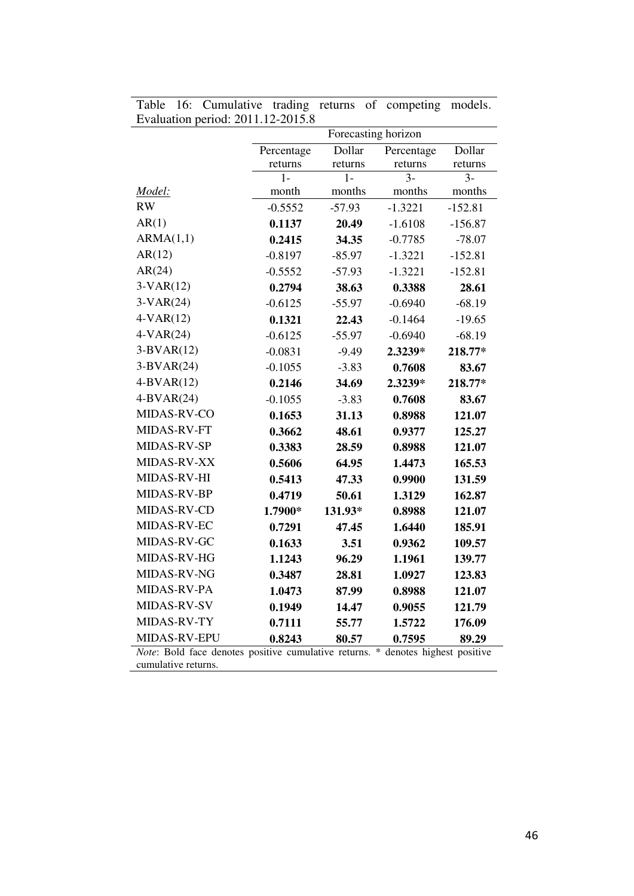Table 16: Cumulative trading returns of competing models. Evaluation period: 2011.12-2015.8

| | Forecasting horizon | | | |
|---|---|---|---|---|
| | Percentage returns | Dollar returns | Percentage returns | Dollar returns |
| *Model:* | 1-month | 1-months | 3-months | 3-months |
| RW | -0.5552 | -57.93 | -1.3221 | -152.81 |
| AR(1) | **0.1137** | **20.49** | -1.6108 | -156.87 |
| ARMA(1,1) | **0.2415** | **34.35** | -0.7785 | -78.07 |
| AR(12) | -0.8197 | -85.97 | -1.3221 | -152.81 |
| AR(24) | -0.5552 | -57.93 | -1.3221 | -152.81 |
| 3-VAR(12) | **0.2794** | **38.63** | **0.3388** | **28.61** |
| 3-VAR(24) | -0.6125 | -55.97 | -0.6940 | -68.19 |
| 4-VAR(12) | **0.1321** | **22.43** | -0.1464 | -19.65 |
| 4-VAR(24) | -0.6125 | -55.97 | -0.6940 | -68.19 |
| 3-BVAR(12) | -0.0831 | -9.49 | **2.3239*** | **218.77*** |
| 3-BVAR(24) | -0.1055 | -3.83 | **0.7608** | **83.67** |
| 4-BVAR(12) | **0.2146** | **34.69** | **2.3239*** | **218.77*** |
| 4-BVAR(24) | -0.1055 | -3.83 | **0.7608** | **83.67** |
| MIDAS-RV-CO | **0.1653** | **31.13** | **0.8988** | **121.07** |
| MIDAS-RV-FT | **0.3662** | **48.61** | **0.9377** | **125.27** |
| MIDAS-RV-SP | **0.3383** | **28.59** | **0.8988** | **121.07** |
| MIDAS-RV-XX | **0.5606** | **64.95** | **1.4473** | **165.53** |
| MIDAS-RV-HI | **0.5413** | **47.33** | **0.9900** | **131.59** |
| MIDAS-RV-BP | **0.4719** | **50.61** | **1.3129** | **162.87** |
| MIDAS-RV-CD | **1.7900*** | **131.93*** | **0.8988** | **121.07** |
| MIDAS-RV-EC | **0.7291** | **47.45** | **1.6440** | **185.91** |
| MIDAS-RV-GC | **0.1633** | **3.51** | **0.9362** | **109.57** |
| MIDAS-RV-HG | **1.1243** | **96.29** | **1.1961** | **139.77** |
| MIDAS-RV-NG | **0.3487** | **28.81** | **1.0927** | **123.83** |
| MIDAS-RV-PA | **1.0473** | **87.99** | **0.8988** | **121.07** |
| MIDAS-RV-SV | **0.1949** | **14.47** | **0.9055** | **121.79** |
| MIDAS-RV-TY | **0.7111** | **55.77** | **1.5722** | **176.09** |
| MIDAS-RV-EPU | **0.8243** | **80.57** | **0.7595** | **89.29** |

*Note*: Bold face denotes positive cumulative returns. * denotes highest positive cumulative returns.